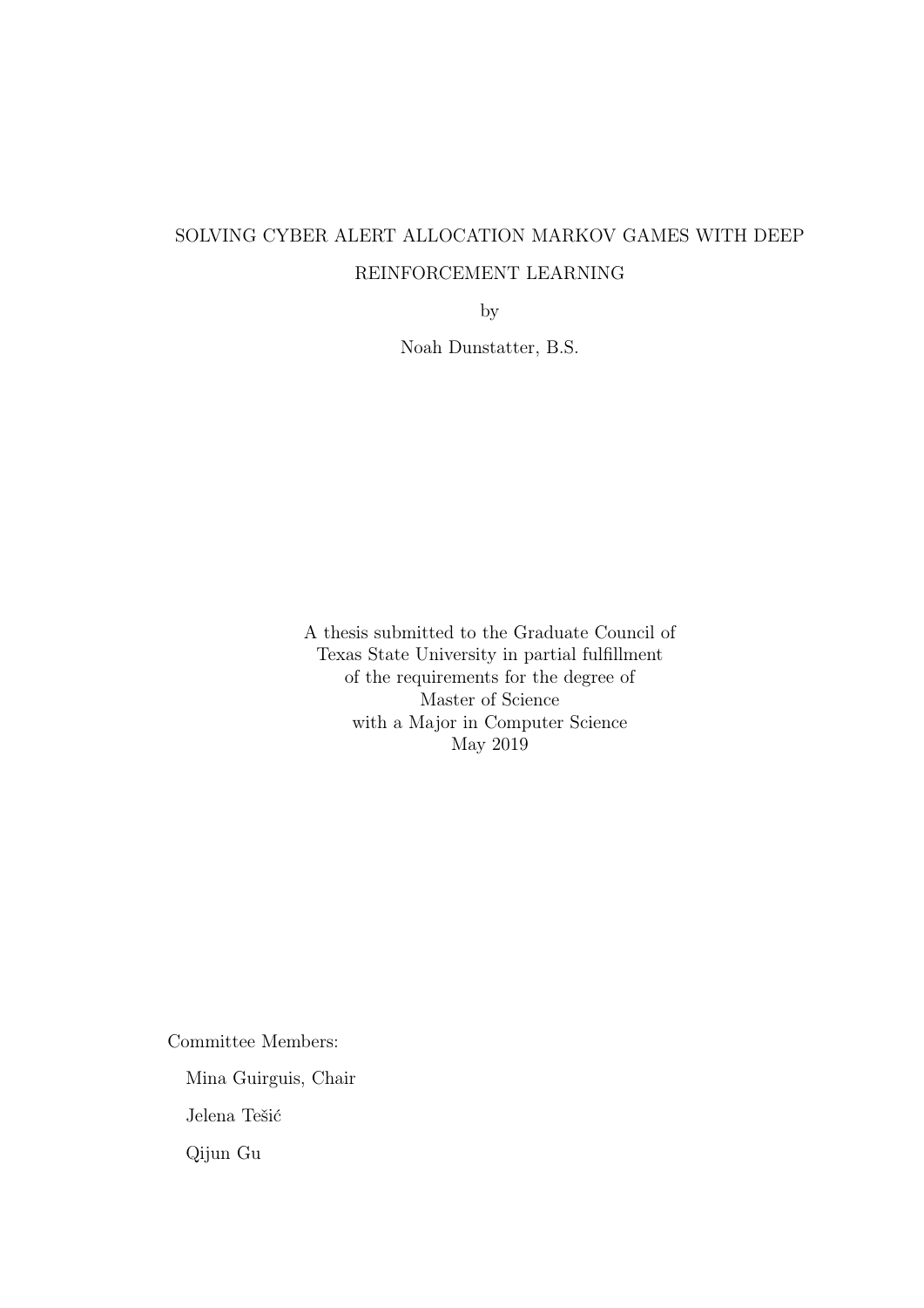# SOLVING CYBER ALERT ALLOCATION MARKOV GAMES WITH DEEP REINFORCEMENT LEARNING

by

Noah Dunstatter, B.S.

A thesis submitted to the Graduate Council of
Texas State University in partial fulfillment
of the requirements for the degree of
Master of Science
with a Major in Computer Science
May 2019

Committee Members:

Mina Guirguis, Chair

Jelena Tešić

Qijun Gu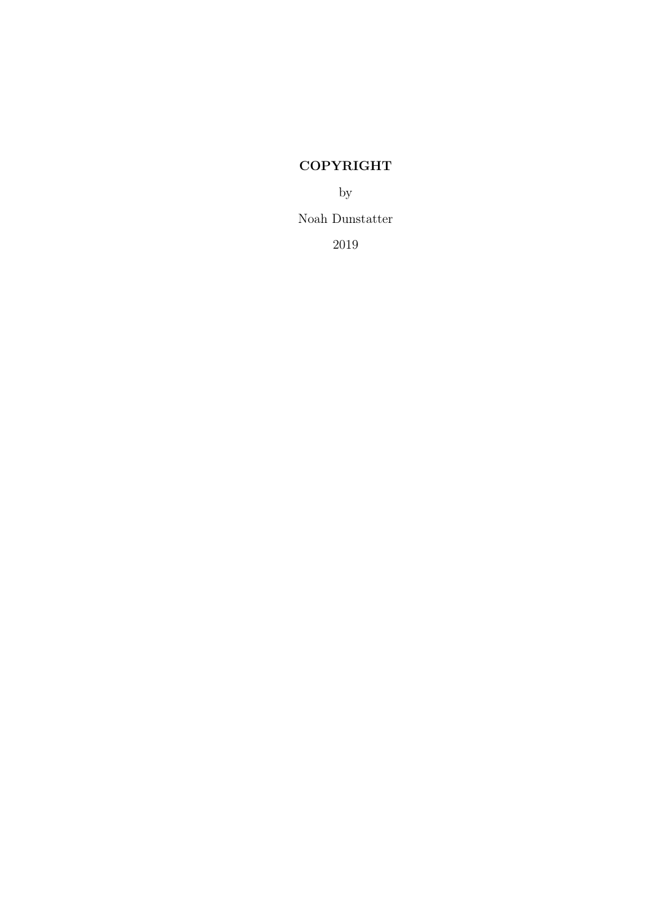**COPYRIGHT**

by

Noah Dunstatter

2019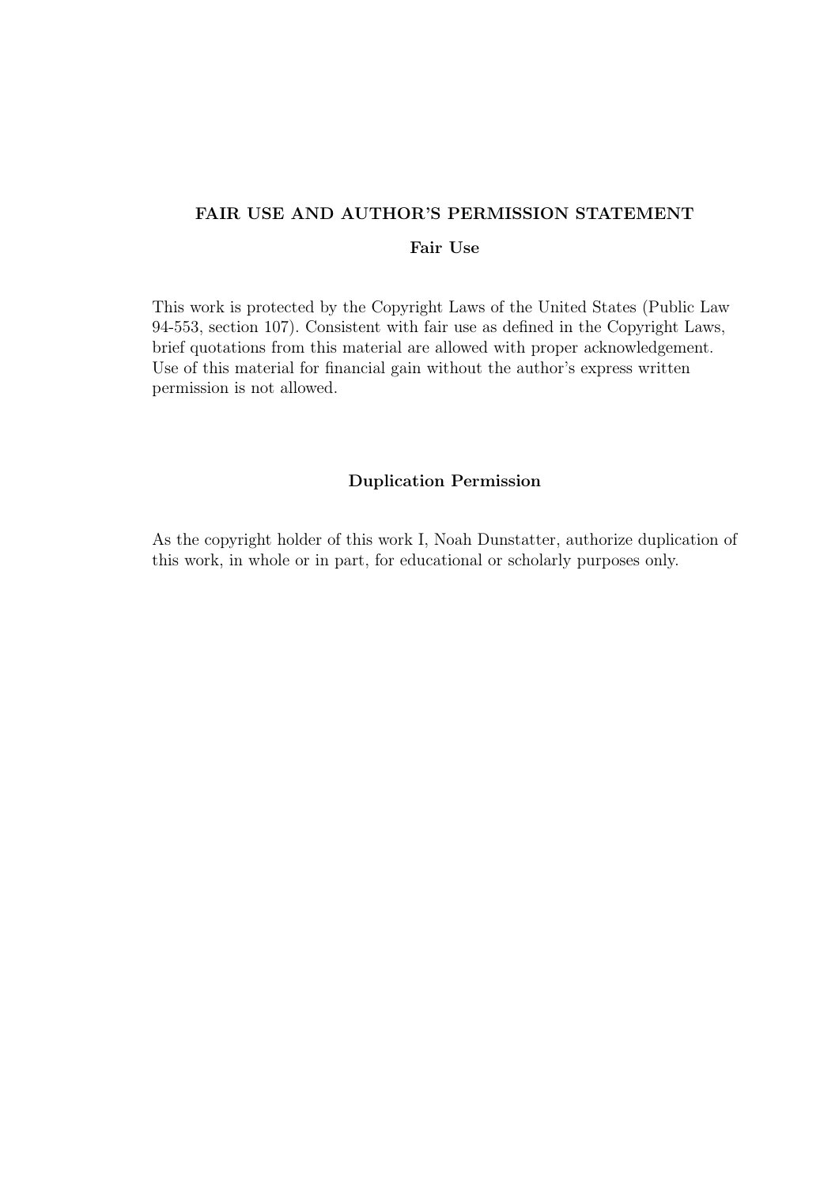## FAIR USE AND AUTHOR'S PERMISSION STATEMENT

### Fair Use

This work is protected by the Copyright Laws of the United States (Public Law 94-553, section 107). Consistent with fair use as defined in the Copyright Laws, brief quotations from this material are allowed with proper acknowledgement. Use of this material for financial gain without the author's express written permission is not allowed.

### Duplication Permission

As the copyright holder of this work I, Noah Dunstatter, authorize duplication of this work, in whole or in part, for educational or scholarly purposes only.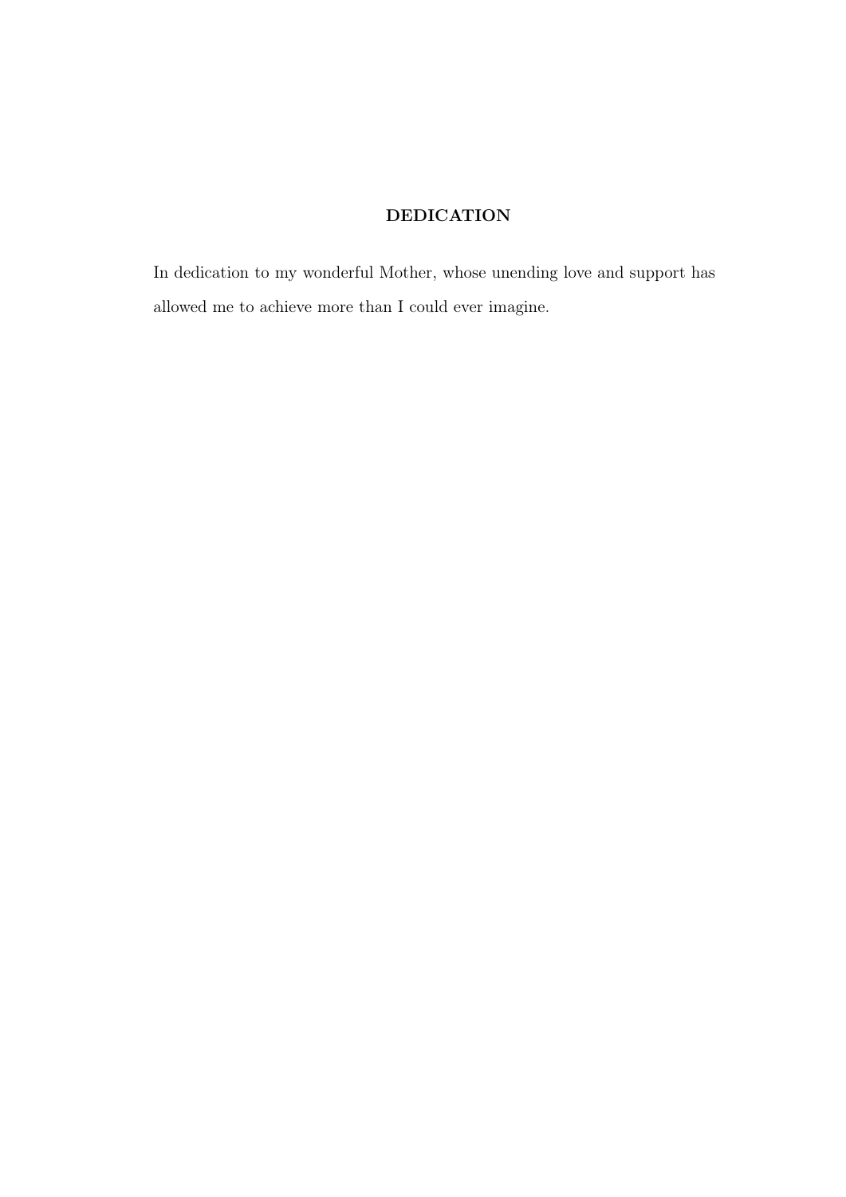## DEDICATION

In dedication to my wonderful Mother, whose unending love and support has allowed me to achieve more than I could ever imagine.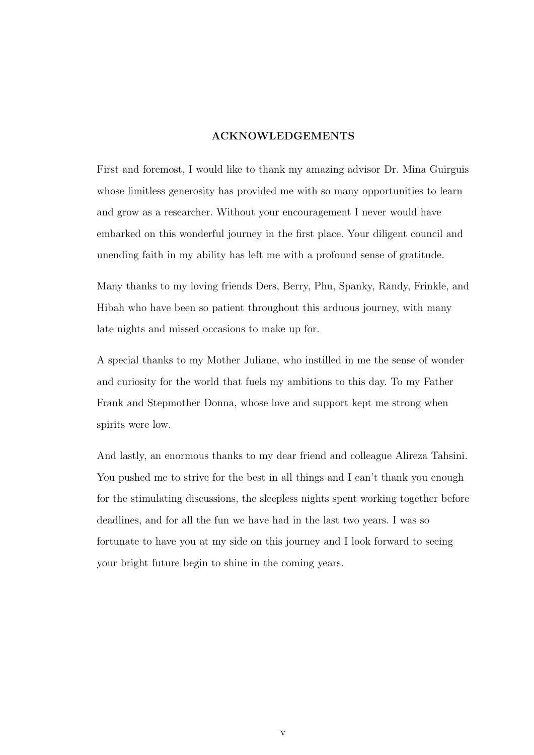# ACKNOWLEDGEMENTS

First and foremost, I would like to thank my amazing advisor Dr. Mina Guirguis whose limitless generosity has provided me with so many opportunities to learn and grow as a researcher. Without your encouragement I never would have embarked on this wonderful journey in the first place. Your diligent council and unending faith in my ability has left me with a profound sense of gratitude.

Many thanks to my loving friends Ders, Berry, Phu, Spanky, Randy, Frinkle, and Hibah who have been so patient throughout this arduous journey, with many late nights and missed occasions to make up for.

A special thanks to my Mother Juliane, who instilled in me the sense of wonder and curiosity for the world that fuels my ambitions to this day. To my Father Frank and Stepmother Donna, whose love and support kept me strong when spirits were low.

And lastly, an enormous thanks to my dear friend and colleague Alireza Tahsini. You pushed me to strive for the best in all things and I can't thank you enough for the stimulating discussions, the sleepless nights spent working together before deadlines, and for all the fun we have had in the last two years. I was so fortunate to have you at my side on this journey and I look forward to seeing your bright future begin to shine in the coming years.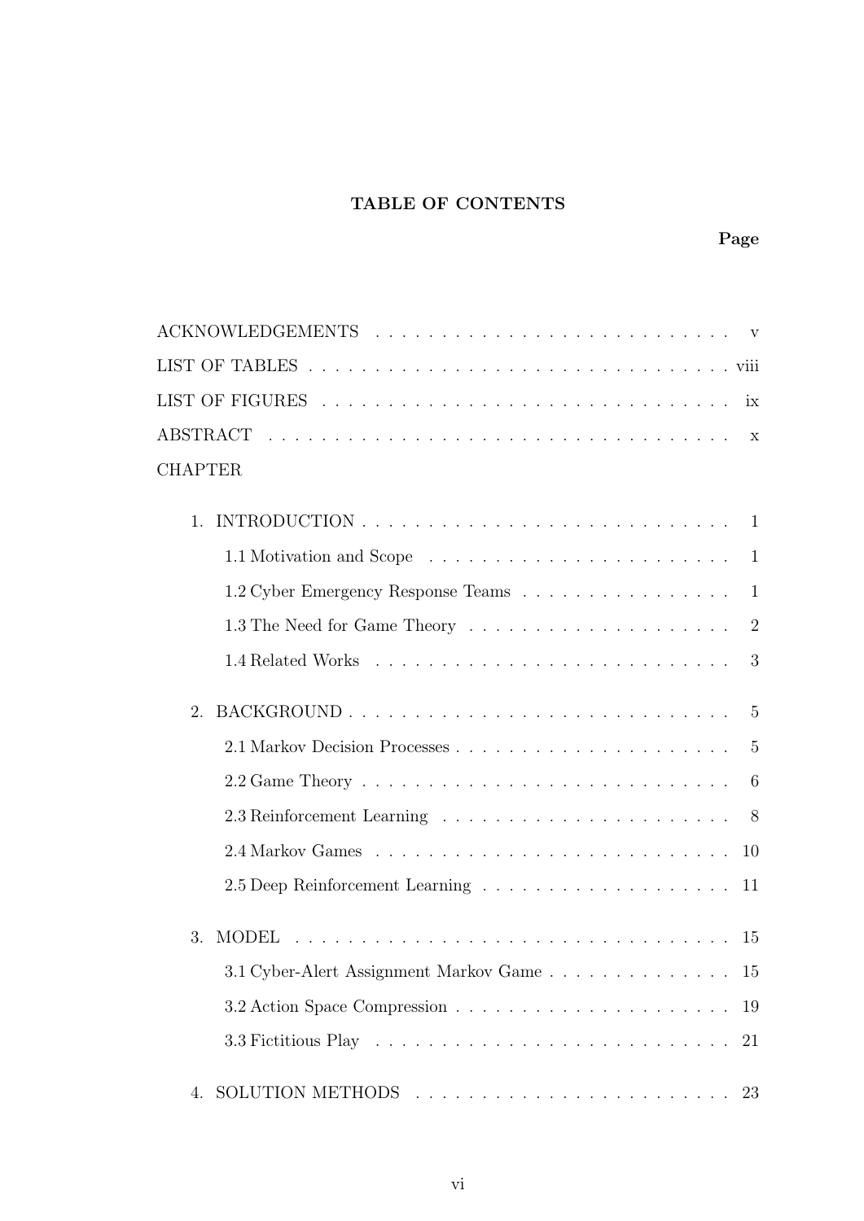## TABLE OF CONTENTS

**Page**

ACKNOWLEDGEMENTS . . . . . . . . . . . . . . . . . . . . . . . . . . v

LIST OF TABLES . . . . . . . . . . . . . . . . . . . . . . . . . . . . . viii

LIST OF FIGURES . . . . . . . . . . . . . . . . . . . . . . . . . . . . ix

ABSTRACT . . . . . . . . . . . . . . . . . . . . . . . . . . . . . . . x

CHAPTER

1. INTRODUCTION . . . . . . . . . . . . . . . . . . . . . . . . . . . 1
   - 1.1 Motivation and Scope . . . . . . . . . . . . . . . . . . . . . . 1
   - 1.2 Cyber Emergency Response Teams . . . . . . . . . . . . . . . . 1
   - 1.3 The Need for Game Theory . . . . . . . . . . . . . . . . . . . 2
   - 1.4 Related Works . . . . . . . . . . . . . . . . . . . . . . . . . 3

2. BACKGROUND . . . . . . . . . . . . . . . . . . . . . . . . . . . . 5
   - 2.1 Markov Decision Processes . . . . . . . . . . . . . . . . . . . . 5
   - 2.2 Game Theory . . . . . . . . . . . . . . . . . . . . . . . . . . 6
   - 2.3 Reinforcement Learning . . . . . . . . . . . . . . . . . . . . . 8
   - 2.4 Markov Games . . . . . . . . . . . . . . . . . . . . . . . . . 10
   - 2.5 Deep Reinforcement Learning . . . . . . . . . . . . . . . . . . 11

3. MODEL . . . . . . . . . . . . . . . . . . . . . . . . . . . . . . . 15
   - 3.1 Cyber-Alert Assignment Markov Game . . . . . . . . . . . . . . 15
   - 3.2 Action Space Compression . . . . . . . . . . . . . . . . . . . . 19
   - 3.3 Fictitious Play . . . . . . . . . . . . . . . . . . . . . . . . . 21

4. SOLUTION METHODS . . . . . . . . . . . . . . . . . . . . . . . . 23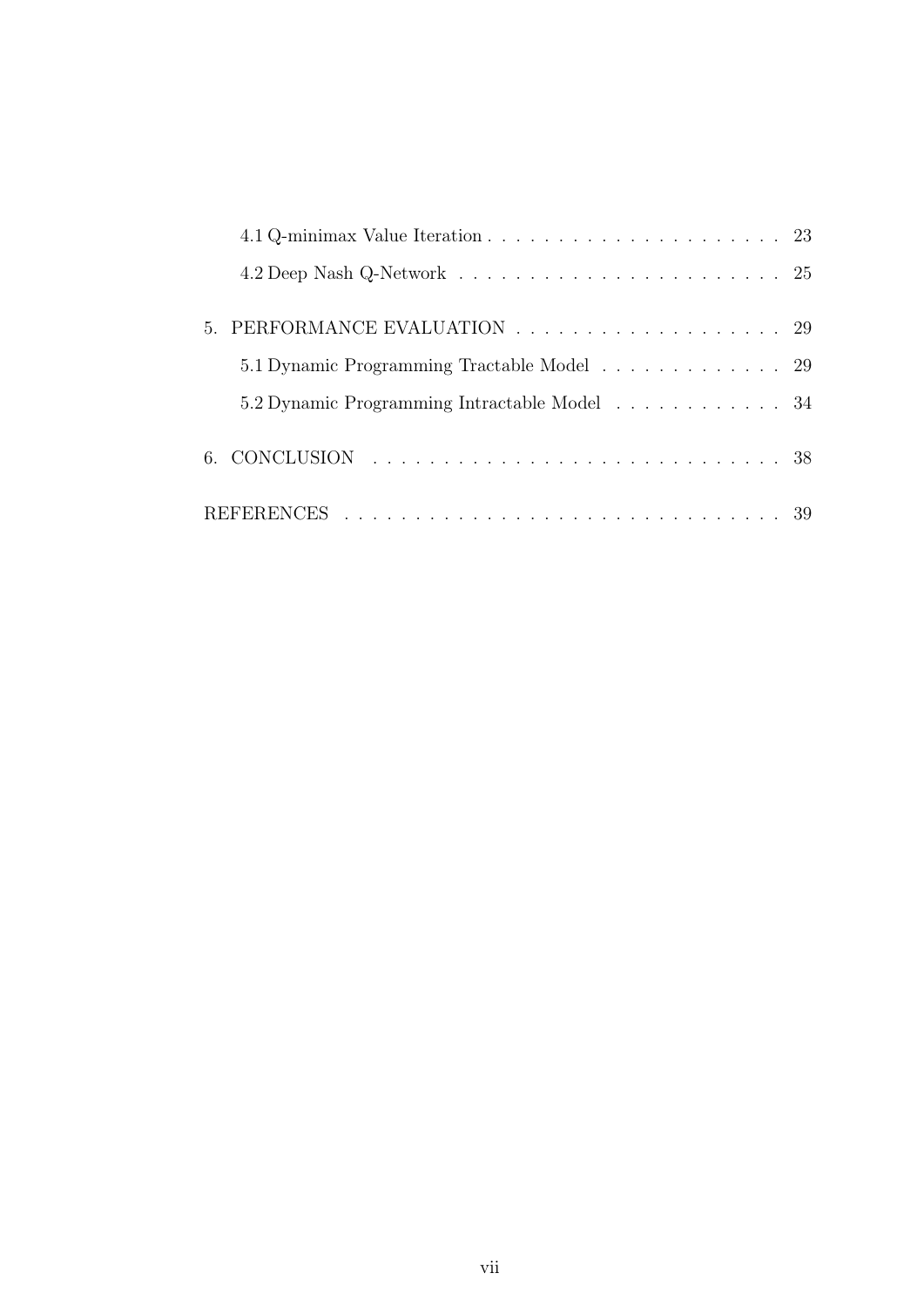4.1 Q-minimax Value Iteration . . . . . . . . . . . . . . . . . . . . . 23

4.2 Deep Nash Q-Network . . . . . . . . . . . . . . . . . . . . . . . 25

5. PERFORMANCE EVALUATION . . . . . . . . . . . . . . . . . . . 29

5.1 Dynamic Programming Tractable Model . . . . . . . . . . . . . 29

5.2 Dynamic Programming Intractable Model . . . . . . . . . . . . 34

6. CONCLUSION . . . . . . . . . . . . . . . . . . . . . . . . . . . . . 38

REFERENCES . . . . . . . . . . . . . . . . . . . . . . . . . . . . . . 39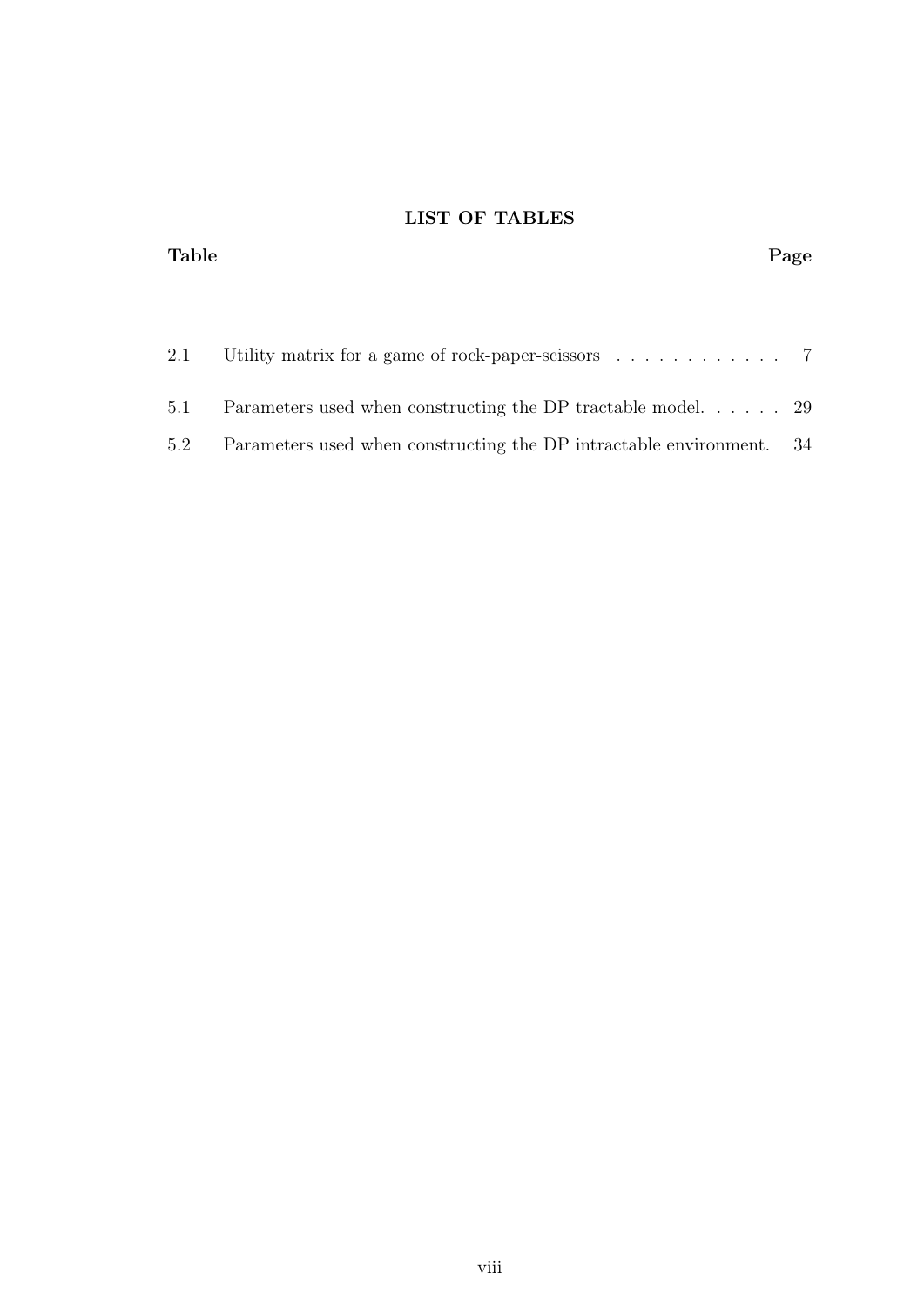# LIST OF TABLES

| Table | | Page |
|---|---|---|
| 2.1 | Utility matrix for a game of rock-paper-scissors | 7 |
| 5.1 | Parameters used when constructing the DP tractable model. | 29 |
| 5.2 | Parameters used when constructing the DP intractable environment. | 34 |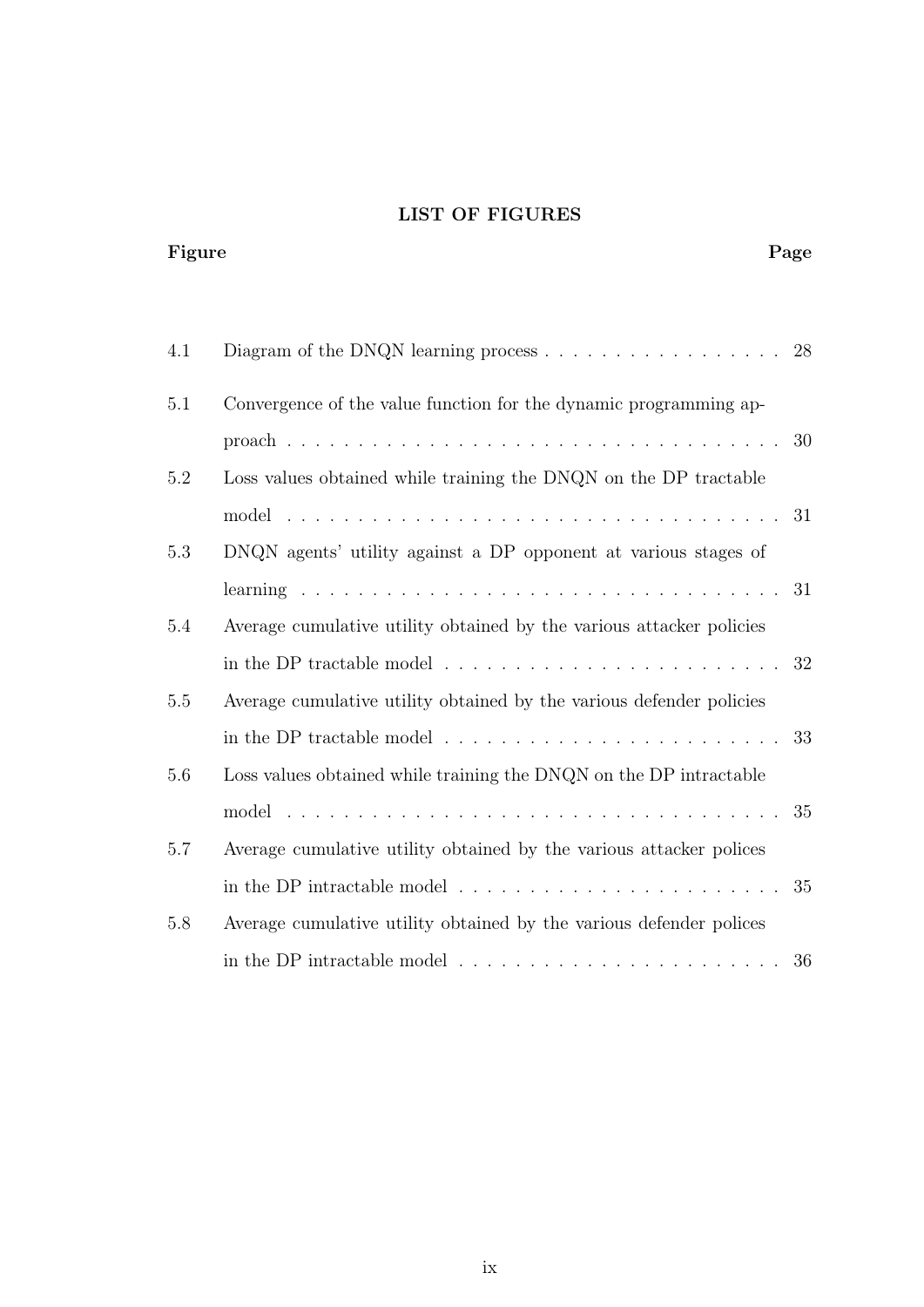# LIST OF FIGURES

| Figure | | Page |
|---|---|---|
| 4.1 | Diagram of the DNQN learning process | 28 |
| 5.1 | Convergence of the value function for the dynamic programming approach | 30 |
| 5.2 | Loss values obtained while training the DNQN on the DP tractable model | 31 |
| 5.3 | DNQN agents' utility against a DP opponent at various stages of learning | 31 |
| 5.4 | Average cumulative utility obtained by the various attacker policies in the DP tractable model | 32 |
| 5.5 | Average cumulative utility obtained by the various defender policies in the DP tractable model | 33 |
| 5.6 | Loss values obtained while training the DNQN on the DP intractable model | 35 |
| 5.7 | Average cumulative utility obtained by the various attacker polices in the DP intractable model | 35 |
| 5.8 | Average cumulative utility obtained by the various defender polices in the DP intractable model | 36 |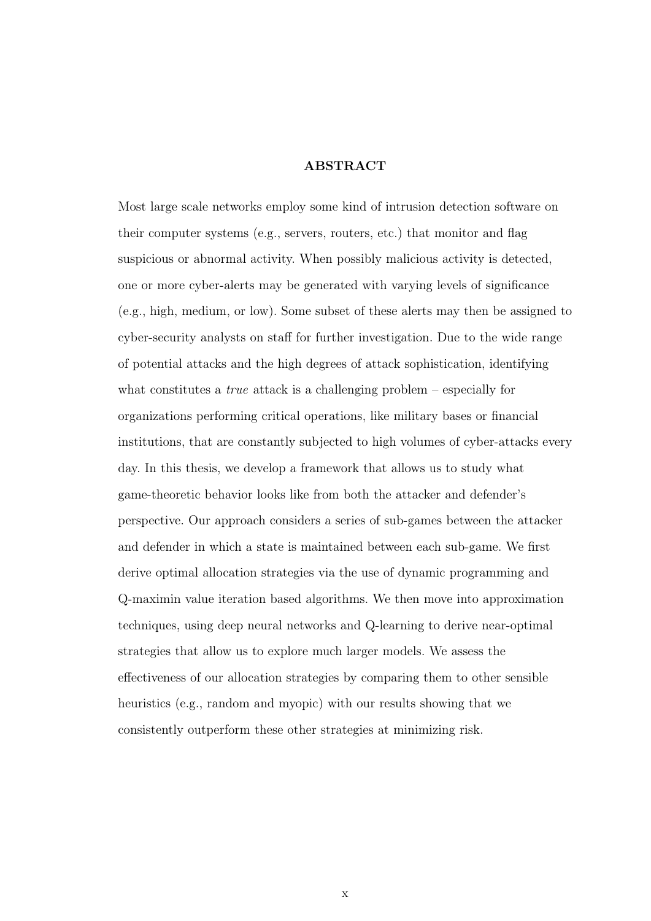## ABSTRACT

Most large scale networks employ some kind of intrusion detection software on their computer systems (e.g., servers, routers, etc.) that monitor and flag suspicious or abnormal activity. When possibly malicious activity is detected, one or more cyber-alerts may be generated with varying levels of significance (e.g., high, medium, or low). Some subset of these alerts may then be assigned to cyber-security analysts on staff for further investigation. Due to the wide range of potential attacks and the high degrees of attack sophistication, identifying what constitutes a *true* attack is a challenging problem – especially for organizations performing critical operations, like military bases or financial institutions, that are constantly subjected to high volumes of cyber-attacks every day. In this thesis, we develop a framework that allows us to study what game-theoretic behavior looks like from both the attacker and defender's perspective. Our approach considers a series of sub-games between the attacker and defender in which a state is maintained between each sub-game. We first derive optimal allocation strategies via the use of dynamic programming and Q-maximin value iteration based algorithms. We then move into approximation techniques, using deep neural networks and Q-learning to derive near-optimal strategies that allow us to explore much larger models. We assess the effectiveness of our allocation strategies by comparing them to other sensible heuristics (e.g., random and myopic) with our results showing that we consistently outperform these other strategies at minimizing risk.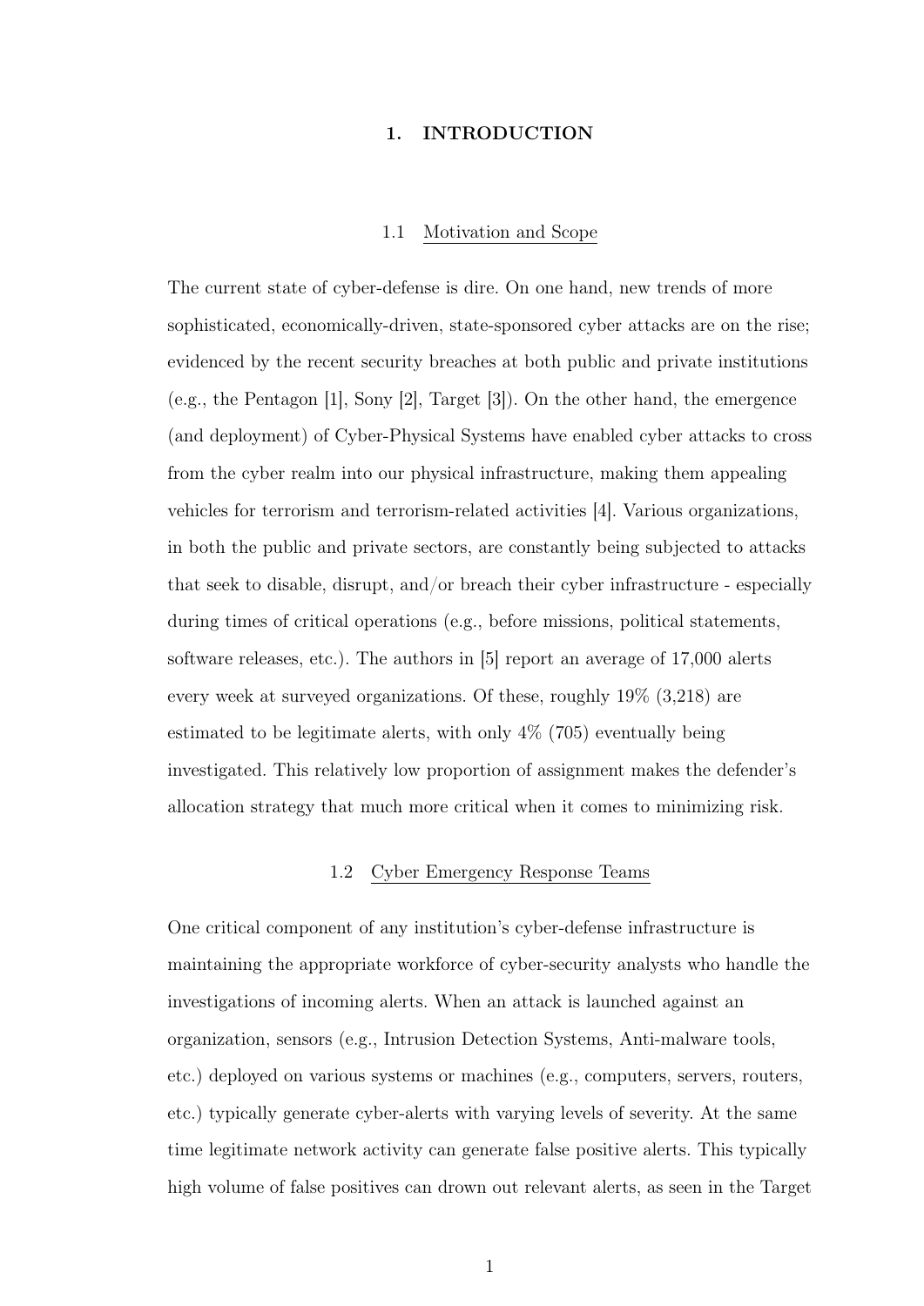# 1. INTRODUCTION

## 1.1 Motivation and Scope

The current state of cyber-defense is dire. On one hand, new trends of more sophisticated, economically-driven, state-sponsored cyber attacks are on the rise; evidenced by the recent security breaches at both public and private institutions (e.g., the Pentagon [1], Sony [2], Target [3]). On the other hand, the emergence (and deployment) of Cyber-Physical Systems have enabled cyber attacks to cross from the cyber realm into our physical infrastructure, making them appealing vehicles for terrorism and terrorism-related activities [4]. Various organizations, in both the public and private sectors, are constantly being subjected to attacks that seek to disable, disrupt, and/or breach their cyber infrastructure - especially during times of critical operations (e.g., before missions, political statements, software releases, etc.). The authors in [5] report an average of 17,000 alerts every week at surveyed organizations. Of these, roughly 19% (3,218) are estimated to be legitimate alerts, with only 4% (705) eventually being investigated. This relatively low proportion of assignment makes the defender's allocation strategy that much more critical when it comes to minimizing risk.

## 1.2 Cyber Emergency Response Teams

One critical component of any institution's cyber-defense infrastructure is maintaining the appropriate workforce of cyber-security analysts who handle the investigations of incoming alerts. When an attack is launched against an organization, sensors (e.g., Intrusion Detection Systems, Anti-malware tools, etc.) deployed on various systems or machines (e.g., computers, servers, routers, etc.) typically generate cyber-alerts with varying levels of severity. At the same time legitimate network activity can generate false positive alerts. This typically high volume of false positives can drown out relevant alerts, as seen in the Target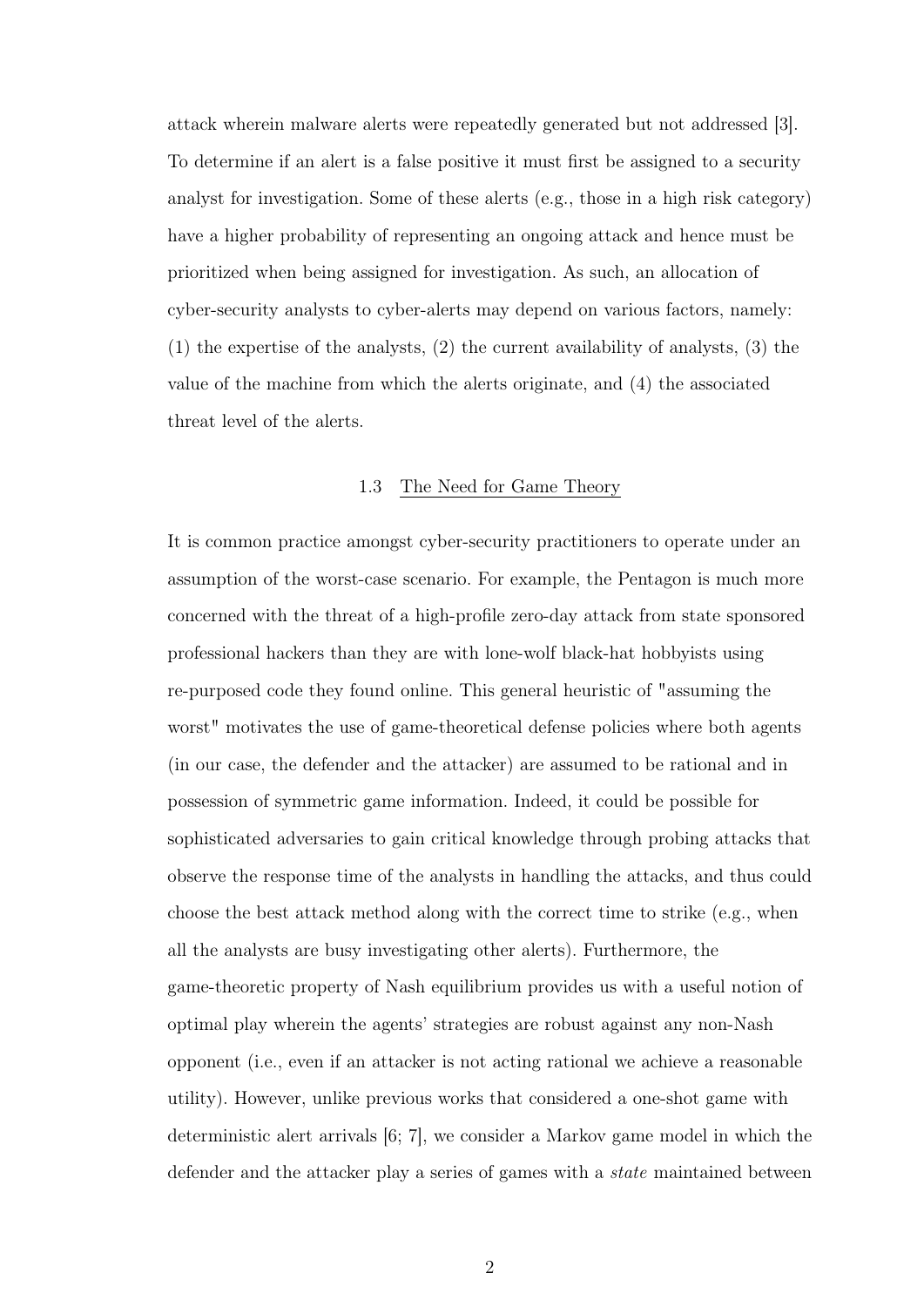attack wherein malware alerts were repeatedly generated but not addressed [3]. To determine if an alert is a false positive it must first be assigned to a security analyst for investigation. Some of these alerts (e.g., those in a high risk category) have a higher probability of representing an ongoing attack and hence must be prioritized when being assigned for investigation. As such, an allocation of cyber-security analysts to cyber-alerts may depend on various factors, namely: (1) the expertise of the analysts, (2) the current availability of analysts, (3) the value of the machine from which the alerts originate, and (4) the associated threat level of the alerts.

### 1.3 The Need for Game Theory

It is common practice amongst cyber-security practitioners to operate under an assumption of the worst-case scenario. For example, the Pentagon is much more concerned with the threat of a high-profile zero-day attack from state sponsored professional hackers than they are with lone-wolf black-hat hobbyists using re-purposed code they found online. This general heuristic of "assuming the worst" motivates the use of game-theoretical defense policies where both agents (in our case, the defender and the attacker) are assumed to be rational and in possession of symmetric game information. Indeed, it could be possible for sophisticated adversaries to gain critical knowledge through probing attacks that observe the response time of the analysts in handling the attacks, and thus could choose the best attack method along with the correct time to strike (e.g., when all the analysts are busy investigating other alerts). Furthermore, the game-theoretic property of Nash equilibrium provides us with a useful notion of optimal play wherein the agents' strategies are robust against any non-Nash opponent (i.e., even if an attacker is not acting rational we achieve a reasonable utility). However, unlike previous works that considered a one-shot game with deterministic alert arrivals [6; 7], we consider a Markov game model in which the defender and the attacker play a series of games with a *state* maintained between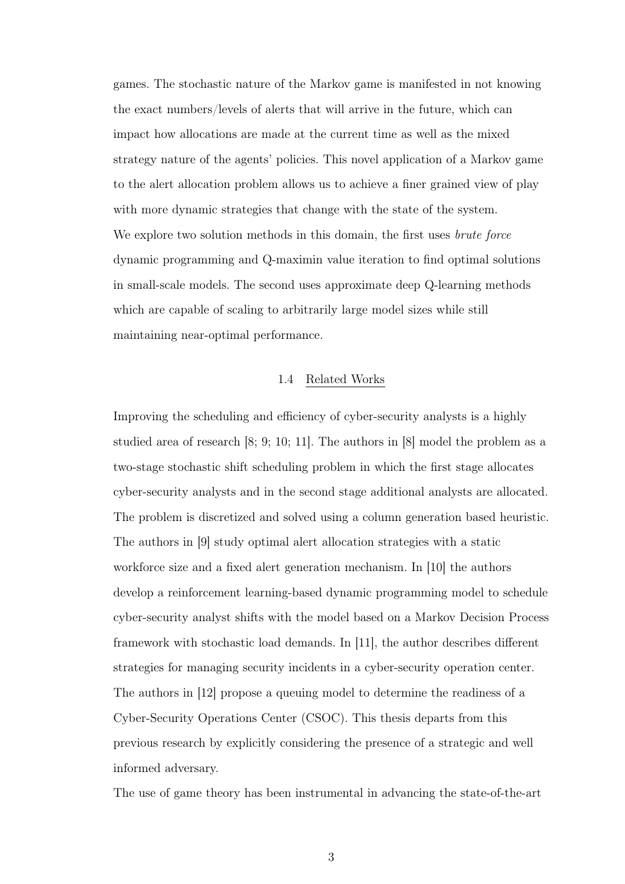games. The stochastic nature of the Markov game is manifested in not knowing the exact numbers/levels of alerts that will arrive in the future, which can impact how allocations are made at the current time as well as the mixed strategy nature of the agents' policies. This novel application of a Markov game to the alert allocation problem allows us to achieve a finer grained view of play with more dynamic strategies that change with the state of the system.

We explore two solution methods in this domain, the first uses *brute force* dynamic programming and Q-maximin value iteration to find optimal solutions in small-scale models. The second uses approximate deep Q-learning methods which are capable of scaling to arbitrarily large model sizes while still maintaining near-optimal performance.

## 1.4 Related Works

Improving the scheduling and efficiency of cyber-security analysts is a highly studied area of research [8; 9; 10; 11]. The authors in [8] model the problem as a two-stage stochastic shift scheduling problem in which the first stage allocates cyber-security analysts and in the second stage additional analysts are allocated. The problem is discretized and solved using a column generation based heuristic. The authors in [9] study optimal alert allocation strategies with a static workforce size and a fixed alert generation mechanism. In [10] the authors develop a reinforcement learning-based dynamic programming model to schedule cyber-security analyst shifts with the model based on a Markov Decision Process framework with stochastic load demands. In [11], the author describes different strategies for managing security incidents in a cyber-security operation center. The authors in [12] propose a queuing model to determine the readiness of a Cyber-Security Operations Center (CSOC). This thesis departs from this previous research by explicitly considering the presence of a strategic and well informed adversary.

The use of game theory has been instrumental in advancing the state-of-the-art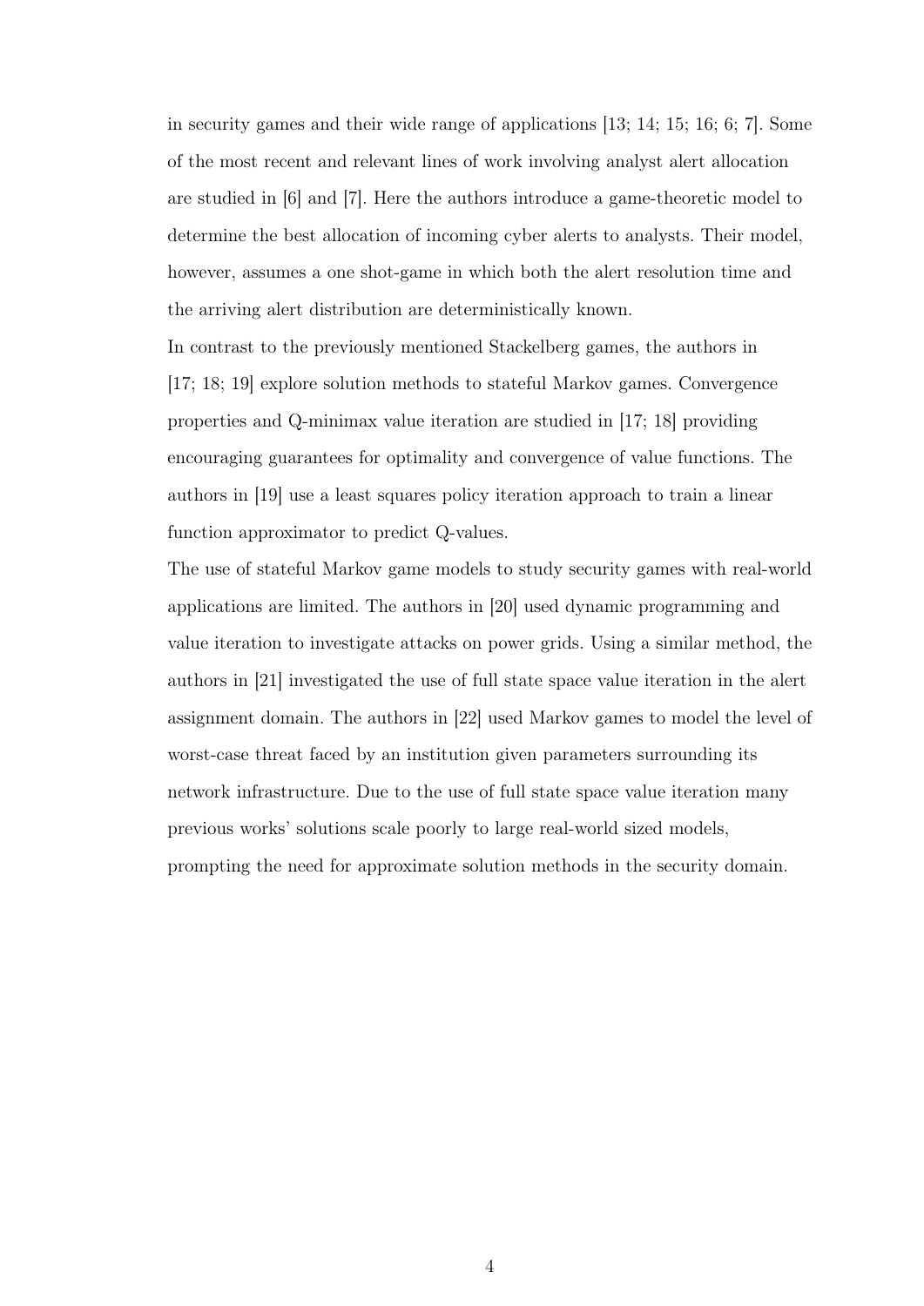in security games and their wide range of applications [13; 14; 15; 16; 6; 7]. Some of the most recent and relevant lines of work involving analyst alert allocation are studied in [6] and [7]. Here the authors introduce a game-theoretic model to determine the best allocation of incoming cyber alerts to analysts. Their model, however, assumes a one shot-game in which both the alert resolution time and the arriving alert distribution are deterministically known.

In contrast to the previously mentioned Stackelberg games, the authors in [17; 18; 19] explore solution methods to stateful Markov games. Convergence properties and Q-minimax value iteration are studied in [17; 18] providing encouraging guarantees for optimality and convergence of value functions. The authors in [19] use a least squares policy iteration approach to train a linear function approximator to predict Q-values.

The use of stateful Markov game models to study security games with real-world applications are limited. The authors in [20] used dynamic programming and value iteration to investigate attacks on power grids. Using a similar method, the authors in [21] investigated the use of full state space value iteration in the alert assignment domain. The authors in [22] used Markov games to model the level of worst-case threat faced by an institution given parameters surrounding its network infrastructure. Due to the use of full state space value iteration many previous works' solutions scale poorly to large real-world sized models, prompting the need for approximate solution methods in the security domain.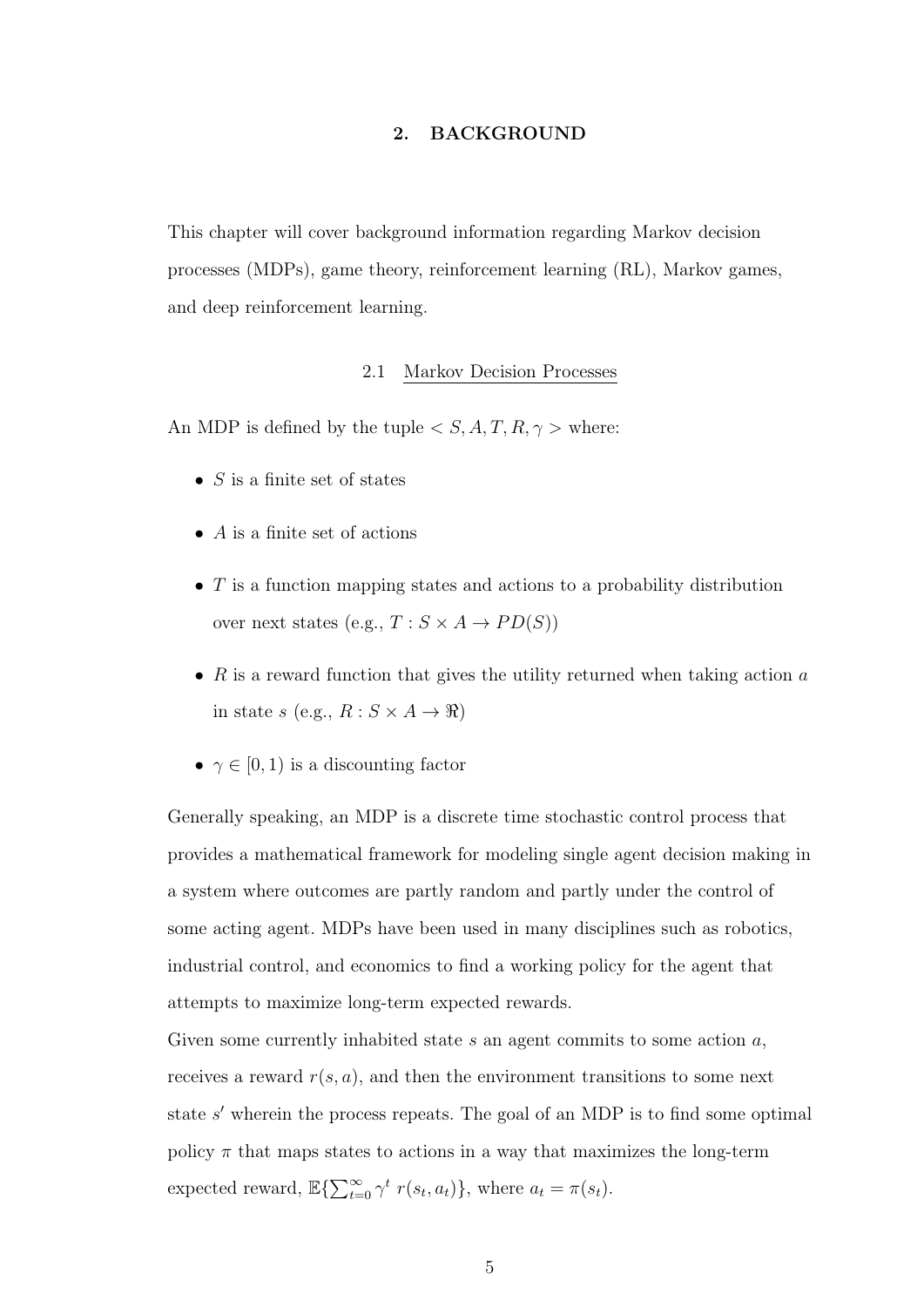# 2. BACKGROUND

This chapter will cover background information regarding Markov decision processes (MDPs), game theory, reinforcement learning (RL), Markov games, and deep reinforcement learning.

## 2.1 Markov Decision Processes

An MDP is defined by the tuple $< S, A, T, R, \gamma >$ where:

- $S$ is a finite set of states
- $A$ is a finite set of actions
- $T$ is a function mapping states and actions to a probability distribution over next states (e.g., $T : S \times A \rightarrow PD(S)$)
- $R$ is a reward function that gives the utility returned when taking action $a$ in state $s$ (e.g., $R : S \times A \rightarrow \Re$)
- $\gamma \in [0, 1)$ is a discounting factor

Generally speaking, an MDP is a discrete time stochastic control process that provides a mathematical framework for modeling single agent decision making in a system where outcomes are partly random and partly under the control of some acting agent. MDPs have been used in many disciplines such as robotics, industrial control, and economics to find a working policy for the agent that attempts to maximize long-term expected rewards.

Given some currently inhabited state $s$ an agent commits to some action $a$, receives a reward $r(s, a)$, and then the environment transitions to some next state $s'$ wherein the process repeats. The goal of an MDP is to find some optimal policy $\pi$ that maps states to actions in a way that maximizes the long-term expected reward, $\mathbb{E}\{\sum_{t=0}^{\infty} \gamma^t \ r(s_t, a_t)\}$, where $a_t = \pi(s_t)$.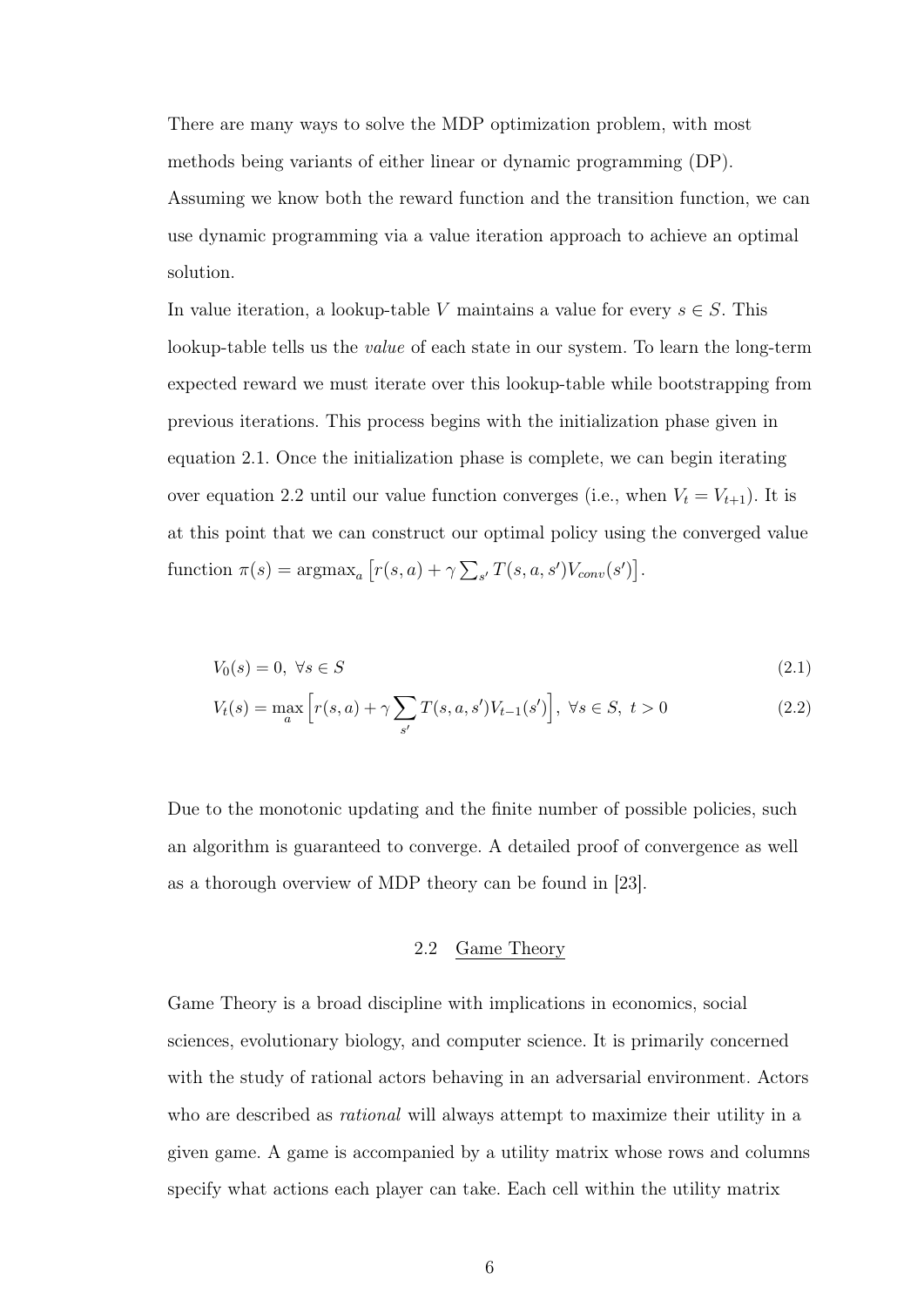There are many ways to solve the MDP optimization problem, with most methods being variants of either linear or dynamic programming (DP). Assuming we know both the reward function and the transition function, we can use dynamic programming via a value iteration approach to achieve an optimal solution.

In value iteration, a lookup-table $V$ maintains a value for every $s \in S$. This lookup-table tells us the *value* of each state in our system. To learn the long-term expected reward we must iterate over this lookup-table while bootstrapping from previous iterations. This process begins with the initialization phase given in equation 2.1. Once the initialization phase is complete, we can begin iterating over equation 2.2 until our value function converges (i.e., when $V_t = V_{t+1}$). It is at this point that we can construct our optimal policy using the converged value function $\pi(s) = \text{argmax}_a \left[r(s,a) + \gamma \sum_{s'} T(s,a,s') V_{conv}(s')\right]$.

$$V_0(s) = 0, \ \forall s \in S \tag{2.1}$$

$$V_t(s) = \max_a \left[r(s,a) + \gamma \sum_{s'} T(s,a,s') V_{t-1}(s')\right], \ \forall s \in S, \ t > 0 \tag{2.2}$$

Due to the monotonic updating and the finite number of possible policies, such an algorithm is guaranteed to converge. A detailed proof of convergence as well as a thorough overview of MDP theory can be found in [23].

## 2.2 Game Theory

Game Theory is a broad discipline with implications in economics, social sciences, evolutionary biology, and computer science. It is primarily concerned with the study of rational actors behaving in an adversarial environment. Actors who are described as *rational* will always attempt to maximize their utility in a given game. A game is accompanied by a utility matrix whose rows and columns specify what actions each player can take. Each cell within the utility matrix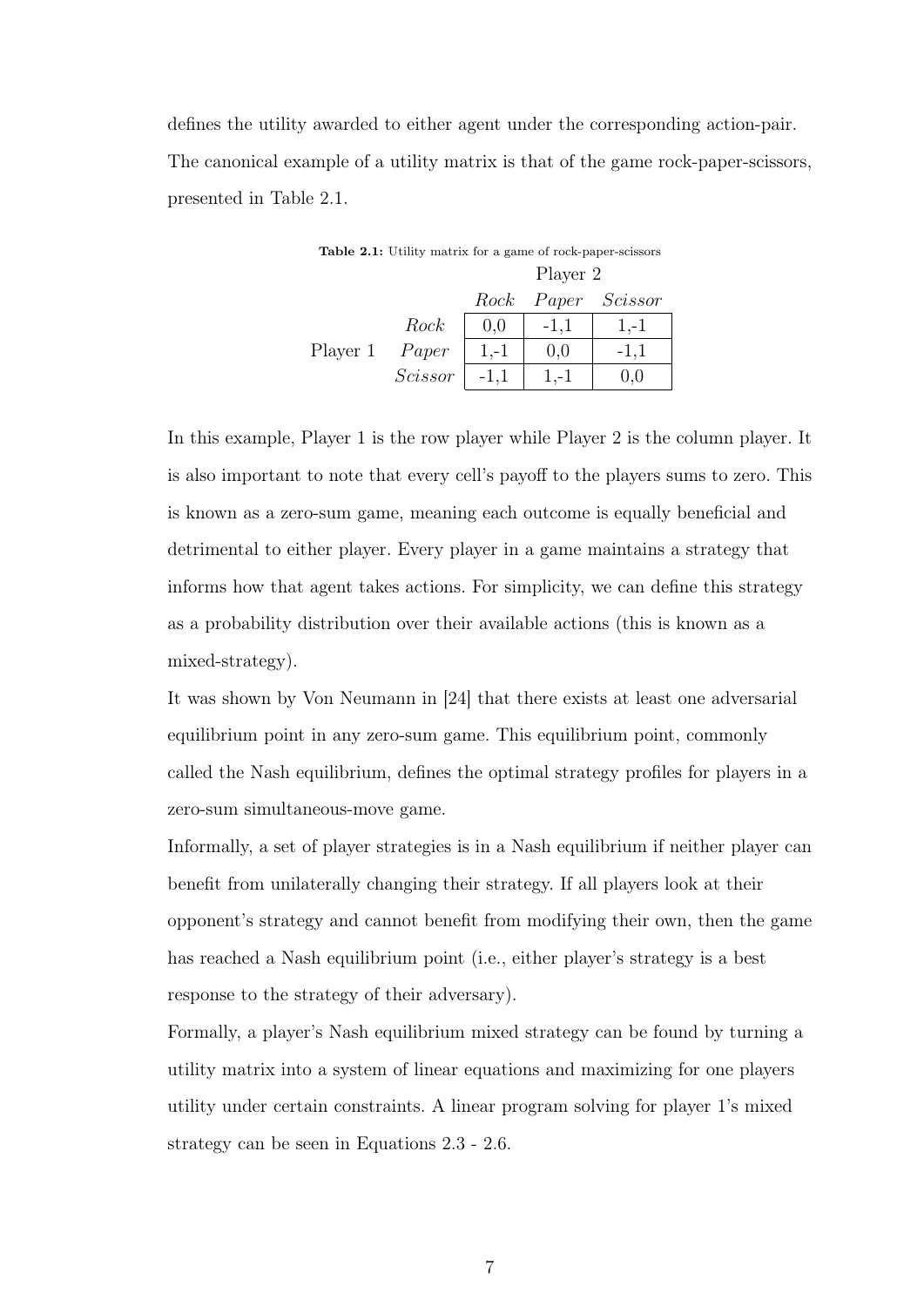defines the utility awarded to either agent under the corresponding action-pair. The canonical example of a utility matrix is that of the game rock-paper-scissors, presented in Table 2.1.

**Table 2.1:** Utility matrix for a game of rock-paper-scissors

| | | Player 2 | | |
|---|---|---|---|---|
| | | *Rock* | *Paper* | *Scissor* |
| Player 1 | *Rock* | 0,0 | -1,1 | 1,-1 |
| | *Paper* | 1,-1 | 0,0 | -1,1 |
| | *Scissor* | -1,1 | 1,-1 | 0,0 |

In this example, Player 1 is the row player while Player 2 is the column player. It is also important to note that every cell's payoff to the players sums to zero. This is known as a zero-sum game, meaning each outcome is equally beneficial and detrimental to either player. Every player in a game maintains a strategy that informs how that agent takes actions. For simplicity, we can define this strategy as a probability distribution over their available actions (this is known as a mixed-strategy).

It was shown by Von Neumann in [24] that there exists at least one adversarial equilibrium point in any zero-sum game. This equilibrium point, commonly called the Nash equilibrium, defines the optimal strategy profiles for players in a zero-sum simultaneous-move game.

Informally, a set of player strategies is in a Nash equilibrium if neither player can benefit from unilaterally changing their strategy. If all players look at their opponent's strategy and cannot benefit from modifying their own, then the game has reached a Nash equilibrium point (i.e., either player's strategy is a best response to the strategy of their adversary).

Formally, a player's Nash equilibrium mixed strategy can be found by turning a utility matrix into a system of linear equations and maximizing for one players utility under certain constraints. A linear program solving for player 1's mixed strategy can be seen in Equations 2.3 - 2.6.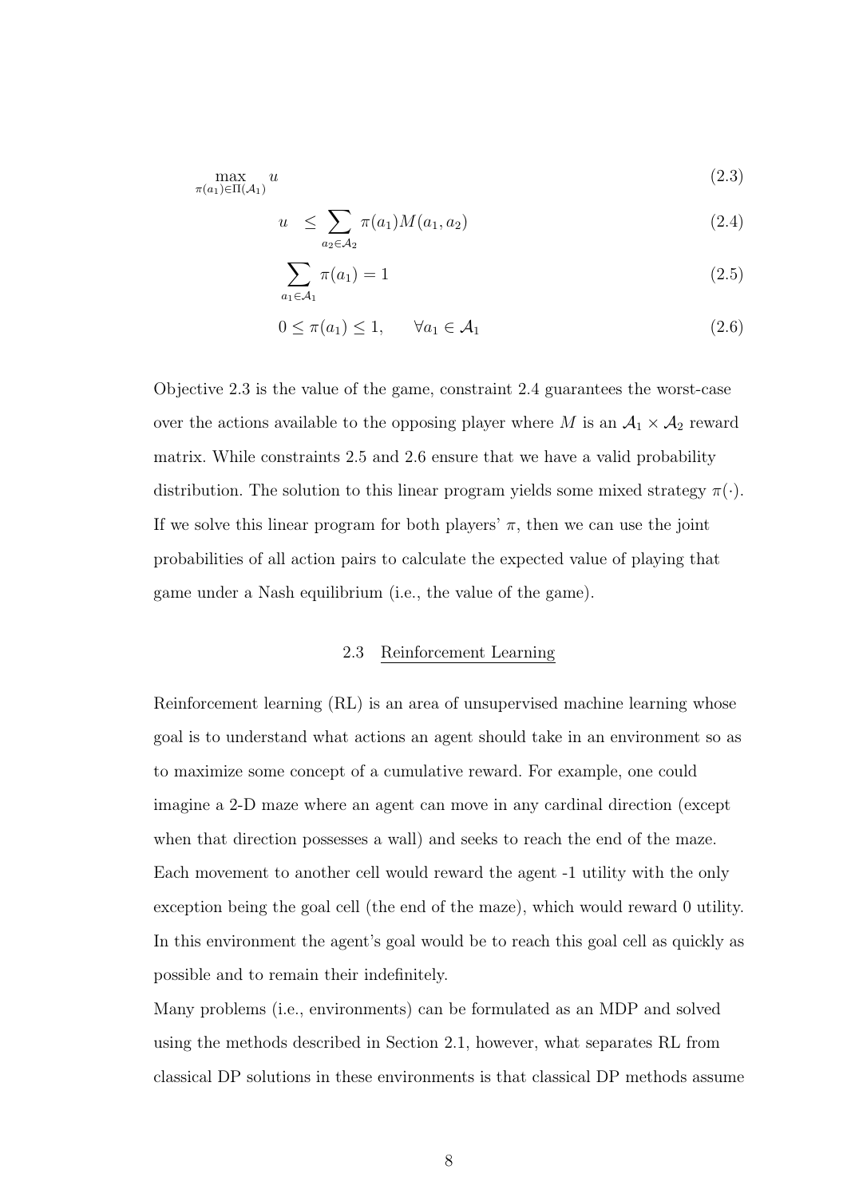$$\max_{\pi(a_1)\in\Pi(\mathcal{A}_1)} u \tag{2.3}$$

$$u \leq \sum_{a_2\in\mathcal{A}_2} \pi(a_1)M(a_1, a_2) \tag{2.4}$$

$$\sum_{a_1\in\mathcal{A}_1} \pi(a_1) = 1 \tag{2.5}$$

$$0 \leq \pi(a_1) \leq 1, \qquad \forall a_1 \in \mathcal{A}_1 \tag{2.6}$$

Objective 2.3 is the value of the game, constraint 2.4 guarantees the worst-case over the actions available to the opposing player where $M$ is an $\mathcal{A}_1 \times \mathcal{A}_2$ reward matrix. While constraints 2.5 and 2.6 ensure that we have a valid probability distribution. The solution to this linear program yields some mixed strategy $\pi(\cdot)$. If we solve this linear program for both players' $\pi$, then we can use the joint probabilities of all action pairs to calculate the expected value of playing that game under a Nash equilibrium (i.e., the value of the game).

## 2.3 Reinforcement Learning

Reinforcement learning (RL) is an area of unsupervised machine learning whose goal is to understand what actions an agent should take in an environment so as to maximize some concept of a cumulative reward. For example, one could imagine a 2-D maze where an agent can move in any cardinal direction (except when that direction possesses a wall) and seeks to reach the end of the maze. Each movement to another cell would reward the agent -1 utility with the only exception being the goal cell (the end of the maze), which would reward 0 utility. In this environment the agent's goal would be to reach this goal cell as quickly as possible and to remain their indefinitely.

Many problems (i.e., environments) can be formulated as an MDP and solved using the methods described in Section 2.1, however, what separates RL from classical DP solutions in these environments is that classical DP methods assume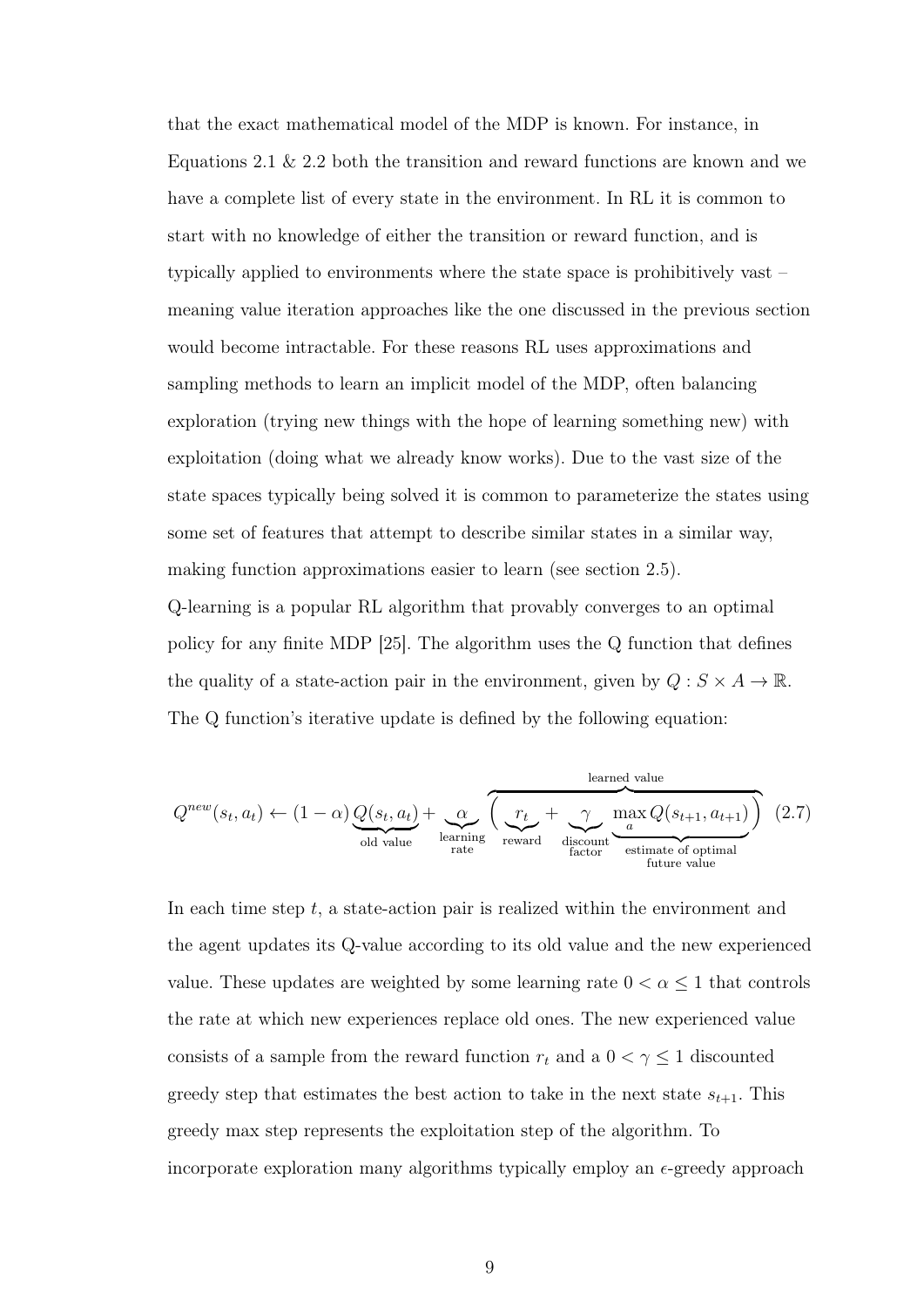that the exact mathematical model of the MDP is known. For instance, in Equations 2.1 & 2.2 both the transition and reward functions are known and we have a complete list of every state in the environment. In RL it is common to start with no knowledge of either the transition or reward function, and is typically applied to environments where the state space is prohibitively vast – meaning value iteration approaches like the one discussed in the previous section would become intractable. For these reasons RL uses approximations and sampling methods to learn an implicit model of the MDP, often balancing exploration (trying new things with the hope of learning something new) with exploitation (doing what we already know works). Due to the vast size of the state spaces typically being solved it is common to parameterize the states using some set of features that attempt to describe similar states in a similar way, making function approximations easier to learn (see section 2.5).

Q-learning is a popular RL algorithm that provably converges to an optimal policy for any finite MDP [25]. The algorithm uses the Q function that defines the quality of a state-action pair in the environment, given by $Q : S \times A \to \mathbb{R}$. The Q function's iterative update is defined by the following equation:

$$Q^{new}(s_t, a_t) \leftarrow (1-\alpha)\underbrace{Q(s_t, a_t)}_{\text{old value}} + \underbrace{\alpha}_{\substack{\text{learning}\\\text{rate}}} \overbrace{\Big(\underbrace{r_t}_{\text{reward}} + \underbrace{\gamma}_{\substack{\text{discount}\\\text{factor}}} \underbrace{\max_a Q(s_{t+1}, a_{t+1})}_{\substack{\text{estimate of optimal}\\\text{future value}}}\Big)}^{\text{learned value}} \quad (2.7)$$

In each time step $t$, a state-action pair is realized within the environment and the agent updates its Q-value according to its old value and the new experienced value. These updates are weighted by some learning rate $0 < \alpha \leq 1$ that controls the rate at which new experiences replace old ones. The new experienced value consists of a sample from the reward function $r_t$ and a $0 < \gamma \leq 1$ discounted greedy step that estimates the best action to take in the next state $s_{t+1}$. This greedy max step represents the exploitation step of the algorithm. To incorporate exploration many algorithms typically employ an $\epsilon$-greedy approach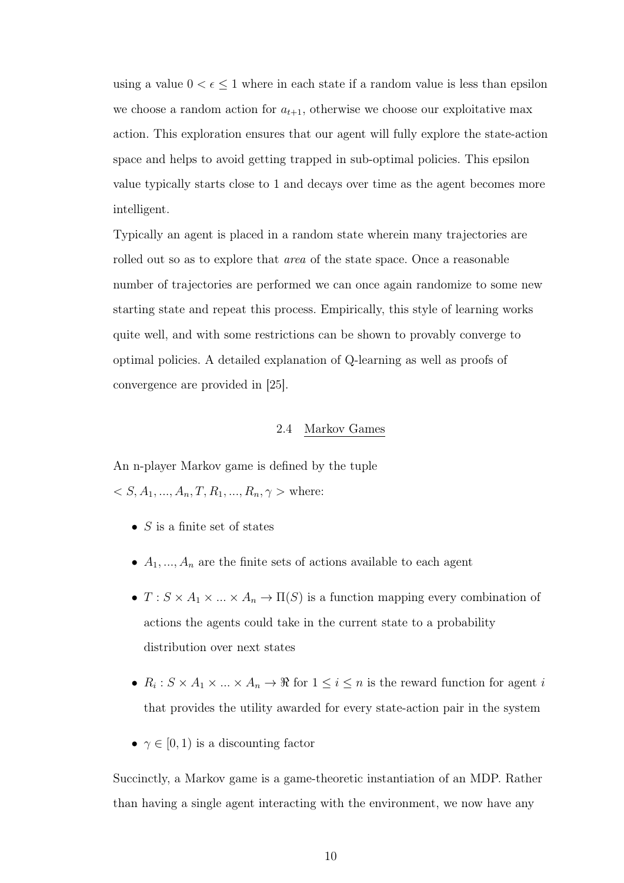using a value $0 < \epsilon \leq 1$ where in each state if a random value is less than epsilon we choose a random action for $a_{t+1}$, otherwise we choose our exploitative max action. This exploration ensures that our agent will fully explore the state-action space and helps to avoid getting trapped in sub-optimal policies. This epsilon value typically starts close to 1 and decays over time as the agent becomes more intelligent.

Typically an agent is placed in a random state wherein many trajectories are rolled out so as to explore that *area* of the state space. Once a reasonable number of trajectories are performed we can once again randomize to some new starting state and repeat this process. Empirically, this style of learning works quite well, and with some restrictions can be shown to provably converge to optimal policies. A detailed explanation of Q-learning as well as proofs of convergence are provided in [25].

## 2.4 Markov Games

An n-player Markov game is defined by the tuple $< S, A_1, ..., A_n, T, R_1, ..., R_n, \gamma >$ where:

- $S$ is a finite set of states
- $A_1, ..., A_n$ are the finite sets of actions available to each agent
- $T : S \times A_1 \times ... \times A_n \rightarrow \Pi(S)$ is a function mapping every combination of actions the agents could take in the current state to a probability distribution over next states
- $R_i : S \times A_1 \times ... \times A_n \rightarrow \Re$ for $1 \leq i \leq n$ is the reward function for agent $i$ that provides the utility awarded for every state-action pair in the system
- $\gamma \in [0, 1)$ is a discounting factor

Succinctly, a Markov game is a game-theoretic instantiation of an MDP. Rather than having a single agent interacting with the environment, we now have any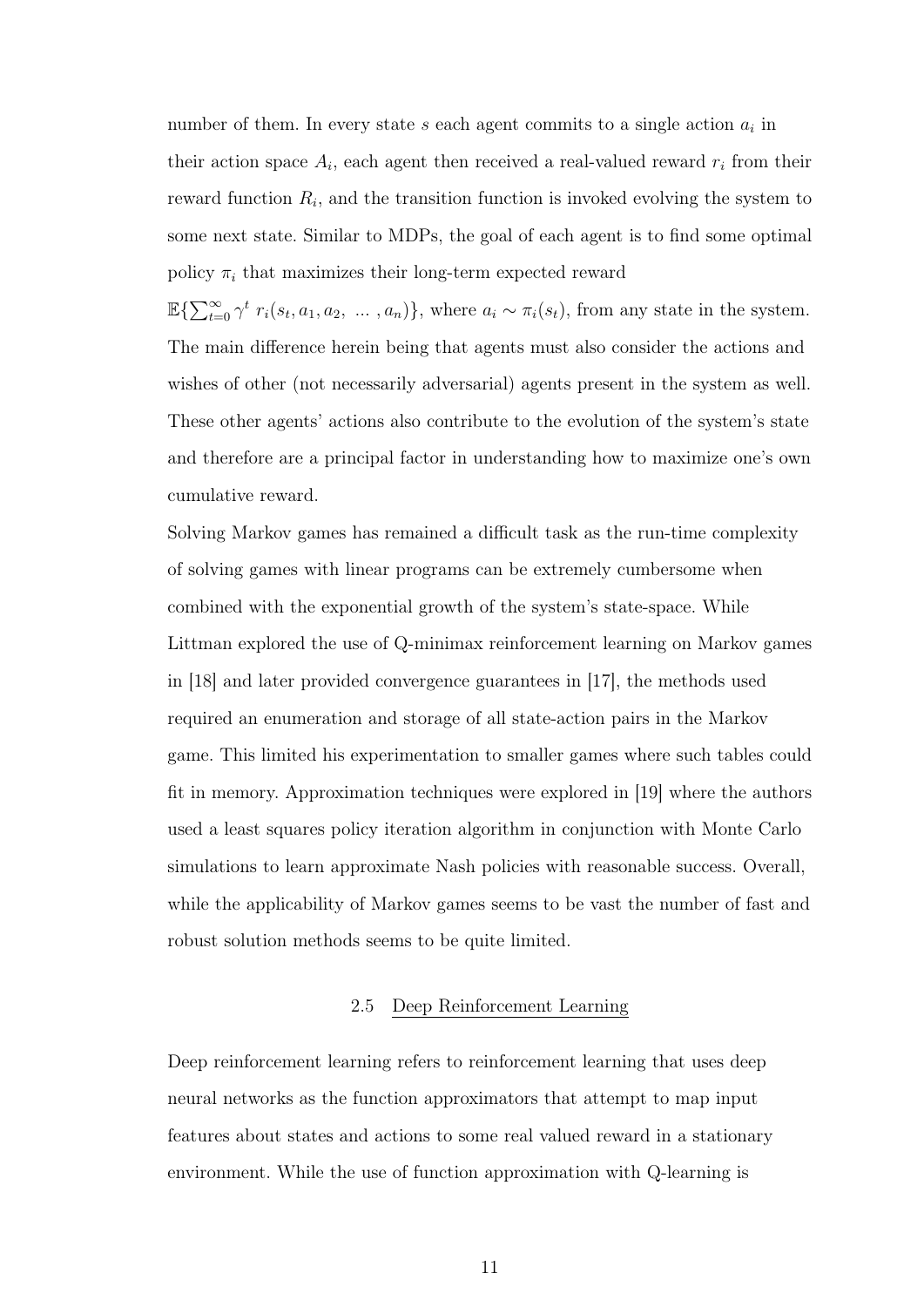number of them. In every state $s$ each agent commits to a single action $a_i$ in their action space $A_i$, each agent then received a real-valued reward $r_i$ from their reward function $R_i$, and the transition function is invoked evolving the system to some next state. Similar to MDPs, the goal of each agent is to find some optimal policy $\pi_i$ that maximizes their long-term expected reward $\mathbb{E}\{\sum_{t=0}^{\infty} \gamma^t \; r_i(s_t, a_1, a_2, \; ... \; , a_n)\}$, where $a_i \sim \pi_i(s_t)$, from any state in the system. The main difference herein being that agents must also consider the actions and wishes of other (not necessarily adversarial) agents present in the system as well. These other agents' actions also contribute to the evolution of the system's state and therefore are a principal factor in understanding how to maximize one's own cumulative reward.

Solving Markov games has remained a difficult task as the run-time complexity of solving games with linear programs can be extremely cumbersome when combined with the exponential growth of the system's state-space. While Littman explored the use of Q-minimax reinforcement learning on Markov games in [18] and later provided convergence guarantees in [17], the methods used required an enumeration and storage of all state-action pairs in the Markov game. This limited his experimentation to smaller games where such tables could fit in memory. Approximation techniques were explored in [19] where the authors used a least squares policy iteration algorithm in conjunction with Monte Carlo simulations to learn approximate Nash policies with reasonable success. Overall, while the applicability of Markov games seems to be vast the number of fast and robust solution methods seems to be quite limited.

## 2.5 Deep Reinforcement Learning

Deep reinforcement learning refers to reinforcement learning that uses deep neural networks as the function approximators that attempt to map input features about states and actions to some real valued reward in a stationary environment. While the use of function approximation with Q-learning is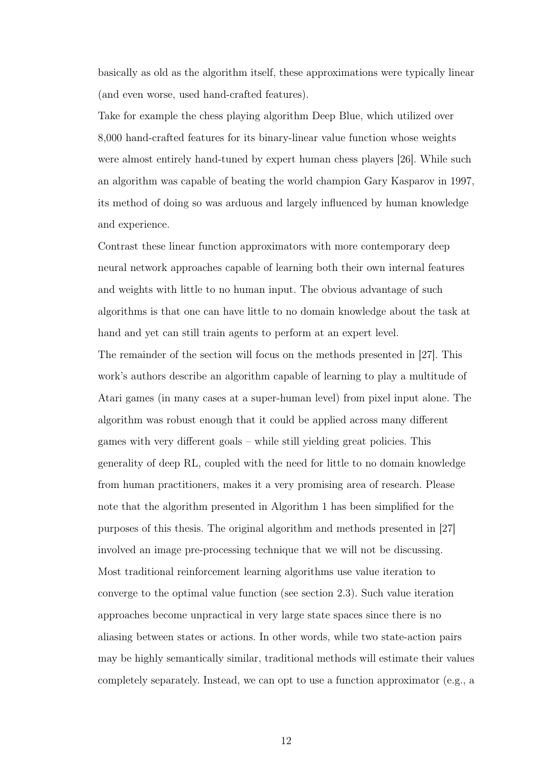basically as old as the algorithm itself, these approximations were typically linear (and even worse, used hand-crafted features).

Take for example the chess playing algorithm Deep Blue, which utilized over 8,000 hand-crafted features for its binary-linear value function whose weights were almost entirely hand-tuned by expert human chess players [26]. While such an algorithm was capable of beating the world champion Gary Kasparov in 1997, its method of doing so was arduous and largely influenced by human knowledge and experience.

Contrast these linear function approximators with more contemporary deep neural network approaches capable of learning both their own internal features and weights with little to no human input. The obvious advantage of such algorithms is that one can have little to no domain knowledge about the task at hand and yet can still train agents to perform at an expert level.

The remainder of the section will focus on the methods presented in [27]. This work's authors describe an algorithm capable of learning to play a multitude of Atari games (in many cases at a super-human level) from pixel input alone. The algorithm was robust enough that it could be applied across many different games with very different goals – while still yielding great policies. This generality of deep RL, coupled with the need for little to no domain knowledge from human practitioners, makes it a very promising area of research. Please note that the algorithm presented in Algorithm 1 has been simplified for the purposes of this thesis. The original algorithm and methods presented in [27] involved an image pre-processing technique that we will not be discussing.

Most traditional reinforcement learning algorithms use value iteration to converge to the optimal value function (see section 2.3). Such value iteration approaches become unpractical in very large state spaces since there is no aliasing between states or actions. In other words, while two state-action pairs may be highly semantically similar, traditional methods will estimate their values completely separately. Instead, we can opt to use a function approximator (e.g., a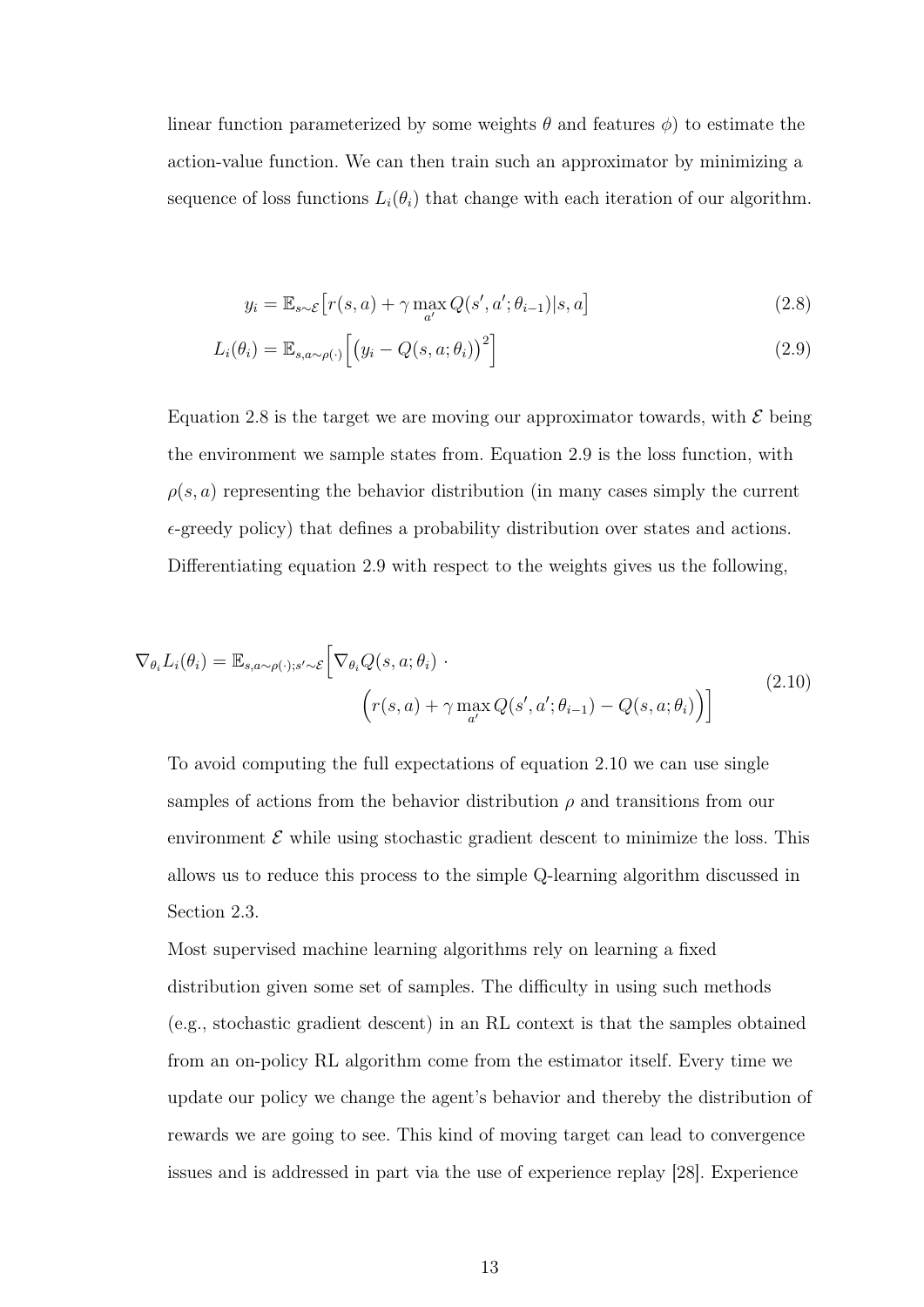linear function parameterized by some weights $\theta$ and features $\phi$) to estimate the action-value function. We can then train such an approximator by minimizing a sequence of loss functions $L_i(\theta_i)$ that change with each iteration of our algorithm.

$$y_i = \mathbb{E}_{s \sim \mathcal{E}}\big[r(s,a) + \gamma \max_{a'} Q(s', a'; \theta_{i-1}) | s, a\big] \tag{2.8}$$

$$L_i(\theta_i) = \mathbb{E}_{s,a \sim \rho(\cdot)}\Big[\big(y_i - Q(s,a;\theta_i)\big)^2\Big] \tag{2.9}$$

Equation 2.8 is the target we are moving our approximator towards, with $\mathcal{E}$ being the environment we sample states from. Equation 2.9 is the loss function, with $\rho(s,a)$ representing the behavior distribution (in many cases simply the current $\epsilon$-greedy policy) that defines a probability distribution over states and actions. Differentiating equation 2.9 with respect to the weights gives us the following,

$$\nabla_{\theta_i} L_i(\theta_i) = \mathbb{E}_{s,a \sim \rho(\cdot); s' \sim \mathcal{E}}\Big[\nabla_{\theta_i} Q(s,a;\theta_i) \cdot \Big(r(s,a) + \gamma \max_{a'} Q(s', a'; \theta_{i-1}) - Q(s,a;\theta_i)\Big)\Big] \tag{2.10}$$

To avoid computing the full expectations of equation 2.10 we can use single samples of actions from the behavior distribution $\rho$ and transitions from our environment $\mathcal{E}$ while using stochastic gradient descent to minimize the loss. This allows us to reduce this process to the simple Q-learning algorithm discussed in Section 2.3.

Most supervised machine learning algorithms rely on learning a fixed distribution given some set of samples. The difficulty in using such methods (e.g., stochastic gradient descent) in an RL context is that the samples obtained from an on-policy RL algorithm come from the estimator itself. Every time we update our policy we change the agent's behavior and thereby the distribution of rewards we are going to see. This kind of moving target can lead to convergence issues and is addressed in part via the use of experience replay [28]. Experience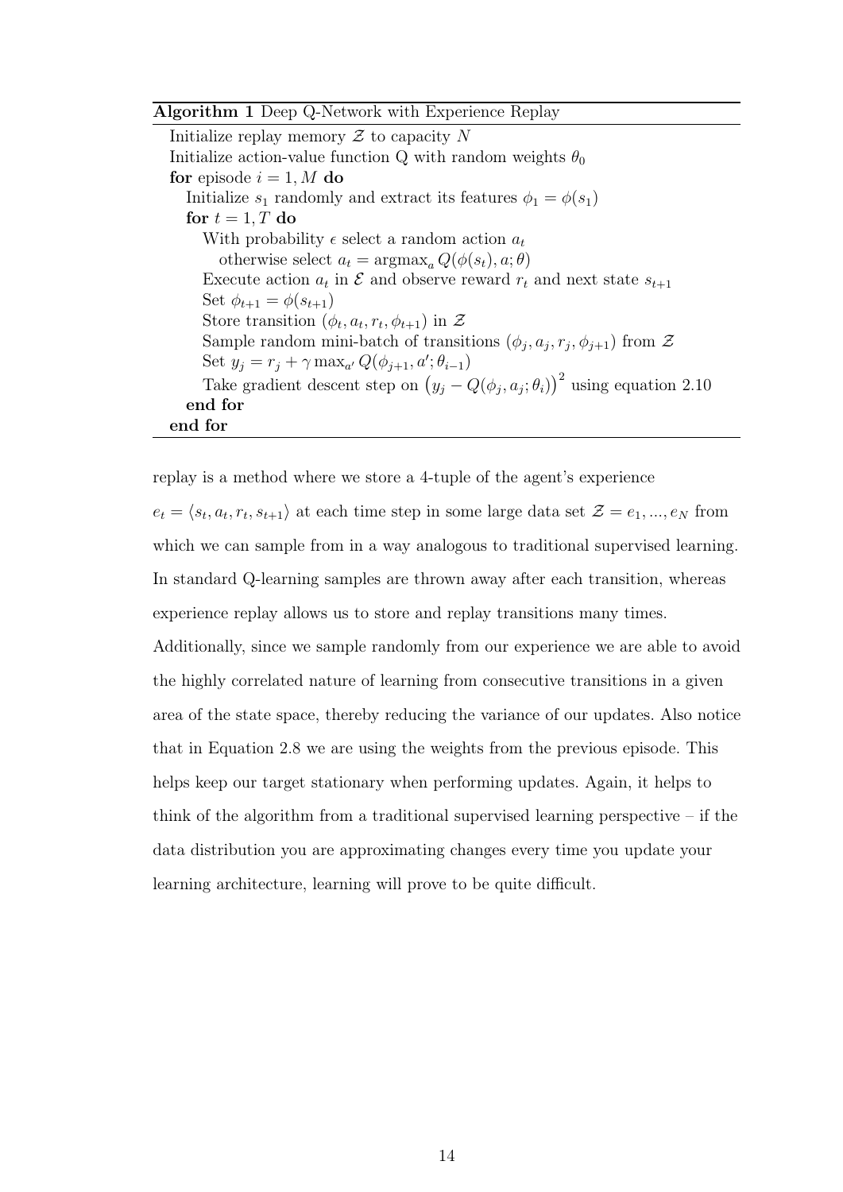**Algorithm 1** Deep Q-Network with Experience Replay

```
Initialize replay memory Z to capacity N
Initialize action-value function Q with random weights θ_0
for episode i = 1, M do
    Initialize s_1 randomly and extract its features φ_1 = φ(s_1)
    for t = 1, T do
        With probability ε select a random action a_t
            otherwise select a_t = argmax_a Q(φ(s_t), a; θ)
        Execute action a_t in E and observe reward r_t and next state s_{t+1}
        Set φ_{t+1} = φ(s_{t+1})
        Store transition (φ_t, a_t, r_t, φ_{t+1}) in Z
        Sample random mini-batch of transitions (φ_j, a_j, r_j, φ_{j+1}) from Z
        Set y_j = r_j + γ max_{a'} Q(φ_{j+1}, a'; θ_{i-1})
        Take gradient descent step on (y_j − Q(φ_j, a_j; θ_i))^2 using equation 2.10
    end for
end for
```

replay is a method where we store a 4-tuple of the agent's experience $e_t = \langle s_t, a_t, r_t, s_{t+1} \rangle$ at each time step in some large data set $\mathcal{Z} = e_1, ..., e_N$ from which we can sample from in a way analogous to traditional supervised learning. In standard Q-learning samples are thrown away after each transition, whereas experience replay allows us to store and replay transitions many times. Additionally, since we sample randomly from our experience we are able to avoid the highly correlated nature of learning from consecutive transitions in a given area of the state space, thereby reducing the variance of our updates. Also notice that in Equation 2.8 we are using the weights from the previous episode. This helps keep our target stationary when performing updates. Again, it helps to think of the algorithm from a traditional supervised learning perspective – if the data distribution you are approximating changes every time you update your learning architecture, learning will prove to be quite difficult.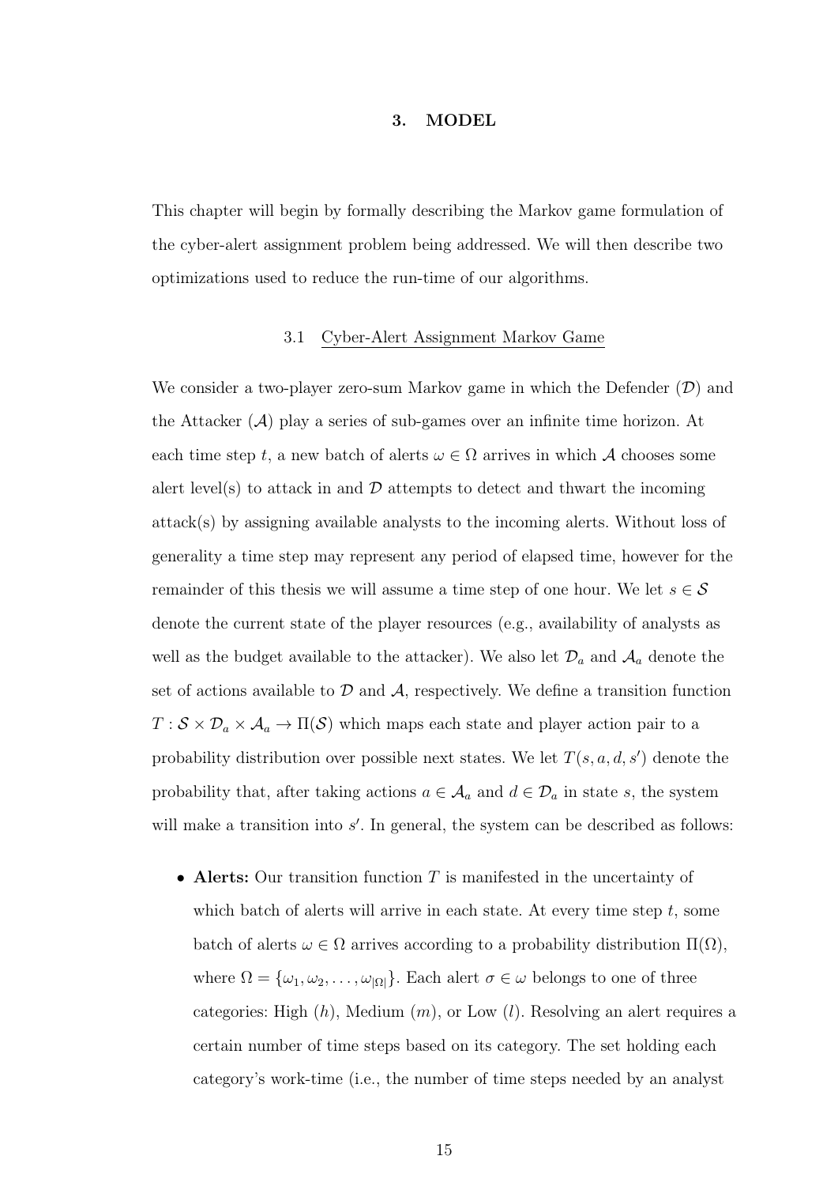# 3. MODEL

This chapter will begin by formally describing the Markov game formulation of the cyber-alert assignment problem being addressed. We will then describe two optimizations used to reduce the run-time of our algorithms.

## 3.1 Cyber-Alert Assignment Markov Game

We consider a two-player zero-sum Markov game in which the Defender ($\mathcal{D}$) and the Attacker ($\mathcal{A}$) play a series of sub-games over an infinite time horizon. At each time step $t$, a new batch of alerts $\omega \in \Omega$ arrives in which $\mathcal{A}$ chooses some alert level(s) to attack in and $\mathcal{D}$ attempts to detect and thwart the incoming attack(s) by assigning available analysts to the incoming alerts. Without loss of generality a time step may represent any period of elapsed time, however for the remainder of this thesis we will assume a time step of one hour. We let $s \in \mathcal{S}$ denote the current state of the player resources (e.g., availability of analysts as well as the budget available to the attacker). We also let $\mathcal{D}_a$ and $\mathcal{A}_a$ denote the set of actions available to $\mathcal{D}$ and $\mathcal{A}$, respectively. We define a transition function $T : \mathcal{S} \times \mathcal{D}_a \times \mathcal{A}_a \rightarrow \Pi(\mathcal{S})$ which maps each state and player action pair to a probability distribution over possible next states. We let $T(s, a, d, s')$ denote the probability that, after taking actions $a \in \mathcal{A}_a$ and $d \in \mathcal{D}_a$ in state $s$, the system will make a transition into $s'$. In general, the system can be described as follows:

- **Alerts:** Our transition function $T$ is manifested in the uncertainty of which batch of alerts will arrive in each state. At every time step $t$, some batch of alerts $\omega \in \Omega$ arrives according to a probability distribution $\Pi(\Omega)$, where $\Omega = \{\omega_1, \omega_2, \ldots, \omega_{|\Omega|}\}$. Each alert $\sigma \in \omega$ belongs to one of three categories: High ($h$), Medium ($m$), or Low ($l$). Resolving an alert requires a certain number of time steps based on its category. The set holding each category's work-time (i.e., the number of time steps needed by an analyst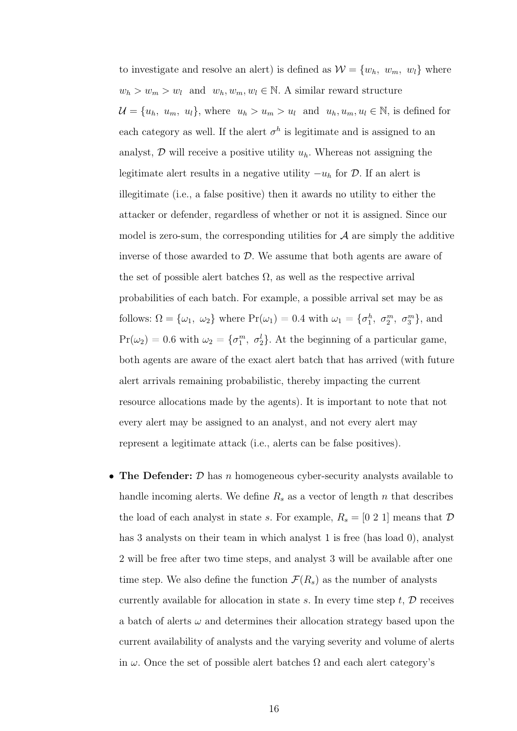to investigate and resolve an alert) is defined as $\mathcal{W} = \{w_h,\ w_m,\ w_l\}$ where $w_h > w_m > w_l$ and $w_h, w_m, w_l \in \mathbb{N}$. A similar reward structure $\mathcal{U} = \{u_h,\ u_m,\ u_l\}$, where $u_h > u_m > u_l$ and $u_h, u_m, u_l \in \mathbb{N}$, is defined for each category as well. If the alert $\sigma^h$ is legitimate and is assigned to an analyst, $\mathcal{D}$ will receive a positive utility $u_h$. Whereas not assigning the legitimate alert results in a negative utility $-u_h$ for $\mathcal{D}$. If an alert is illegitimate (i.e., a false positive) then it awards no utility to either the attacker or defender, regardless of whether or not it is assigned. Since our model is zero-sum, the corresponding utilities for $\mathcal{A}$ are simply the additive inverse of those awarded to $\mathcal{D}$. We assume that both agents are aware of the set of possible alert batches $\Omega$, as well as the respective arrival probabilities of each batch. For example, a possible arrival set may be as follows: $\Omega = \{\omega_1,\ \omega_2\}$ where $\Pr(\omega_1) = 0.4$ with $\omega_1 = \{\sigma_1^h,\ \sigma_2^m,\ \sigma_3^m\}$, and $\Pr(\omega_2) = 0.6$ with $\omega_2 = \{\sigma_1^m,\ \sigma_2^l\}$. At the beginning of a particular game, both agents are aware of the exact alert batch that has arrived (with future alert arrivals remaining probabilistic, thereby impacting the current resource allocations made by the agents). It is important to note that not every alert may be assigned to an analyst, and not every alert may represent a legitimate attack (i.e., alerts can be false positives).

- **The Defender:** $\mathcal{D}$ has $n$ homogeneous cyber-security analysts available to handle incoming alerts. We define $R_s$ as a vector of length $n$ that describes the load of each analyst in state $s$. For example, $R_s = [0\ 2\ 1]$ means that $\mathcal{D}$ has 3 analysts on their team in which analyst 1 is free (has load 0), analyst 2 will be free after two time steps, and analyst 3 will be available after one time step. We also define the function $\mathcal{F}(R_s)$ as the number of analysts currently available for allocation in state $s$. In every time step $t$, $\mathcal{D}$ receives a batch of alerts $\omega$ and determines their allocation strategy based upon the current availability of analysts and the varying severity and volume of alerts in $\omega$. Once the set of possible alert batches $\Omega$ and each alert category's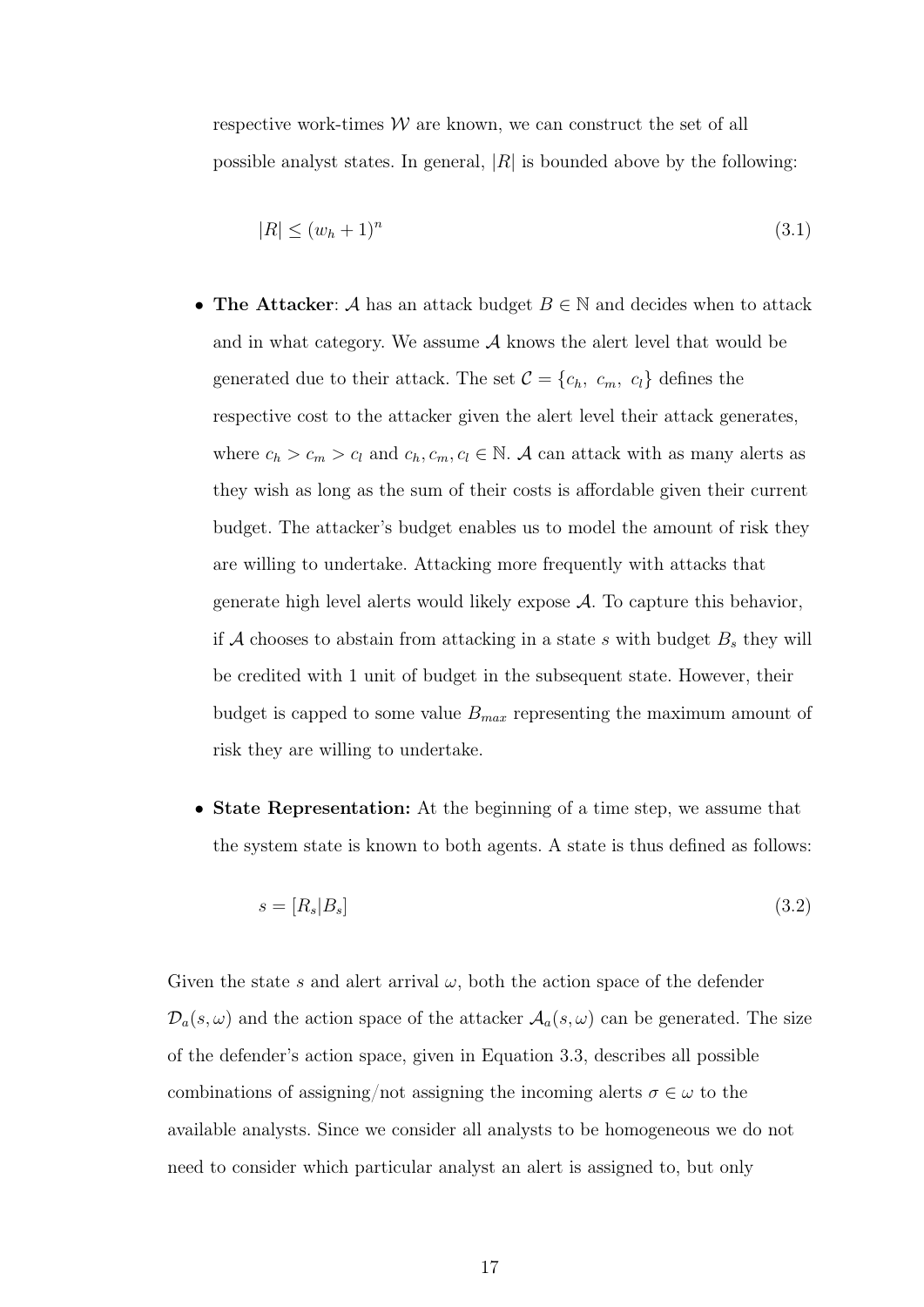respective work-times $\mathcal{W}$ are known, we can construct the set of all possible analyst states. In general, $|R|$ is bounded above by the following:

$$|R| \leq (w_h + 1)^n \tag{3.1}$$

- **The Attacker**: $\mathcal{A}$ has an attack budget $B \in \mathbb{N}$ and decides when to attack and in what category. We assume $\mathcal{A}$ knows the alert level that would be generated due to their attack. The set $\mathcal{C} = \{c_h,\ c_m,\ c_l\}$ defines the respective cost to the attacker given the alert level their attack generates, where $c_h > c_m > c_l$ and $c_h, c_m, c_l \in \mathbb{N}$. $\mathcal{A}$ can attack with as many alerts as they wish as long as the sum of their costs is affordable given their current budget. The attacker's budget enables us to model the amount of risk they are willing to undertake. Attacking more frequently with attacks that generate high level alerts would likely expose $\mathcal{A}$. To capture this behavior, if $\mathcal{A}$ chooses to abstain from attacking in a state $s$ with budget $B_s$ they will be credited with 1 unit of budget in the subsequent state. However, their budget is capped to some value $B_{max}$ representing the maximum amount of risk they are willing to undertake.

- **State Representation:** At the beginning of a time step, we assume that the system state is known to both agents. A state is thus defined as follows:

$$s = [R_s | B_s] \tag{3.2}$$

Given the state $s$ and alert arrival $\omega$, both the action space of the defender $\mathcal{D}_a(s, \omega)$ and the action space of the attacker $\mathcal{A}_a(s, \omega)$ can be generated. The size of the defender's action space, given in Equation 3.3, describes all possible combinations of assigning/not assigning the incoming alerts $\sigma \in \omega$ to the available analysts. Since we consider all analysts to be homogeneous we do not need to consider which particular analyst an alert is assigned to, but only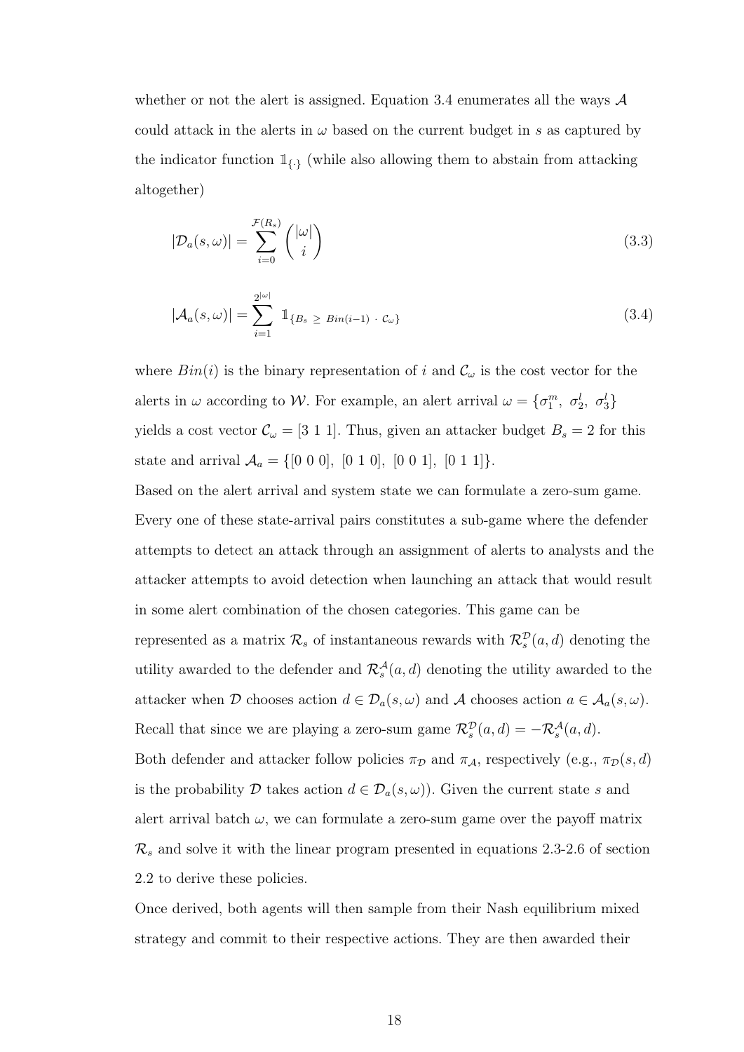whether or not the alert is assigned. Equation 3.4 enumerates all the ways $\mathcal{A}$ could attack in the alerts in $\omega$ based on the current budget in $s$ as captured by the indicator function $\mathbb{1}_{\{\cdot\}}$ (while also allowing them to abstain from attacking altogether)

$$|\mathcal{D}_a(s, \omega)| = \sum_{i=0}^{\mathcal{F}(R_s)} \binom{|\omega|}{i} \tag{3.3}$$

$$|\mathcal{A}_a(s, \omega)| = \sum_{i=1}^{2^{|\omega|}} \mathbb{1}_{\{B_s \, \geq \, Bin(i-1) \, \cdot \, \mathcal{C}_\omega\}} \tag{3.4}$$

where $Bin(i)$ is the binary representation of $i$ and $\mathcal{C}_\omega$ is the cost vector for the alerts in $\omega$ according to $\mathcal{W}$. For example, an alert arrival $\omega = \{\sigma_1^m, \ \sigma_2^l, \ \sigma_3^l\}$ yields a cost vector $\mathcal{C}_\omega = [3 \ 1 \ 1]$. Thus, given an attacker budget $B_s = 2$ for this state and arrival $\mathcal{A}_a = \{[0 \ 0 \ 0], \ [0 \ 1 \ 0], \ [0 \ 0 \ 1], \ [0 \ 1 \ 1]\}$.

Based on the alert arrival and system state we can formulate a zero-sum game. Every one of these state-arrival pairs constitutes a sub-game where the defender attempts to detect an attack through an assignment of alerts to analysts and the attacker attempts to avoid detection when launching an attack that would result in some alert combination of the chosen categories. This game can be represented as a matrix $\mathcal{R}_s$ of instantaneous rewards with $\mathcal{R}_s^{\mathcal{D}}(a, d)$ denoting the utility awarded to the defender and $\mathcal{R}_s^{\mathcal{A}}(a, d)$ denoting the utility awarded to the attacker when $\mathcal{D}$ chooses action $d \in \mathcal{D}_a(s, \omega)$ and $\mathcal{A}$ chooses action $a \in \mathcal{A}_a(s, \omega)$. Recall that since we are playing a zero-sum game $\mathcal{R}_s^{\mathcal{D}}(a, d) = -\mathcal{R}_s^{\mathcal{A}}(a, d)$.

Both defender and attacker follow policies $\pi_{\mathcal{D}}$ and $\pi_{\mathcal{A}}$, respectively (e.g., $\pi_{\mathcal{D}}(s, d)$ is the probability $\mathcal{D}$ takes action $d \in \mathcal{D}_a(s, \omega)$). Given the current state $s$ and alert arrival batch $\omega$, we can formulate a zero-sum game over the payoff matrix $\mathcal{R}_s$ and solve it with the linear program presented in equations 2.3-2.6 of section 2.2 to derive these policies.

Once derived, both agents will then sample from their Nash equilibrium mixed strategy and commit to their respective actions. They are then awarded their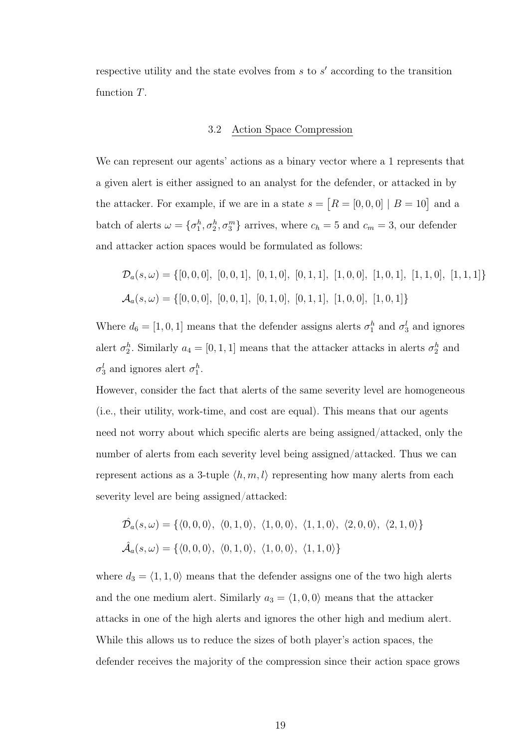respective utility and the state evolves from $s$ to $s'$ according to the transition function $T$.

### 3.2 Action Space Compression

We can represent our agents' actions as a binary vector where a 1 represents that a given alert is either assigned to an analyst for the defender, or attacked in by the attacker. For example, if we are in a state $s = \left[R = [0, 0, 0] \mid B = 10\right]$ and a batch of alerts $\omega = \{\sigma_1^h, \sigma_2^h, \sigma_3^m\}$ arrives, where $c_h = 5$ and $c_m = 3$, our defender and attacker action spaces would be formulated as follows:

$$\mathcal{D}_a(s, \omega) = \{[0, 0, 0],\ [0, 0, 1],\ [0, 1, 0],\ [0, 1, 1],\ [1, 0, 0],\ [1, 0, 1],\ [1, 1, 0],\ [1, 1, 1]\}$$

$$\mathcal{A}_a(s, \omega) = \{[0, 0, 0],\ [0, 0, 1],\ [0, 1, 0],\ [0, 1, 1],\ [1, 0, 0],\ [1, 0, 1]\}$$

Where $d_6 = [1, 0, 1]$ means that the defender assigns alerts $\sigma_1^h$ and $\sigma_3^l$ and ignores alert $\sigma_2^h$. Similarly $a_4 = [0, 1, 1]$ means that the attacker attacks in alerts $\sigma_2^h$ and $\sigma_3^l$ and ignores alert $\sigma_1^h$.

However, consider the fact that alerts of the same severity level are homogeneous (i.e., their utility, work-time, and cost are equal). This means that our agents need not worry about which specific alerts are being assigned/attacked, only the number of alerts from each severity level being assigned/attacked. Thus we can represent actions as a 3-tuple $\langle h, m, l \rangle$ representing how many alerts from each severity level are being assigned/attacked:

$$\hat{\mathcal{D}}_a(s, \omega) = \{\langle 0, 0, 0 \rangle,\ \langle 0, 1, 0 \rangle,\ \langle 1, 0, 0 \rangle,\ \langle 1, 1, 0 \rangle,\ \langle 2, 0, 0 \rangle,\ \langle 2, 1, 0 \rangle\}$$

$$\hat{\mathcal{A}}_a(s, \omega) = \{\langle 0, 0, 0 \rangle,\ \langle 0, 1, 0 \rangle,\ \langle 1, 0, 0 \rangle,\ \langle 1, 1, 0 \rangle\}$$

where $d_3 = \langle 1, 1, 0 \rangle$ means that the defender assigns one of the two high alerts and the one medium alert. Similarly $a_3 = \langle 1, 0, 0 \rangle$ means that the attacker attacks in one of the high alerts and ignores the other high and medium alert. While this allows us to reduce the sizes of both player's action spaces, the defender receives the majority of the compression since their action space grows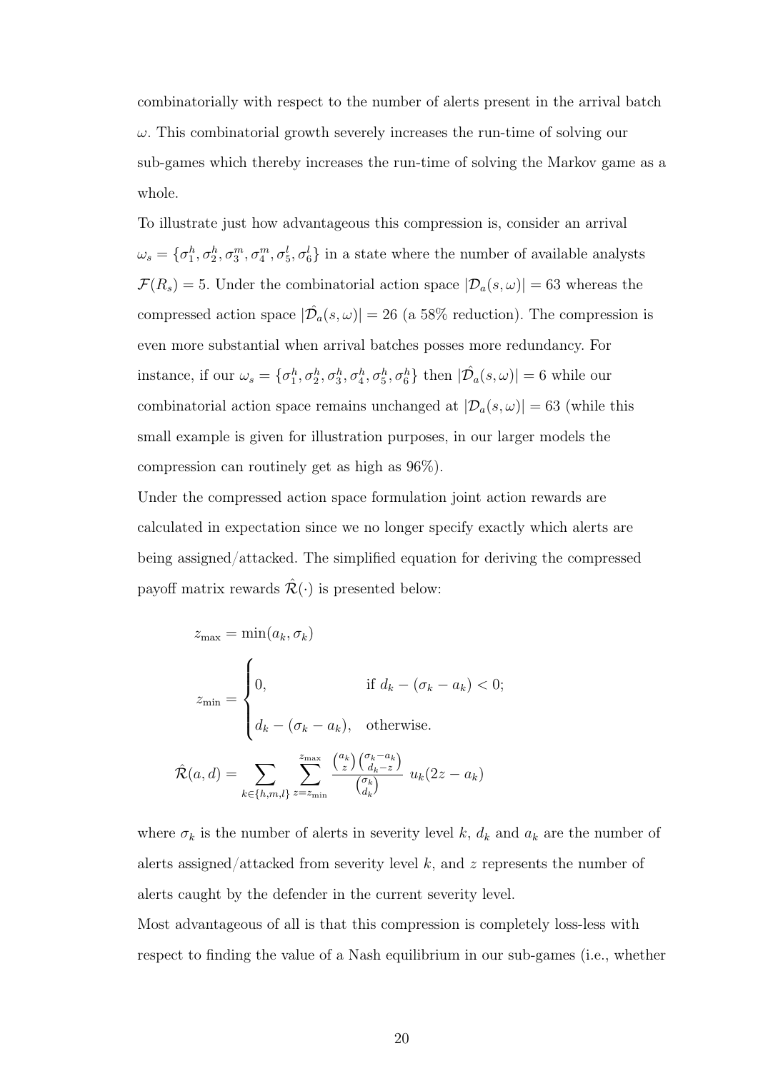combinatorially with respect to the number of alerts present in the arrival batch $\omega$. This combinatorial growth severely increases the run-time of solving our sub-games which thereby increases the run-time of solving the Markov game as a whole.

To illustrate just how advantageous this compression is, consider an arrival $\omega_s = \{\sigma_1^h, \sigma_2^h, \sigma_3^m, \sigma_4^m, \sigma_5^l, \sigma_6^l\}$ in a state where the number of available analysts $\mathcal{F}(R_s) = 5$. Under the combinatorial action space $|\mathcal{D}_a(s,\omega)| = 63$ whereas the compressed action space $|\hat{\mathcal{D}}_a(s,\omega)| = 26$ (a 58% reduction). The compression is even more substantial when arrival batches posses more redundancy. For instance, if our $\omega_s = \{\sigma_1^h, \sigma_2^h, \sigma_3^h, \sigma_4^h, \sigma_5^h, \sigma_6^h\}$ then $|\hat{\mathcal{D}}_a(s,\omega)| = 6$ while our combinatorial action space remains unchanged at $|\mathcal{D}_a(s,\omega)| = 63$ (while this small example is given for illustration purposes, in our larger models the compression can routinely get as high as 96%).

Under the compressed action space formulation joint action rewards are calculated in expectation since we no longer specify exactly which alerts are being assigned/attacked. The simplified equation for deriving the compressed payoff matrix rewards $\hat{\mathcal{R}}(\cdot)$ is presented below:

$$z_{\max} = \min(a_k, \sigma_k)$$

$$z_{\min} = \begin{cases} 0, & \text{if } d_k - (\sigma_k - a_k) < 0; \\ d_k - (\sigma_k - a_k), & \text{otherwise.} \end{cases}$$

$$\hat{\mathcal{R}}(a,d) = \sum_{k \in \{h,m,l\}} \sum_{z=z_{\min}}^{z_{\max}} \frac{\binom{a_k}{z}\binom{\sigma_k - a_k}{d_k - z}}{\binom{\sigma_k}{d_k}} \; u_k(2z - a_k)$$

where $\sigma_k$ is the number of alerts in severity level $k$, $d_k$ and $a_k$ are the number of alerts assigned/attacked from severity level $k$, and $z$ represents the number of alerts caught by the defender in the current severity level.

Most advantageous of all is that this compression is completely loss-less with respect to finding the value of a Nash equilibrium in our sub-games (i.e., whether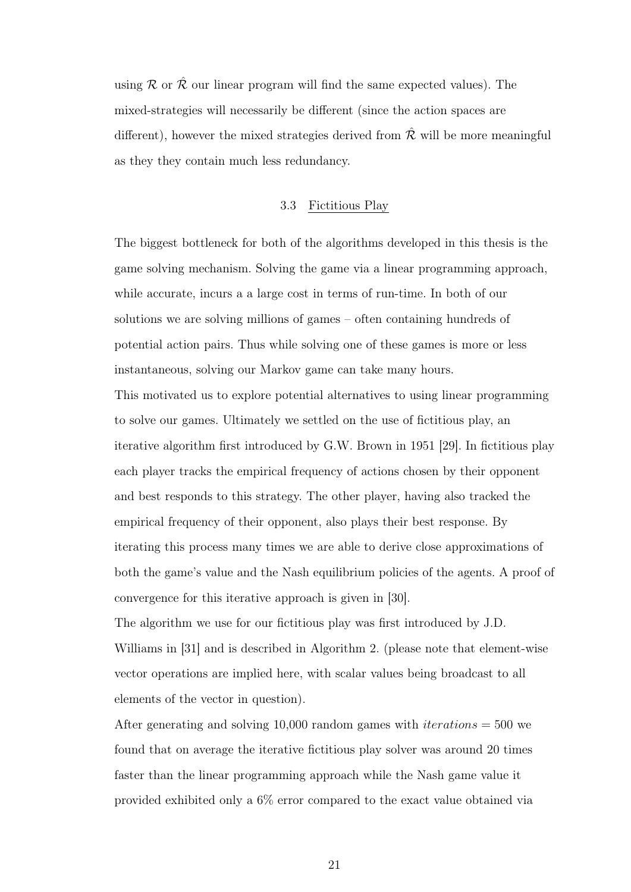using $\mathcal{R}$ or $\hat{\mathcal{R}}$ our linear program will find the same expected values). The mixed-strategies will necessarily be different (since the action spaces are different), however the mixed strategies derived from $\hat{\mathcal{R}}$ will be more meaningful as they they contain much less redundancy.

### 3.3 Fictitious Play

The biggest bottleneck for both of the algorithms developed in this thesis is the game solving mechanism. Solving the game via a linear programming approach, while accurate, incurs a a large cost in terms of run-time. In both of our solutions we are solving millions of games – often containing hundreds of potential action pairs. Thus while solving one of these games is more or less instantaneous, solving our Markov game can take many hours.

This motivated us to explore potential alternatives to using linear programming to solve our games. Ultimately we settled on the use of fictitious play, an iterative algorithm first introduced by G.W. Brown in 1951 [29]. In fictitious play each player tracks the empirical frequency of actions chosen by their opponent and best responds to this strategy. The other player, having also tracked the empirical frequency of their opponent, also plays their best response. By iterating this process many times we are able to derive close approximations of both the game's value and the Nash equilibrium policies of the agents. A proof of convergence for this iterative approach is given in [30].

The algorithm we use for our fictitious play was first introduced by J.D. Williams in [31] and is described in Algorithm 2. (please note that element-wise vector operations are implied here, with scalar values being broadcast to all elements of the vector in question).

After generating and solving 10,000 random games with $iterations = 500$ we found that on average the iterative fictitious play solver was around 20 times faster than the linear programming approach while the Nash game value it provided exhibited only a 6% error compared to the exact value obtained via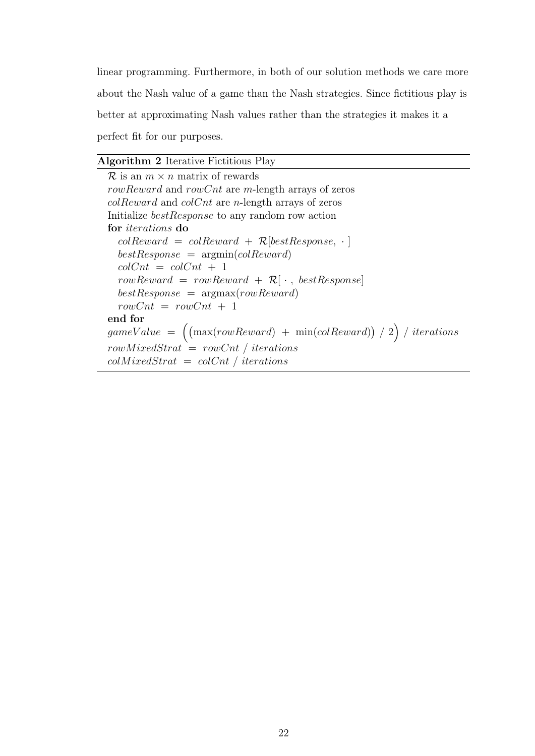linear programming. Furthermore, in both of our solution methods we care more about the Nash value of a game than the Nash strategies. Since fictitious play is better at approximating Nash values rather than the strategies it makes it a perfect fit for our purposes.

**Algorithm 2** Iterative Fictitious Play

```
R is an m × n matrix of rewards
rowReward and rowCnt are m-length arrays of zeros
colReward and colCnt are n-length arrays of zeros
Initialize bestResponse to any random row action
for iterations do
    colReward = colReward + R[bestResponse, · ]
    bestResponse = argmin(colReward)
    colCnt = colCnt + 1
    rowReward = rowReward + R[ · , bestResponse]
    bestResponse = argmax(rowReward)
    rowCnt = rowCnt + 1
end for
gameValue = ((max(rowReward) + min(colReward)) / 2) / iterations
rowMixedStrat = rowCnt / iterations
colMixedStrat = colCnt / iterations
```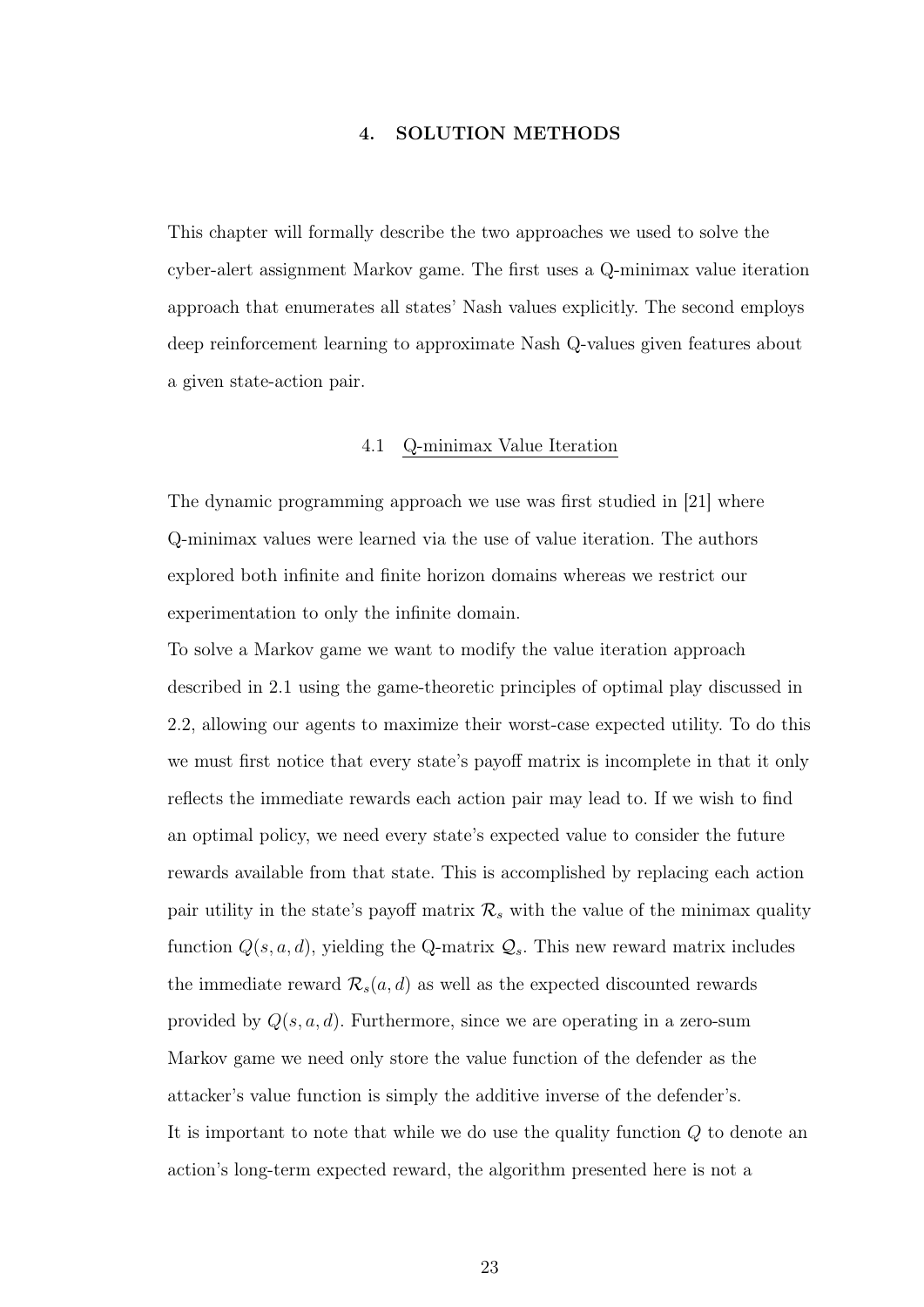# 4. SOLUTION METHODS

This chapter will formally describe the two approaches we used to solve the cyber-alert assignment Markov game. The first uses a Q-minimax value iteration approach that enumerates all states' Nash values explicitly. The second employs deep reinforcement learning to approximate Nash Q-values given features about a given state-action pair.

## 4.1 Q-minimax Value Iteration

The dynamic programming approach we use was first studied in [21] where Q-minimax values were learned via the use of value iteration. The authors explored both infinite and finite horizon domains whereas we restrict our experimentation to only the infinite domain.

To solve a Markov game we want to modify the value iteration approach described in 2.1 using the game-theoretic principles of optimal play discussed in 2.2, allowing our agents to maximize their worst-case expected utility. To do this we must first notice that every state's payoff matrix is incomplete in that it only reflects the immediate rewards each action pair may lead to. If we wish to find an optimal policy, we need every state's expected value to consider the future rewards available from that state. This is accomplished by replacing each action pair utility in the state's payoff matrix $\mathcal{R}_s$ with the value of the minimax quality function $Q(s, a, d)$, yielding the Q-matrix $\mathcal{Q}_s$. This new reward matrix includes the immediate reward $\mathcal{R}_s(a, d)$ as well as the expected discounted rewards provided by $Q(s, a, d)$. Furthermore, since we are operating in a zero-sum Markov game we need only store the value function of the defender as the attacker's value function is simply the additive inverse of the defender's.

It is important to note that while we do use the quality function $Q$ to denote an action's long-term expected reward, the algorithm presented here is not a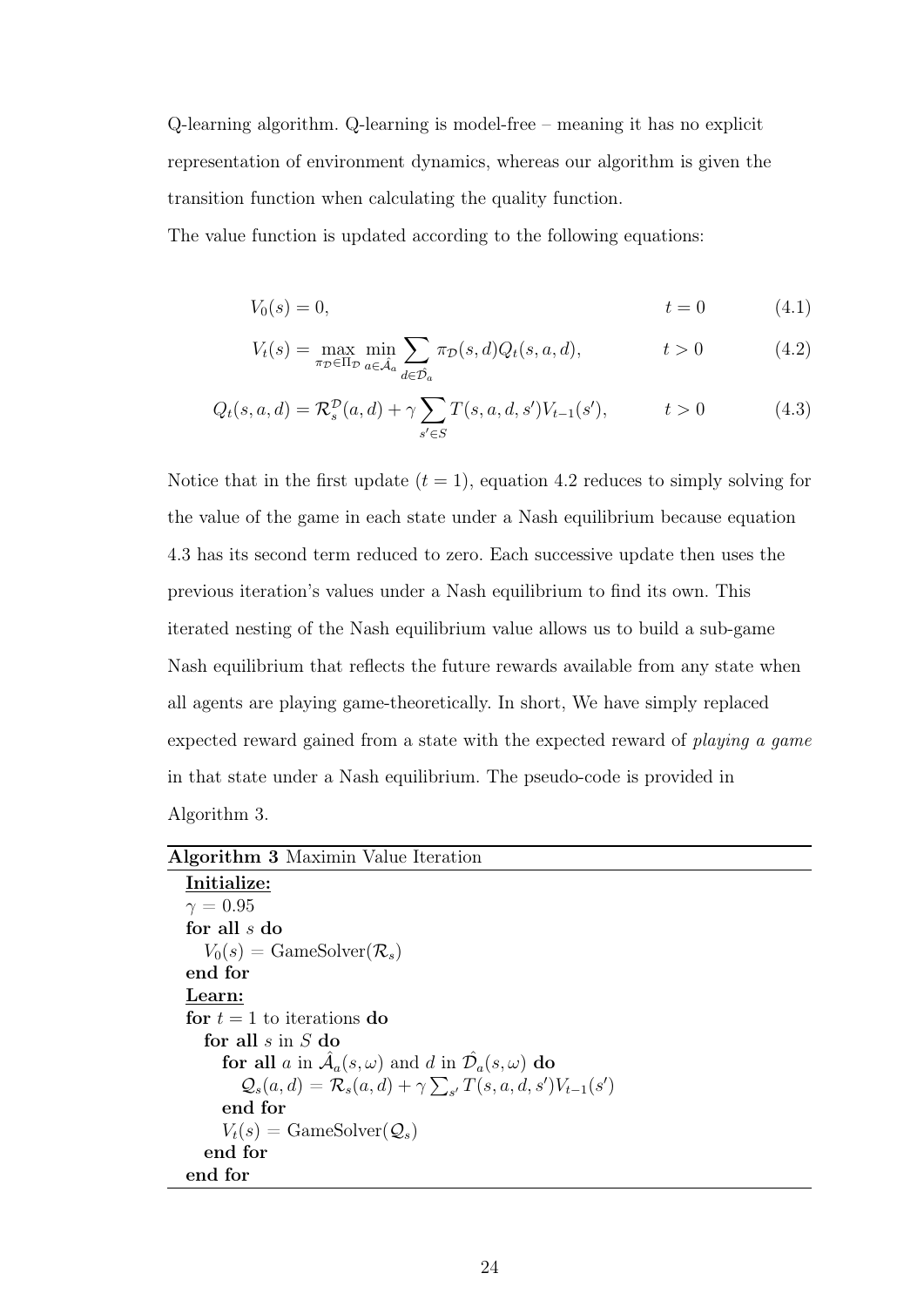Q-learning algorithm. Q-learning is model-free – meaning it has no explicit representation of environment dynamics, whereas our algorithm is given the transition function when calculating the quality function.

The value function is updated according to the following equations:

$$V_0(s) = 0, \qquad t = 0 \tag{4.1}$$

$$V_t(s) = \max_{\pi_{\mathcal{D}} \in \Pi_{\mathcal{D}}} \min_{a \in \hat{\mathcal{A}}_a} \sum_{d \in \hat{\mathcal{D}}_a} \pi_{\mathcal{D}}(s, d) Q_t(s, a, d), \qquad t > 0 \tag{4.2}$$

$$Q_t(s, a, d) = \mathcal{R}_s^{\mathcal{D}}(a, d) + \gamma \sum_{s' \in S} T(s, a, d, s') V_{t-1}(s'), \qquad t > 0 \tag{4.3}$$

Notice that in the first update ($t = 1$), equation 4.2 reduces to simply solving for the value of the game in each state under a Nash equilibrium because equation 4.3 has its second term reduced to zero. Each successive update then uses the previous iteration's values under a Nash equilibrium to find its own. This iterated nesting of the Nash equilibrium value allows us to build a sub-game Nash equilibrium that reflects the future rewards available from any state when all agents are playing game-theoretically. In short, We have simply replaced expected reward gained from a state with the expected reward of *playing a game* in that state under a Nash equilibrium. The pseudo-code is provided in Algorithm 3.

**Algorithm 3** Maximin Value Iteration

```
Initialize:
  γ = 0.95
  for all s do
    V_0(s) = GameSolver(R_s)
  end for
Learn:
  for t = 1 to iterations do
    for all s in S do
      for all a in Â_a(s, ω) and d in D̂_a(s, ω) do
        Q_s(a, d) = R_s(a, d) + γ Σ_{s'} T(s, a, d, s') V_{t-1}(s')
      end for
      V_t(s) = GameSolver(Q_s)
    end for
  end for
```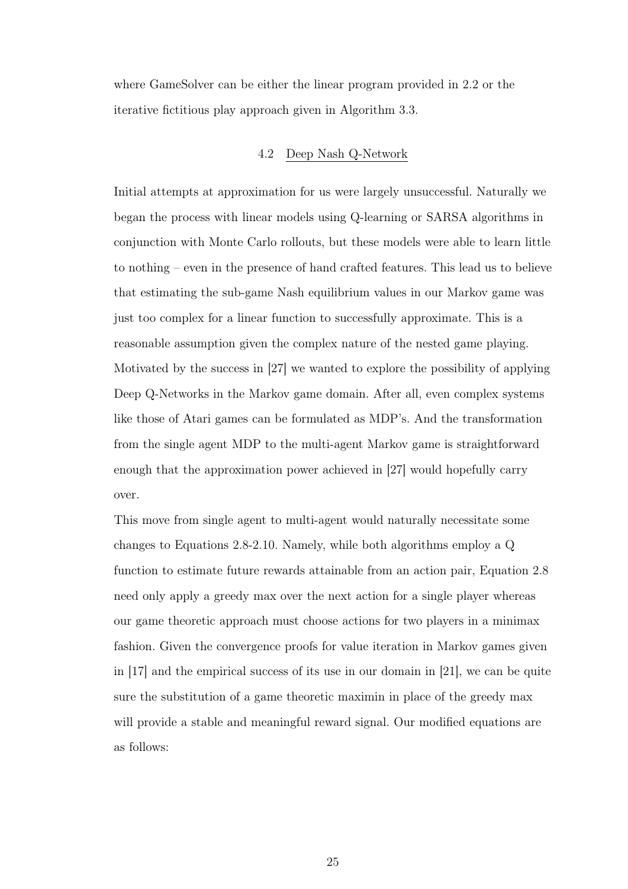where GameSolver can be either the linear program provided in 2.2 or the iterative fictitious play approach given in Algorithm 3.3.

## 4.2 Deep Nash Q-Network

Initial attempts at approximation for us were largely unsuccessful. Naturally we began the process with linear models using Q-learning or SARSA algorithms in conjunction with Monte Carlo rollouts, but these models were able to learn little to nothing – even in the presence of hand crafted features. This lead us to believe that estimating the sub-game Nash equilibrium values in our Markov game was just too complex for a linear function to successfully approximate. This is a reasonable assumption given the complex nature of the nested game playing. Motivated by the success in [27] we wanted to explore the possibility of applying Deep Q-Networks in the Markov game domain. After all, even complex systems like those of Atari games can be formulated as MDP's. And the transformation from the single agent MDP to the multi-agent Markov game is straightforward enough that the approximation power achieved in [27] would hopefully carry over.

This move from single agent to multi-agent would naturally necessitate some changes to Equations 2.8-2.10. Namely, while both algorithms employ a Q function to estimate future rewards attainable from an action pair, Equation 2.8 need only apply a greedy max over the next action for a single player whereas our game theoretic approach must choose actions for two players in a minimax fashion. Given the convergence proofs for value iteration in Markov games given in [17] and the empirical success of its use in our domain in [21], we can be quite sure the substitution of a game theoretic maximin in place of the greedy max will provide a stable and meaningful reward signal. Our modified equations are as follows: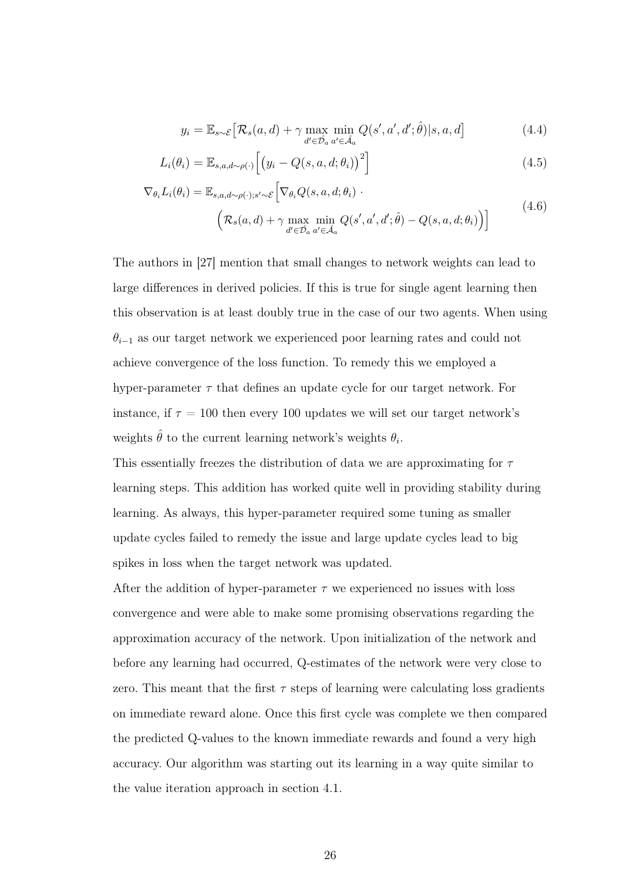$$y_i = \mathbb{E}_{s \sim \mathcal{E}}\big[\mathcal{R}_s(a,d) + \gamma \max_{d' \in \hat{\mathcal{D}}_a} \min_{a' \in \hat{\mathcal{A}}_a} Q(s', a', d'; \hat{\theta}) | s, a, d\big] \tag{4.4}$$

$$L_i(\theta_i) = \mathbb{E}_{s,a,d \sim \rho(\cdot)}\Big[\big(y_i - Q(s,a,d;\theta_i)\big)^2\Big] \tag{4.5}$$

$$\begin{aligned} \nabla_{\theta_i} L_i(\theta_i) = \mathbb{E}_{s,a,d \sim \rho(\cdot); s' \sim \mathcal{E}}\Big[&\nabla_{\theta_i} Q(s,a,d;\theta_i) \cdot \\ &\Big(\mathcal{R}_s(a,d) + \gamma \max_{d' \in \hat{\mathcal{D}}_a} \min_{a' \in \hat{\mathcal{A}}_a} Q(s', a', d'; \hat{\theta}) - Q(s,a,d;\theta_i)\Big)\Big] \end{aligned} \tag{4.6}$$

The authors in [27] mention that small changes to network weights can lead to large differences in derived policies. If this is true for single agent learning then this observation is at least doubly true in the case of our two agents. When using $\theta_{i-1}$ as our target network we experienced poor learning rates and could not achieve convergence of the loss function. To remedy this we employed a hyper-parameter $\tau$ that defines an update cycle for our target network. For instance, if $\tau = 100$ then every 100 updates we will set our target network's weights $\hat{\theta}$ to the current learning network's weights $\theta_i$.

This essentially freezes the distribution of data we are approximating for $\tau$ learning steps. This addition has worked quite well in providing stability during learning. As always, this hyper-parameter required some tuning as smaller update cycles failed to remedy the issue and large update cycles lead to big spikes in loss when the target network was updated.

After the addition of hyper-parameter $\tau$ we experienced no issues with loss convergence and were able to make some promising observations regarding the approximation accuracy of the network. Upon initialization of the network and before any learning had occurred, Q-estimates of the network were very close to zero. This meant that the first $\tau$ steps of learning were calculating loss gradients on immediate reward alone. Once this first cycle was complete we then compared the predicted Q-values to the known immediate rewards and found a very high accuracy. Our algorithm was starting out its learning in a way quite similar to the value iteration approach in section 4.1.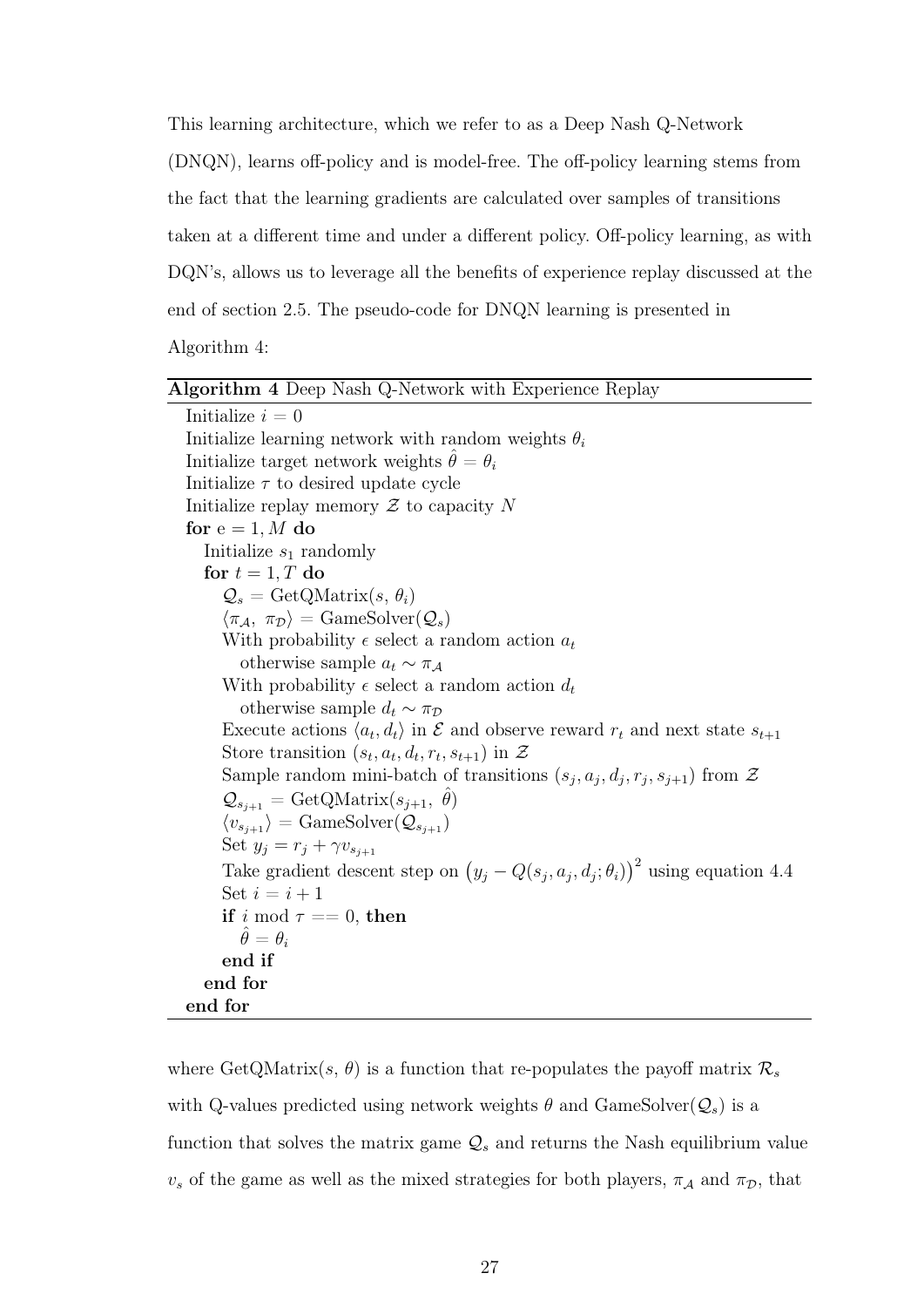This learning architecture, which we refer to as a Deep Nash Q-Network (DNQN), learns off-policy and is model-free. The off-policy learning stems from the fact that the learning gradients are calculated over samples of transitions taken at a different time and under a different policy. Off-policy learning, as with DQN's, allows us to leverage all the benefits of experience replay discussed at the end of section 2.5. The pseudo-code for DNQN learning is presented in Algorithm 4:

**Algorithm 4** Deep Nash Q-Network with Experience Replay

```
Initialize i = 0
Initialize learning network with random weights θ_i
Initialize target network weights θ̂ = θ_i
Initialize τ to desired update cycle
Initialize replay memory Z to capacity N
for e = 1, M do
  Initialize s_1 randomly
  for t = 1, T do
    Q_s = GetQMatrix(s, θ_i)
    ⟨π_A, π_D⟩ = GameSolver(Q_s)
    With probability ε select a random action a_t
      otherwise sample a_t ~ π_A
    With probability ε select a random action d_t
      otherwise sample d_t ~ π_D
    Execute actions ⟨a_t, d_t⟩ in E and observe reward r_t and next state s_{t+1}
    Store transition (s_t, a_t, d_t, r_t, s_{t+1}) in Z
    Sample random mini-batch of transitions (s_j, a_j, d_j, r_j, s_{j+1}) from Z
    Q_{s_{j+1}} = GetQMatrix(s_{j+1}, θ̂)
    ⟨v_{s_{j+1}}⟩ = GameSolver(Q_{s_{j+1}})
    Set y_j = r_j + γ v_{s_{j+1}}
    Take gradient descent step on (y_j − Q(s_j, a_j, d_j; θ_i))^2 using equation 4.4
    Set i = i + 1
    if i mod τ == 0, then
      θ̂ = θ_i
    end if
  end for
end for
```

where GetQMatrix$(s,\ \theta)$ is a function that re-populates the payoff matrix $\mathcal{R}_s$ with Q-values predicted using network weights $\theta$ and GameSolver$(\mathcal{Q}_s)$ is a function that solves the matrix game $\mathcal{Q}_s$ and returns the Nash equilibrium value $v_s$ of the game as well as the mixed strategies for both players, $\pi_{\mathcal{A}}$ and $\pi_{\mathcal{D}}$, that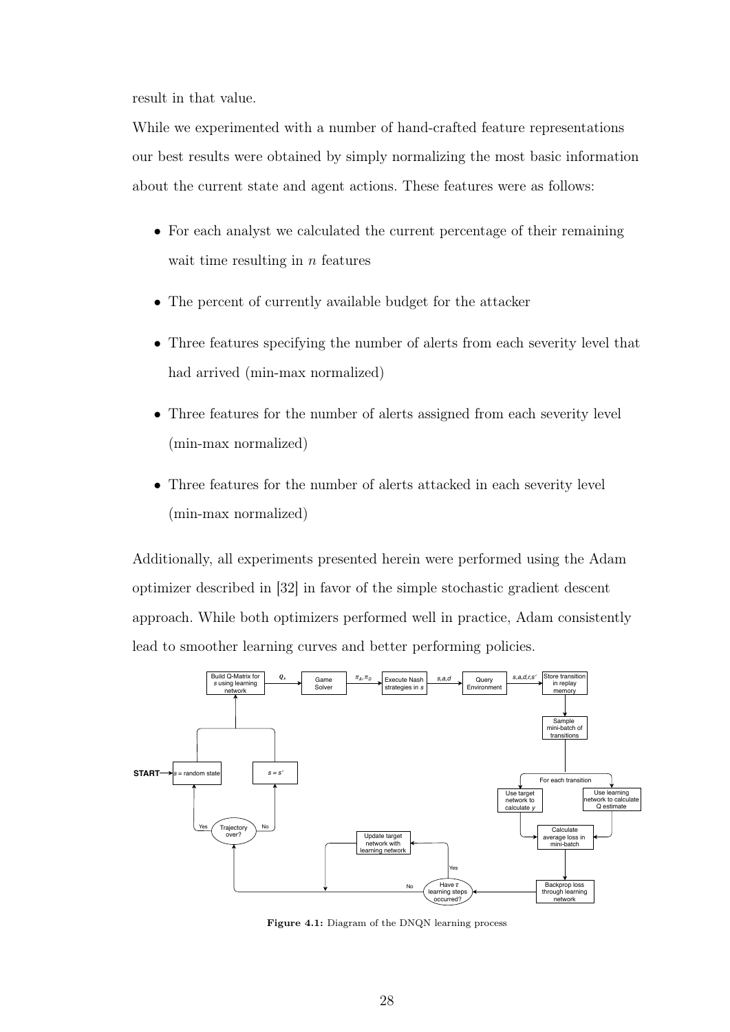result in that value.

While we experimented with a number of hand-crafted feature representations our best results were obtained by simply normalizing the most basic information about the current state and agent actions. These features were as follows:

- For each analyst we calculated the current percentage of their remaining wait time resulting in $n$ features
- The percent of currently available budget for the attacker
- Three features specifying the number of alerts from each severity level that had arrived (min-max normalized)
- Three features for the number of alerts assigned from each severity level (min-max normalized)
- Three features for the number of alerts attacked in each severity level (min-max normalized)

Additionally, all experiments presented herein were performed using the Adam optimizer described in [32] in favor of the simple stochastic gradient descent approach. While both optimizers performed well in practice, Adam consistently lead to smoother learning curves and better performing policies.

**Figure 4.1:** Diagram of the DNQN learning process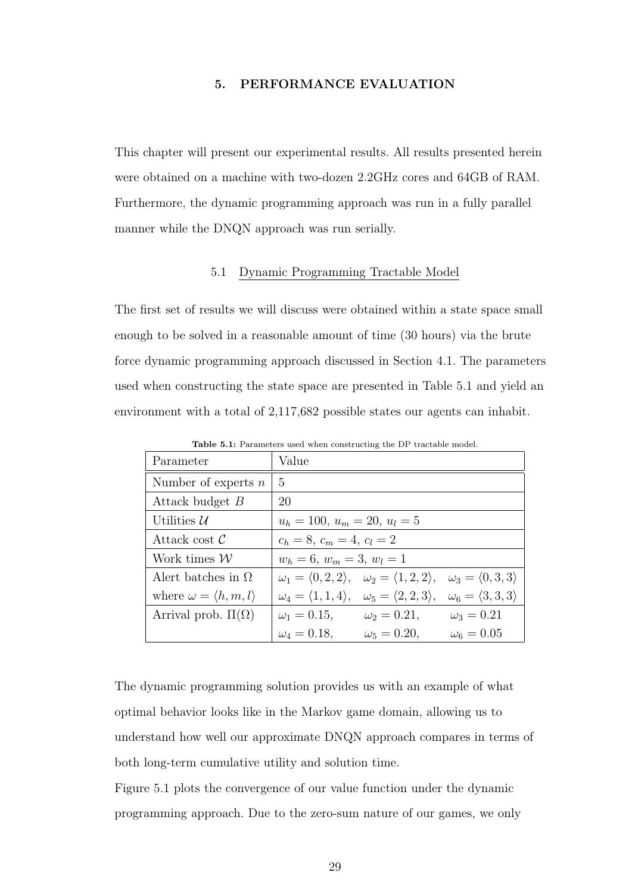# 5. PERFORMANCE EVALUATION

This chapter will present our experimental results. All results presented herein were obtained on a machine with two-dozen 2.2GHz cores and 64GB of RAM. Furthermore, the dynamic programming approach was run in a fully parallel manner while the DNQN approach was run serially.

## 5.1 Dynamic Programming Tractable Model

The first set of results we will discuss were obtained within a state space small enough to be solved in a reasonable amount of time (30 hours) via the brute force dynamic programming approach discussed in Section 4.1. The parameters used when constructing the state space are presented in Table 5.1 and yield an environment with a total of 2,117,682 possible states our agents can inhabit.

**Table 5.1:** Parameters used when constructing the DP tractable model.

| Parameter | Value |
|---|---|
| Number of experts $n$ | 5 |
| Attack budget $B$ | 20 |
| Utilities $\mathcal{U}$ | $u_h = 100$, $u_m = 20$, $u_l = 5$ |
| Attack cost $\mathcal{C}$ | $c_h = 8$, $c_m = 4$, $c_l = 2$ |
| Work times $\mathcal{W}$ | $w_h = 6$, $w_m = 3$, $w_l = 1$ |
| Alert batches in $\Omega$ where $\omega = \langle h, m, l \rangle$ | $\omega_1 = \langle 0, 2, 2 \rangle$, $\omega_2 = \langle 1, 2, 2 \rangle$, $\omega_3 = \langle 0, 3, 3 \rangle$, $\omega_4 = \langle 1, 1, 4 \rangle$, $\omega_5 = \langle 2, 2, 3 \rangle$, $\omega_6 = \langle 3, 3, 3 \rangle$ |
| Arrival prob. $\Pi(\Omega)$ | $\omega_1 = 0.15$, $\omega_2 = 0.21$, $\omega_3 = 0.21$, $\omega_4 = 0.18$, $\omega_5 = 0.20$, $\omega_6 = 0.05$ |

The dynamic programming solution provides us with an example of what optimal behavior looks like in the Markov game domain, allowing us to understand how well our approximate DNQN approach compares in terms of both long-term cumulative utility and solution time.

Figure 5.1 plots the convergence of our value function under the dynamic programming approach. Due to the zero-sum nature of our games, we only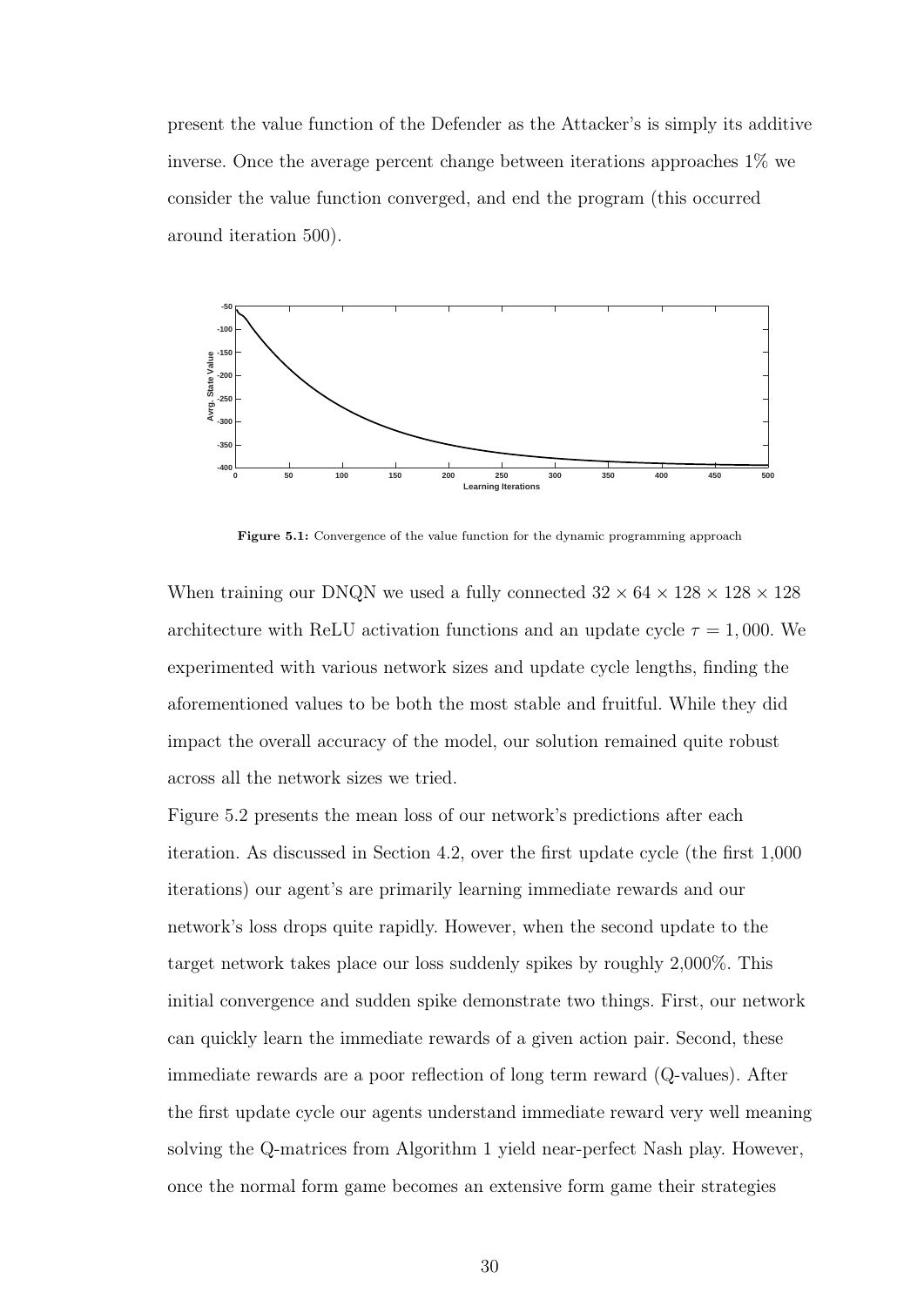present the value function of the Defender as the Attacker's is simply its additive inverse. Once the average percent change between iterations approaches 1% we consider the value function converged, and end the program (this occurred around iteration 500).

**Figure 5.1:** Convergence of the value function for the dynamic programming approach

When training our DNQN we used a fully connected $32 \times 64 \times 128 \times 128 \times 128$ architecture with ReLU activation functions and an update cycle $\tau = 1,000$. We experimented with various network sizes and update cycle lengths, finding the aforementioned values to be both the most stable and fruitful. While they did impact the overall accuracy of the model, our solution remained quite robust across all the network sizes we tried.

Figure 5.2 presents the mean loss of our network's predictions after each iteration. As discussed in Section 4.2, over the first update cycle (the first 1,000 iterations) our agent's are primarily learning immediate rewards and our network's loss drops quite rapidly. However, when the second update to the target network takes place our loss suddenly spikes by roughly 2,000%. This initial convergence and sudden spike demonstrate two things. First, our network can quickly learn the immediate rewards of a given action pair. Second, these immediate rewards are a poor reflection of long term reward (Q-values). After the first update cycle our agents understand immediate reward very well meaning solving the Q-matrices from Algorithm 1 yield near-perfect Nash play. However, once the normal form game becomes an extensive form game their strategies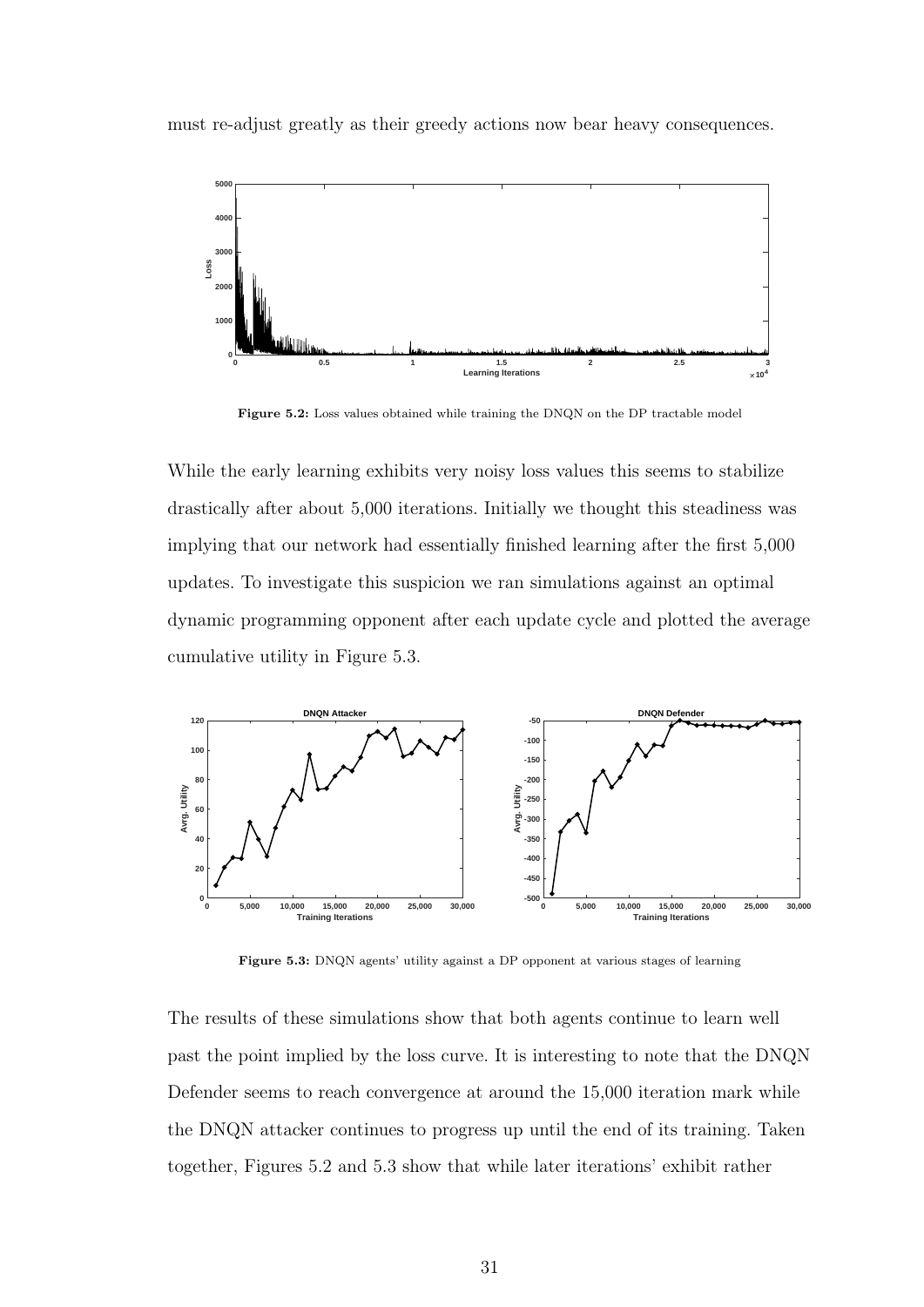must re-adjust greatly as their greedy actions now bear heavy consequences.

**Figure 5.2:** Loss values obtained while training the DNQN on the DP tractable model

While the early learning exhibits very noisy loss values this seems to stabilize drastically after about 5,000 iterations. Initially we thought this steadiness was implying that our network had essentially finished learning after the first 5,000 updates. To investigate this suspicion we ran simulations against an optimal dynamic programming opponent after each update cycle and plotted the average cumulative utility in Figure 5.3.

**Figure 5.3:** DNQN agents' utility against a DP opponent at various stages of learning

The results of these simulations show that both agents continue to learn well past the point implied by the loss curve. It is interesting to note that the DNQN Defender seems to reach convergence at around the 15,000 iteration mark while the DNQN attacker continues to progress up until the end of its training. Taken together, Figures 5.2 and 5.3 show that while later iterations' exhibit rather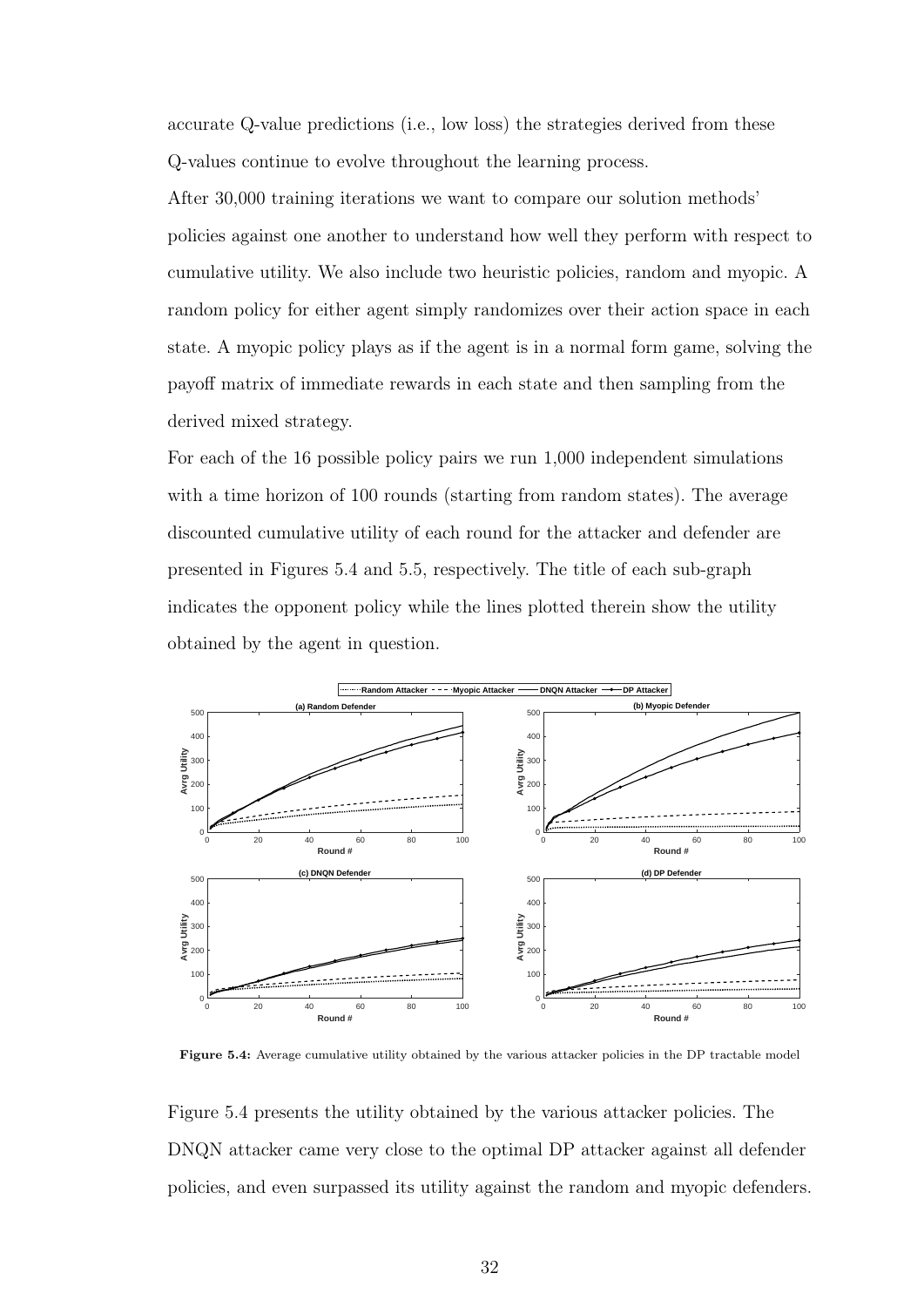accurate Q-value predictions (i.e., low loss) the strategies derived from these Q-values continue to evolve throughout the learning process.

After 30,000 training iterations we want to compare our solution methods' policies against one another to understand how well they perform with respect to cumulative utility. We also include two heuristic policies, random and myopic. A random policy for either agent simply randomizes over their action space in each state. A myopic policy plays as if the agent is in a normal form game, solving the payoff matrix of immediate rewards in each state and then sampling from the derived mixed strategy.

For each of the 16 possible policy pairs we run 1,000 independent simulations with a time horizon of 100 rounds (starting from random states). The average discounted cumulative utility of each round for the attacker and defender are presented in Figures 5.4 and 5.5, respectively. The title of each sub-graph indicates the opponent policy while the lines plotted therein show the utility obtained by the agent in question.

**Figure 5.4:** Average cumulative utility obtained by the various attacker policies in the DP tractable model

Figure 5.4 presents the utility obtained by the various attacker policies. The DNQN attacker came very close to the optimal DP attacker against all defender policies, and even surpassed its utility against the random and myopic defenders.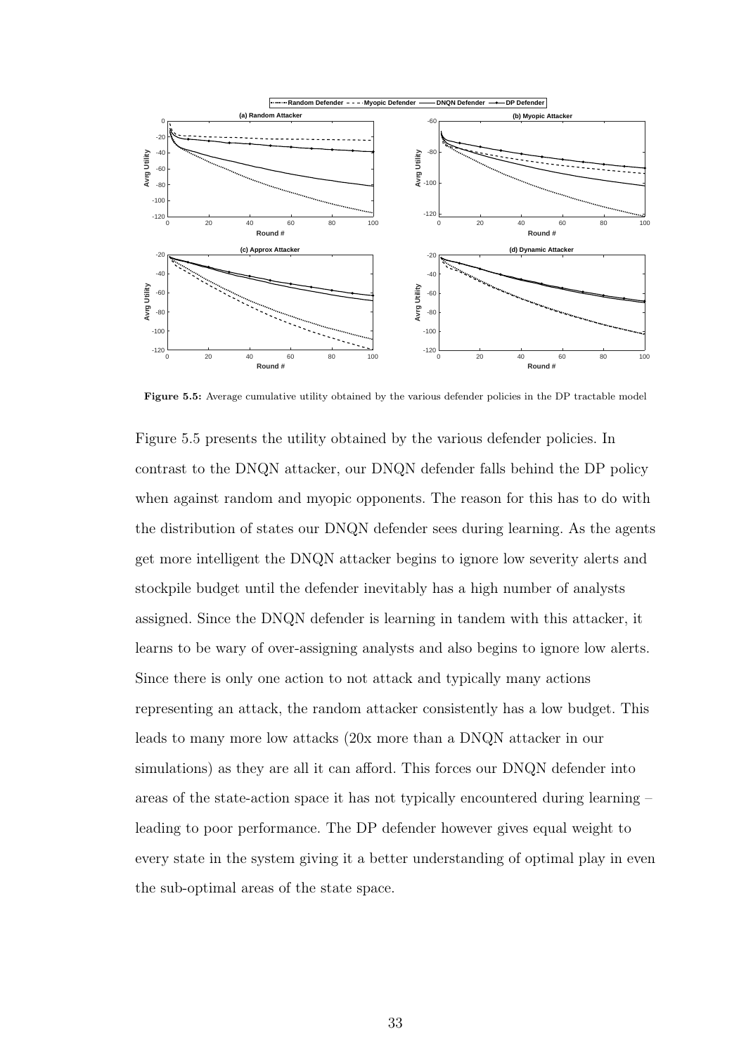Figure 5.5: Average cumulative utility obtained by the various defender policies in the DP tractable model

Figure 5.5 presents the utility obtained by the various defender policies. In contrast to the DNQN attacker, our DNQN defender falls behind the DP policy when against random and myopic opponents. The reason for this has to do with the distribution of states our DNQN defender sees during learning. As the agents get more intelligent the DNQN attacker begins to ignore low severity alerts and stockpile budget until the defender inevitably has a high number of analysts assigned. Since the DNQN defender is learning in tandem with this attacker, it learns to be wary of over-assigning analysts and also begins to ignore low alerts. Since there is only one action to not attack and typically many actions representing an attack, the random attacker consistently has a low budget. This leads to many more low attacks (20x more than a DNQN attacker in our simulations) as they are all it can afford. This forces our DNQN defender into areas of the state-action space it has not typically encountered during learning – leading to poor performance. The DP defender however gives equal weight to every state in the system giving it a better understanding of optimal play in even the sub-optimal areas of the state space.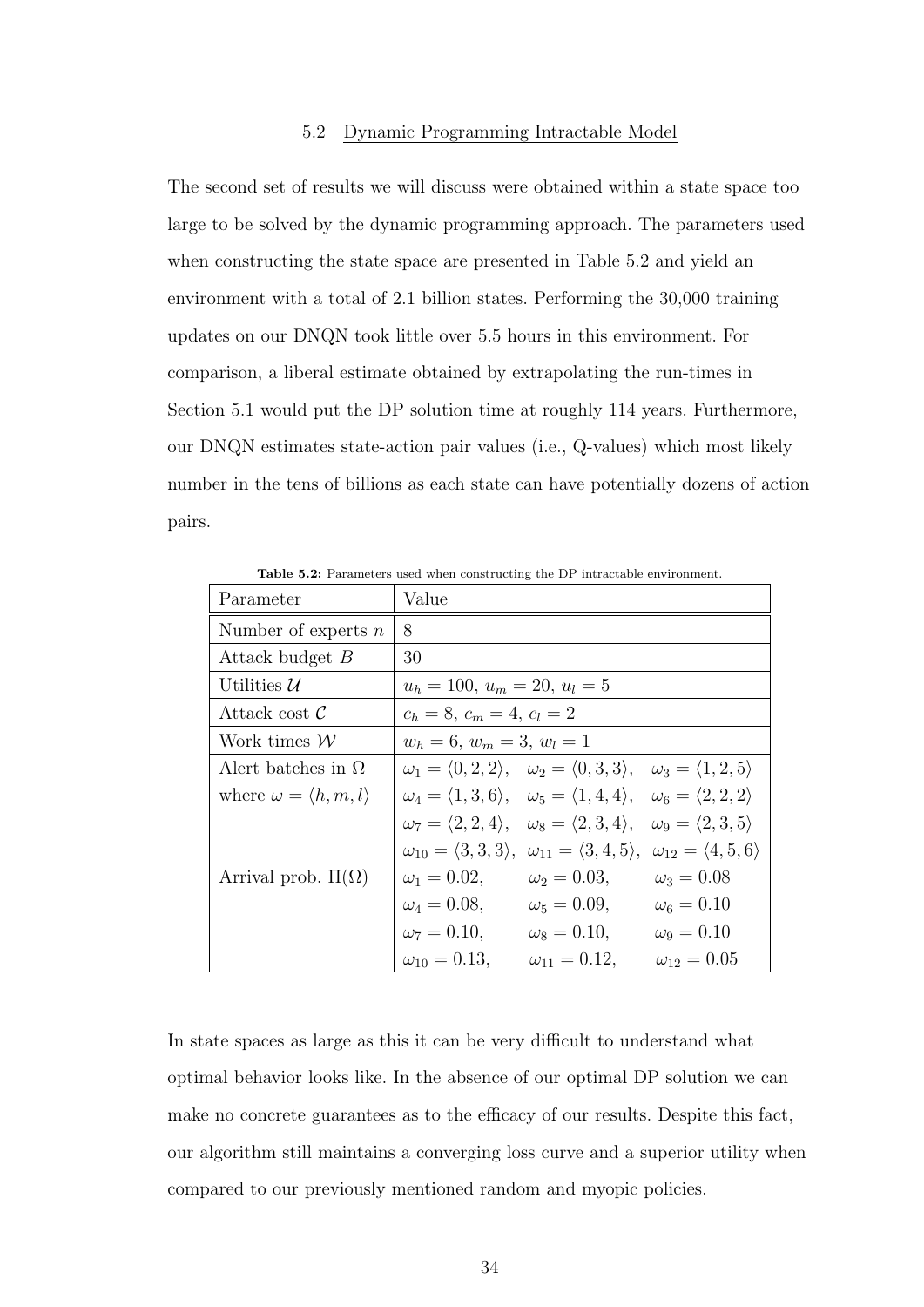### 5.2 Dynamic Programming Intractable Model

The second set of results we will discuss were obtained within a state space too large to be solved by the dynamic programming approach. The parameters used when constructing the state space are presented in Table 5.2 and yield an environment with a total of 2.1 billion states. Performing the 30,000 training updates on our DNQN took little over 5.5 hours in this environment. For comparison, a liberal estimate obtained by extrapolating the run-times in Section 5.1 would put the DP solution time at roughly 114 years. Furthermore, our DNQN estimates state-action pair values (i.e., Q-values) which most likely number in the tens of billions as each state can have potentially dozens of action pairs.

**Table 5.2:** Parameters used when constructing the DP intractable environment.

| Parameter | Value |
|---|---|
| Number of experts $n$ | 8 |
| Attack budget $B$ | 30 |
| Utilities $\mathcal{U}$ | $u_h = 100,\ u_m = 20,\ u_l = 5$ |
| Attack cost $\mathcal{C}$ | $c_h = 8,\ c_m = 4,\ c_l = 2$ |
| Work times $\mathcal{W}$ | $w_h = 6,\ w_m = 3,\ w_l = 1$ |
| Alert batches in $\Omega$ where $\omega = \langle h, m, l \rangle$ | $\omega_1 = \langle 0, 2, 2 \rangle$, $\omega_2 = \langle 0, 3, 3 \rangle$, $\omega_3 = \langle 1, 2, 5 \rangle$, $\omega_4 = \langle 1, 3, 6 \rangle$, $\omega_5 = \langle 1, 4, 4 \rangle$, $\omega_6 = \langle 2, 2, 2 \rangle$, $\omega_7 = \langle 2, 2, 4 \rangle$, $\omega_8 = \langle 2, 3, 4 \rangle$, $\omega_9 = \langle 2, 3, 5 \rangle$, $\omega_{10} = \langle 3, 3, 3 \rangle$, $\omega_{11} = \langle 3, 4, 5 \rangle$, $\omega_{12} = \langle 4, 5, 6 \rangle$ |
| Arrival prob. $\Pi(\Omega)$ | $\omega_1 = 0.02$, $\omega_2 = 0.03$, $\omega_3 = 0.08$, $\omega_4 = 0.08$, $\omega_5 = 0.09$, $\omega_6 = 0.10$, $\omega_7 = 0.10$, $\omega_8 = 0.10$, $\omega_9 = 0.10$, $\omega_{10} = 0.13$, $\omega_{11} = 0.12$, $\omega_{12} = 0.05$ |

In state spaces as large as this it can be very difficult to understand what optimal behavior looks like. In the absence of our optimal DP solution we can make no concrete guarantees as to the efficacy of our results. Despite this fact, our algorithm still maintains a converging loss curve and a superior utility when compared to our previously mentioned random and myopic policies.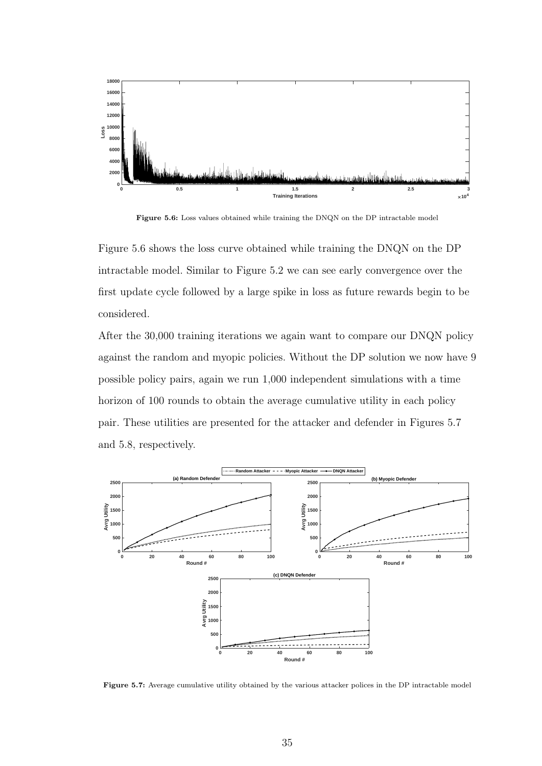**Figure 5.6:** Loss values obtained while training the DNQN on the DP intractable model

Figure 5.6 shows the loss curve obtained while training the DNQN on the DP intractable model. Similar to Figure 5.2 we can see early convergence over the first update cycle followed by a large spike in loss as future rewards begin to be considered.

After the 30,000 training iterations we again want to compare our DNQN policy against the random and myopic policies. Without the DP solution we now have 9 possible policy pairs, again we run 1,000 independent simulations with a time horizon of 100 rounds to obtain the average cumulative utility in each policy pair. These utilities are presented for the attacker and defender in Figures 5.7 and 5.8, respectively.

**Figure 5.7:** Average cumulative utility obtained by the various attacker polices in the DP intractable model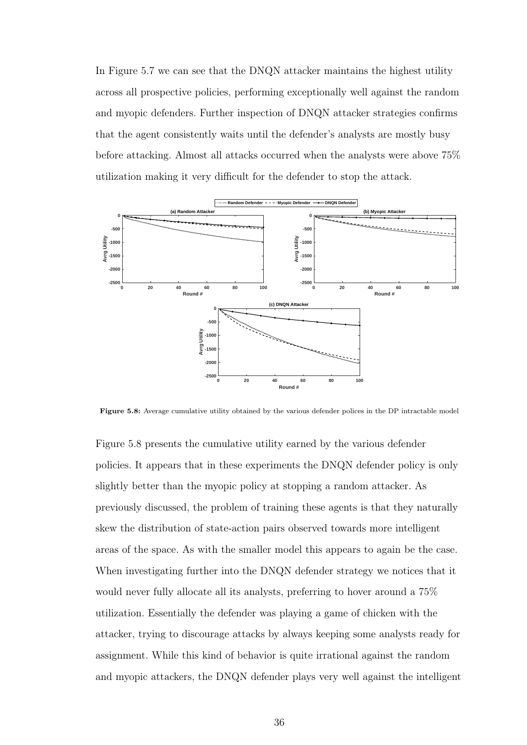In Figure 5.7 we can see that the DNQN attacker maintains the highest utility across all prospective policies, performing exceptionally well against the random and myopic defenders. Further inspection of DNQN attacker strategies confirms that the agent consistently waits until the defender's analysts are mostly busy before attacking. Almost all attacks occurred when the analysts were above 75% utilization making it very difficult for the defender to stop the attack.

**Figure 5.8:** Average cumulative utility obtained by the various defender polices in the DP intractable model

Figure 5.8 presents the cumulative utility earned by the various defender policies. It appears that in these experiments the DNQN defender policy is only slightly better than the myopic policy at stopping a random attacker. As previously discussed, the problem of training these agents is that they naturally skew the distribution of state-action pairs observed towards more intelligent areas of the space. As with the smaller model this appears to again be the case. When investigating further into the DNQN defender strategy we notices that it would never fully allocate all its analysts, preferring to hover around a 75% utilization. Essentially the defender was playing a game of chicken with the attacker, trying to discourage attacks by always keeping some analysts ready for assignment. While this kind of behavior is quite irrational against the random and myopic attackers, the DNQN defender plays very well against the intelligent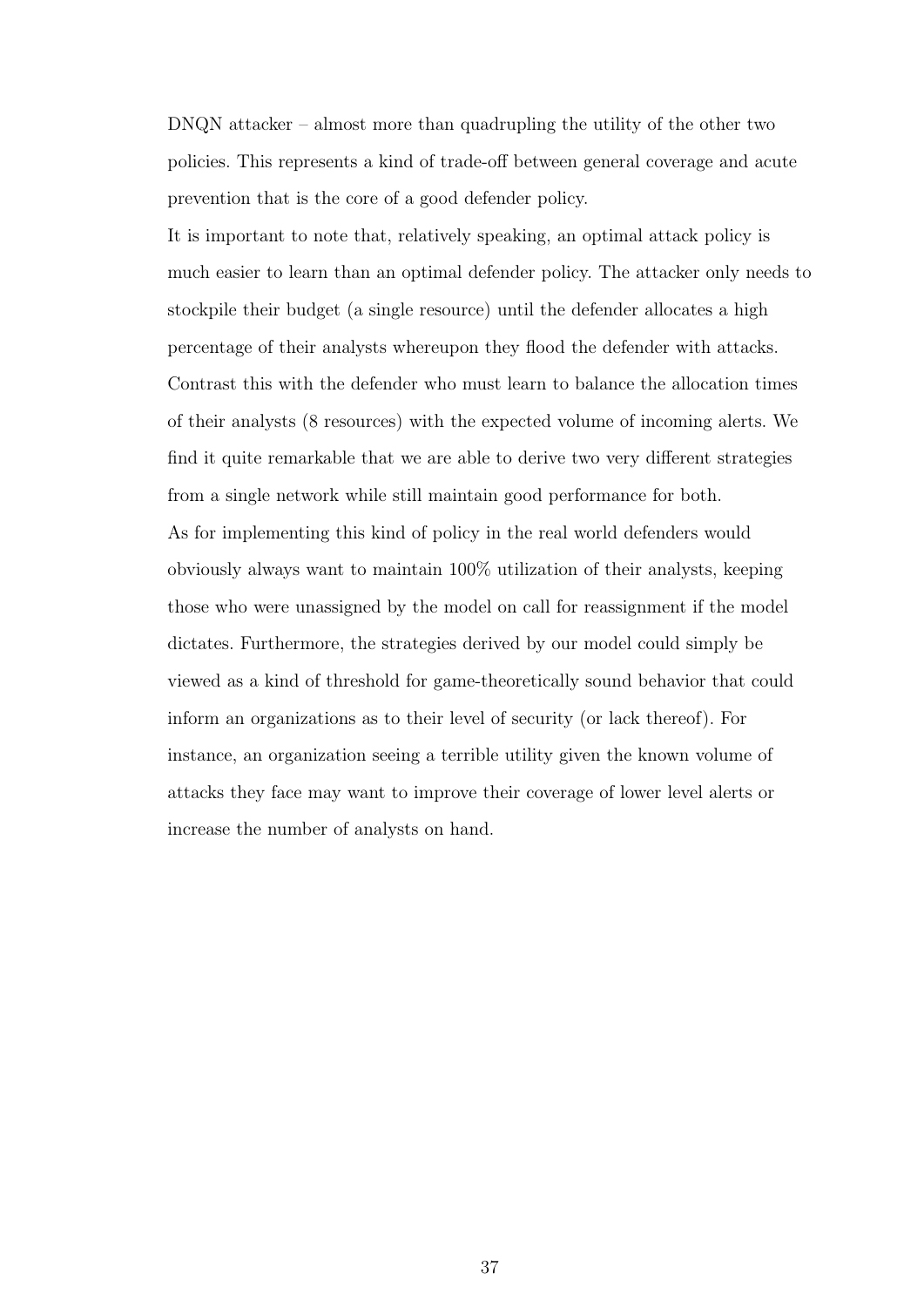DNQN attacker – almost more than quadrupling the utility of the other two policies. This represents a kind of trade-off between general coverage and acute prevention that is the core of a good defender policy.

It is important to note that, relatively speaking, an optimal attack policy is much easier to learn than an optimal defender policy. The attacker only needs to stockpile their budget (a single resource) until the defender allocates a high percentage of their analysts whereupon they flood the defender with attacks. Contrast this with the defender who must learn to balance the allocation times of their analysts (8 resources) with the expected volume of incoming alerts. We find it quite remarkable that we are able to derive two very different strategies from a single network while still maintain good performance for both.

As for implementing this kind of policy in the real world defenders would obviously always want to maintain 100% utilization of their analysts, keeping those who were unassigned by the model on call for reassignment if the model dictates. Furthermore, the strategies derived by our model could simply be viewed as a kind of threshold for game-theoretically sound behavior that could inform an organizations as to their level of security (or lack thereof). For instance, an organization seeing a terrible utility given the known volume of attacks they face may want to improve their coverage of lower level alerts or increase the number of analysts on hand.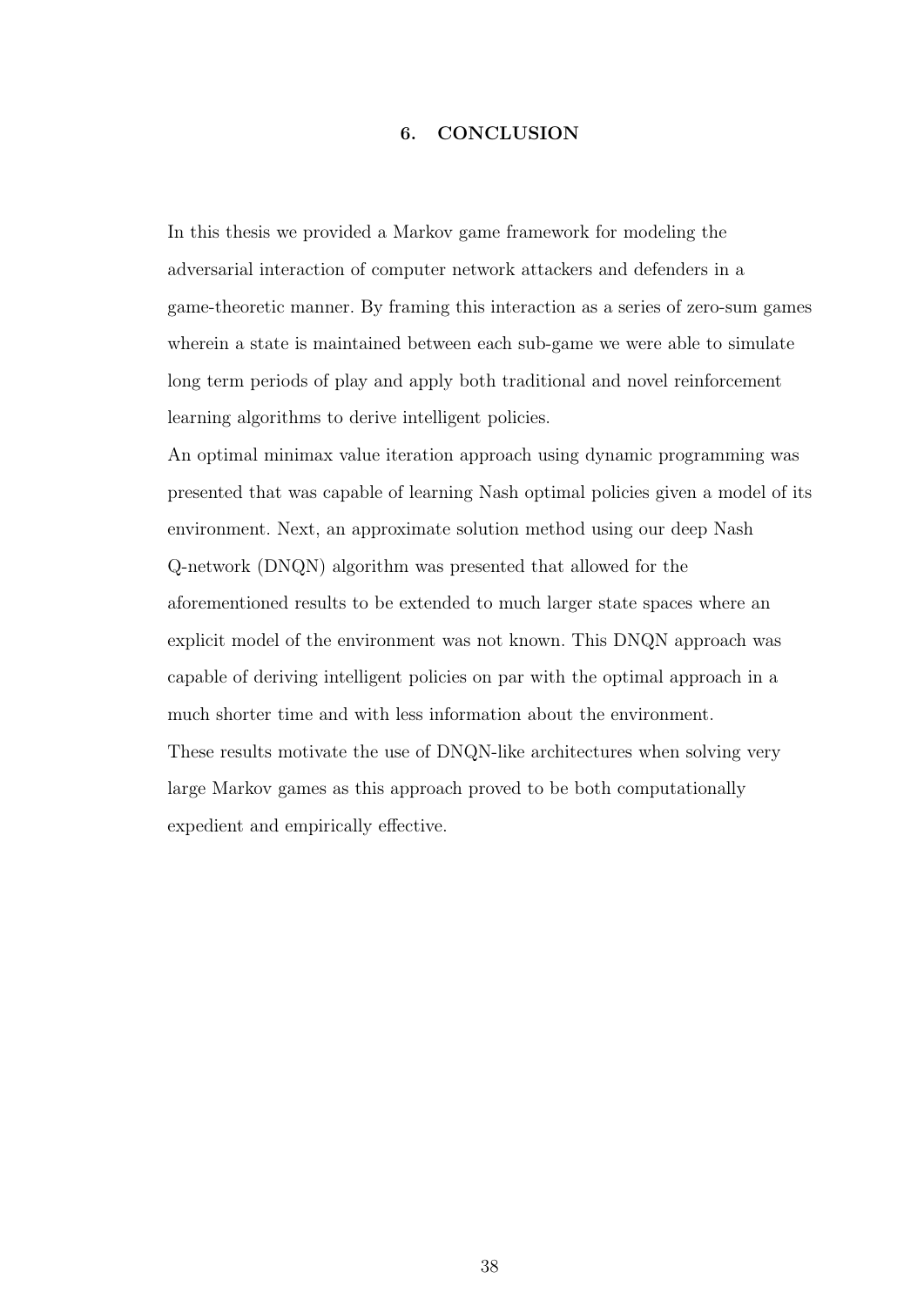# 6. CONCLUSION

In this thesis we provided a Markov game framework for modeling the adversarial interaction of computer network attackers and defenders in a game-theoretic manner. By framing this interaction as a series of zero-sum games wherein a state is maintained between each sub-game we were able to simulate long term periods of play and apply both traditional and novel reinforcement learning algorithms to derive intelligent policies.

An optimal minimax value iteration approach using dynamic programming was presented that was capable of learning Nash optimal policies given a model of its environment. Next, an approximate solution method using our deep Nash Q-network (DNQN) algorithm was presented that allowed for the aforementioned results to be extended to much larger state spaces where an explicit model of the environment was not known. This DNQN approach was capable of deriving intelligent policies on par with the optimal approach in a much shorter time and with less information about the environment.

These results motivate the use of DNQN-like architectures when solving very large Markov games as this approach proved to be both computationally expedient and empirically effective.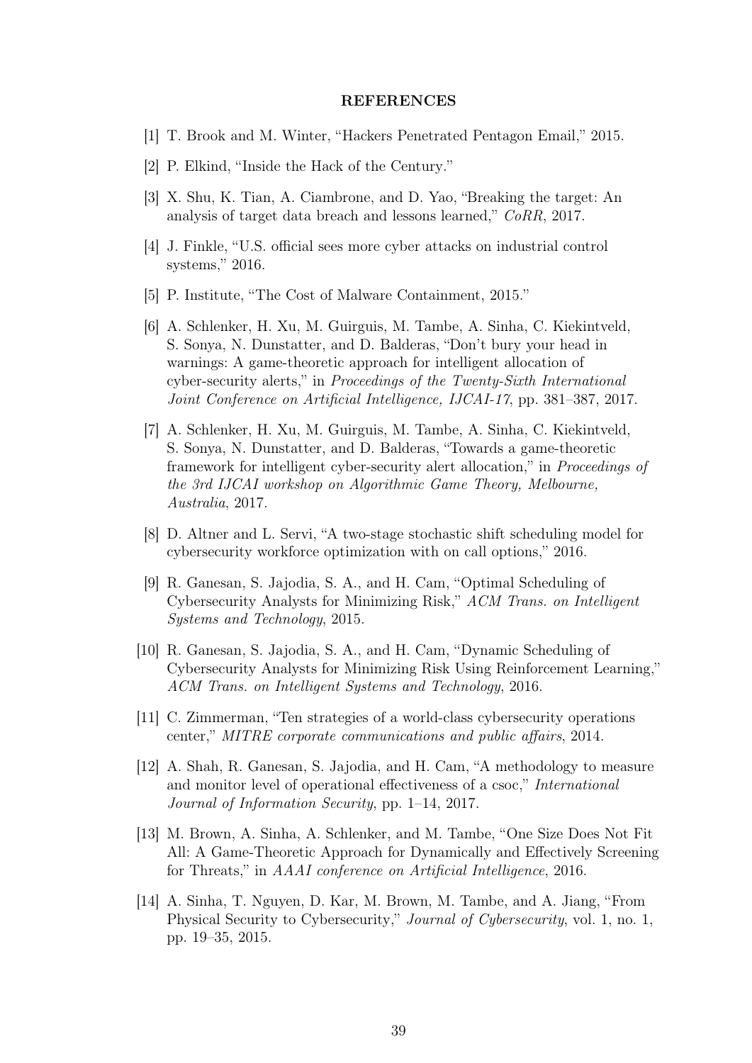## REFERENCES

[1] T. Brook and M. Winter, "Hackers Penetrated Pentagon Email," 2015.

[2] P. Elkind, "Inside the Hack of the Century."

[3] X. Shu, K. Tian, A. Ciambrone, and D. Yao, "Breaking the target: An analysis of target data breach and lessons learned," *CoRR*, 2017.

[4] J. Finkle, "U.S. official sees more cyber attacks on industrial control systems," 2016.

[5] P. Institute, "The Cost of Malware Containment, 2015."

[6] A. Schlenker, H. Xu, M. Guirguis, M. Tambe, A. Sinha, C. Kiekintveld, S. Sonya, N. Dunstatter, and D. Balderas, "Don't bury your head in warnings: A game-theoretic approach for intelligent allocation of cyber-security alerts," in *Proceedings of the Twenty-Sixth International Joint Conference on Artificial Intelligence, IJCAI-17*, pp. 381–387, 2017.

[7] A. Schlenker, H. Xu, M. Guirguis, M. Tambe, A. Sinha, C. Kiekintveld, S. Sonya, N. Dunstatter, and D. Balderas, "Towards a game-theoretic framework for intelligent cyber-security alert allocation," in *Proceedings of the 3rd IJCAI workshop on Algorithmic Game Theory, Melbourne, Australia*, 2017.

[8] D. Altner and L. Servi, "A two-stage stochastic shift scheduling model for cybersecurity workforce optimization with on call options," 2016.

[9] R. Ganesan, S. Jajodia, S. A., and H. Cam, "Optimal Scheduling of Cybersecurity Analysts for Minimizing Risk," *ACM Trans. on Intelligent Systems and Technology*, 2015.

[10] R. Ganesan, S. Jajodia, S. A., and H. Cam, "Dynamic Scheduling of Cybersecurity Analysts for Minimizing Risk Using Reinforcement Learning," *ACM Trans. on Intelligent Systems and Technology*, 2016.

[11] C. Zimmerman, "Ten strategies of a world-class cybersecurity operations center," *MITRE corporate communications and public affairs*, 2014.

[12] A. Shah, R. Ganesan, S. Jajodia, and H. Cam, "A methodology to measure and monitor level of operational effectiveness of a csoc," *International Journal of Information Security*, pp. 1–14, 2017.

[13] M. Brown, A. Sinha, A. Schlenker, and M. Tambe, "One Size Does Not Fit All: A Game-Theoretic Approach for Dynamically and Effectively Screening for Threats," in *AAAI conference on Artificial Intelligence*, 2016.

[14] A. Sinha, T. Nguyen, D. Kar, M. Brown, M. Tambe, and A. Jiang, "From Physical Security to Cybersecurity," *Journal of Cybersecurity*, vol. 1, no. 1, pp. 19–35, 2015.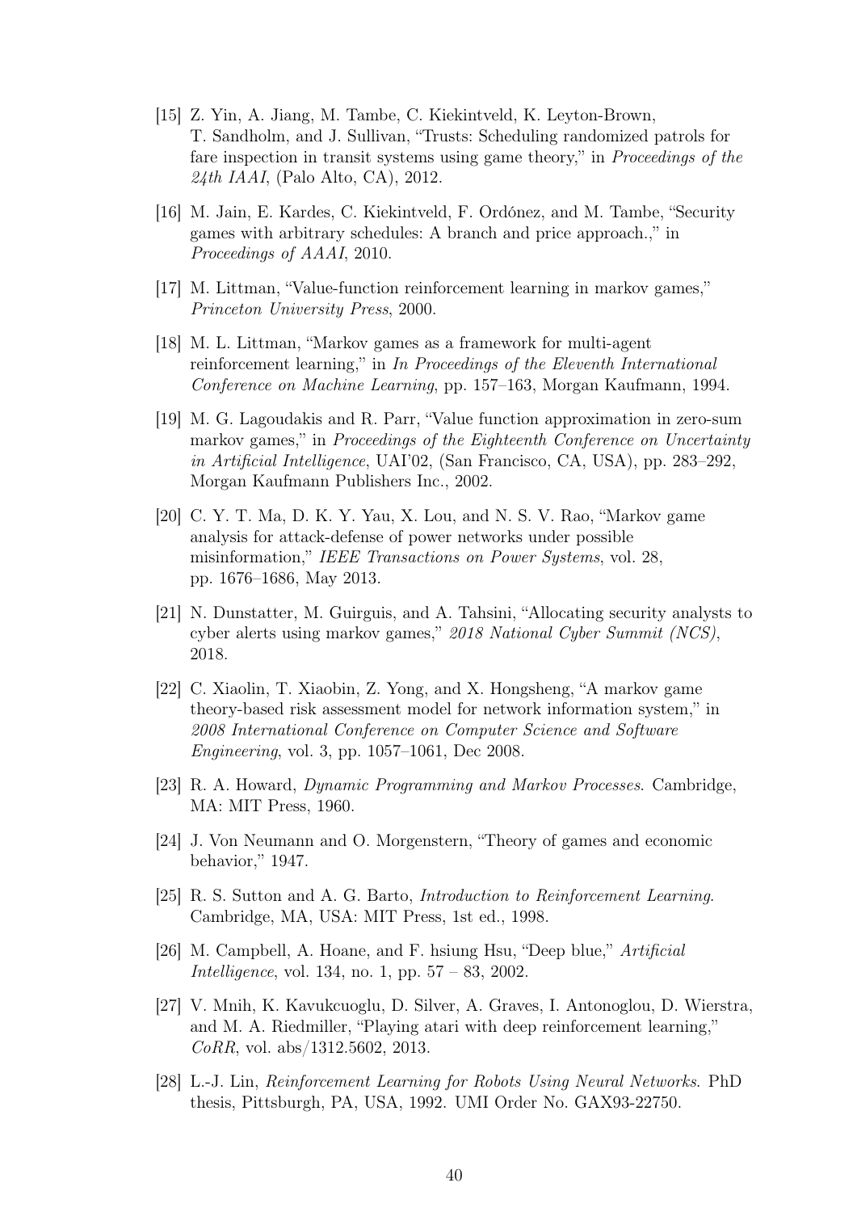[15] Z. Yin, A. Jiang, M. Tambe, C. Kiekintveld, K. Leyton-Brown, T. Sandholm, and J. Sullivan, "Trusts: Scheduling randomized patrols for fare inspection in transit systems using game theory," in *Proceedings of the 24th IAAI*, (Palo Alto, CA), 2012.

[16] M. Jain, E. Kardes, C. Kiekintveld, F. Ordónez, and M. Tambe, "Security games with arbitrary schedules: A branch and price approach.," in *Proceedings of AAAI*, 2010.

[17] M. Littman, "Value-function reinforcement learning in markov games," *Princeton University Press*, 2000.

[18] M. L. Littman, "Markov games as a framework for multi-agent reinforcement learning," in *In Proceedings of the Eleventh International Conference on Machine Learning*, pp. 157–163, Morgan Kaufmann, 1994.

[19] M. G. Lagoudakis and R. Parr, "Value function approximation in zero-sum markov games," in *Proceedings of the Eighteenth Conference on Uncertainty in Artificial Intelligence*, UAI'02, (San Francisco, CA, USA), pp. 283–292, Morgan Kaufmann Publishers Inc., 2002.

[20] C. Y. T. Ma, D. K. Y. Yau, X. Lou, and N. S. V. Rao, "Markov game analysis for attack-defense of power networks under possible misinformation," *IEEE Transactions on Power Systems*, vol. 28, pp. 1676–1686, May 2013.

[21] N. Dunstatter, M. Guirguis, and A. Tahsini, "Allocating security analysts to cyber alerts using markov games," *2018 National Cyber Summit (NCS)*, 2018.

[22] C. Xiaolin, T. Xiaobin, Z. Yong, and X. Hongsheng, "A markov game theory-based risk assessment model for network information system," in *2008 International Conference on Computer Science and Software Engineering*, vol. 3, pp. 1057–1061, Dec 2008.

[23] R. A. Howard, *Dynamic Programming and Markov Processes*. Cambridge, MA: MIT Press, 1960.

[24] J. Von Neumann and O. Morgenstern, "Theory of games and economic behavior," 1947.

[25] R. S. Sutton and A. G. Barto, *Introduction to Reinforcement Learning*. Cambridge, MA, USA: MIT Press, 1st ed., 1998.

[26] M. Campbell, A. Hoane, and F. hsiung Hsu, "Deep blue," *Artificial Intelligence*, vol. 134, no. 1, pp. 57 – 83, 2002.

[27] V. Mnih, K. Kavukcuoglu, D. Silver, A. Graves, I. Antonoglou, D. Wierstra, and M. A. Riedmiller, "Playing atari with deep reinforcement learning," *CoRR*, vol. abs/1312.5602, 2013.

[28] L.-J. Lin, *Reinforcement Learning for Robots Using Neural Networks*. PhD thesis, Pittsburgh, PA, USA, 1992. UMI Order No. GAX93-22750.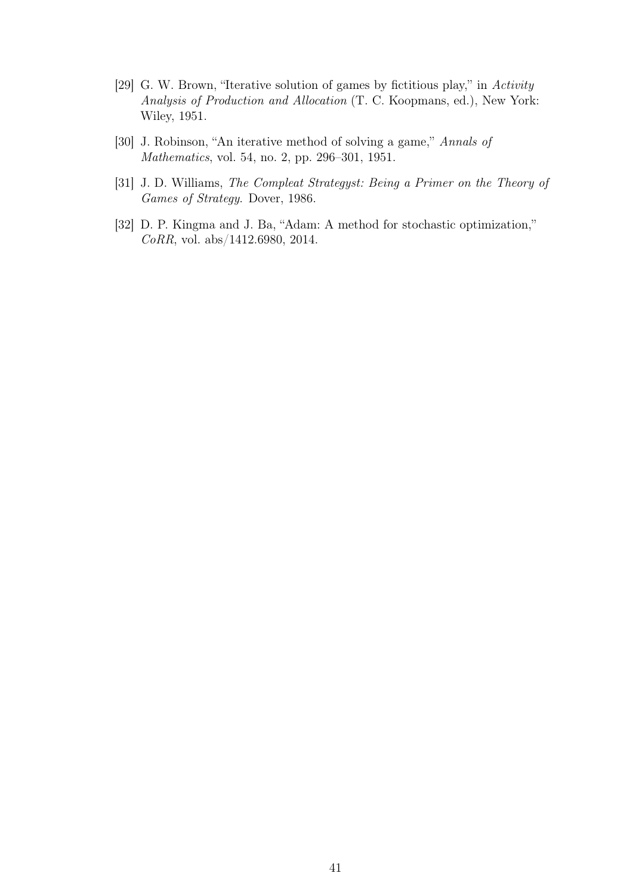[29] G. W. Brown, "Iterative solution of games by fictitious play," in *Activity Analysis of Production and Allocation* (T. C. Koopmans, ed.), New York: Wiley, 1951.

[30] J. Robinson, "An iterative method of solving a game," *Annals of Mathematics*, vol. 54, no. 2, pp. 296–301, 1951.

[31] J. D. Williams, *The Compleat Strategyst: Being a Primer on the Theory of Games of Strategy*. Dover, 1986.

[32] D. P. Kingma and J. Ba, "Adam: A method for stochastic optimization," *CoRR*, vol. abs/1412.6980, 2014.